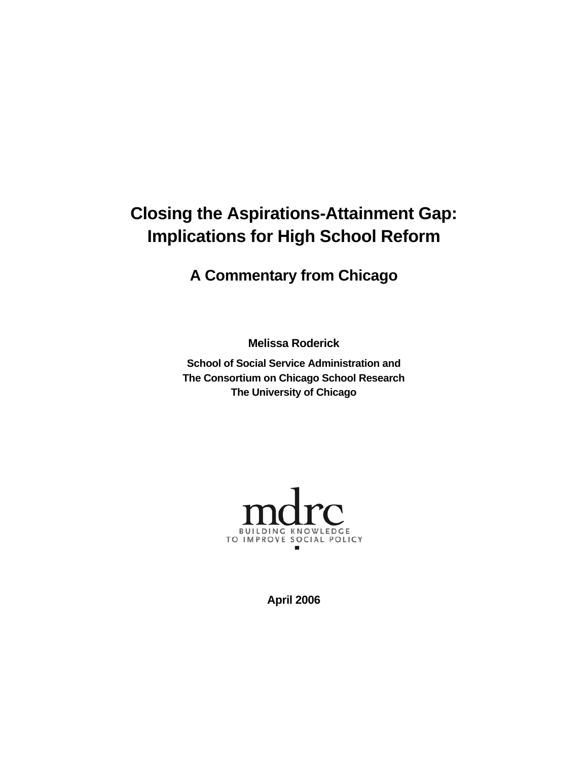# Closing the Aspirations-Attainment Gap: Implications for High School Reform

## A Commentary from Chicago

**Melissa Roderick**

**School of Social Service Administration and**
**The Consortium on Chicago School Research**
**The University of Chicago**

mdrc
BUILDING KNOWLEDGE
TO IMPROVE SOCIAL POLICY

**April 2006**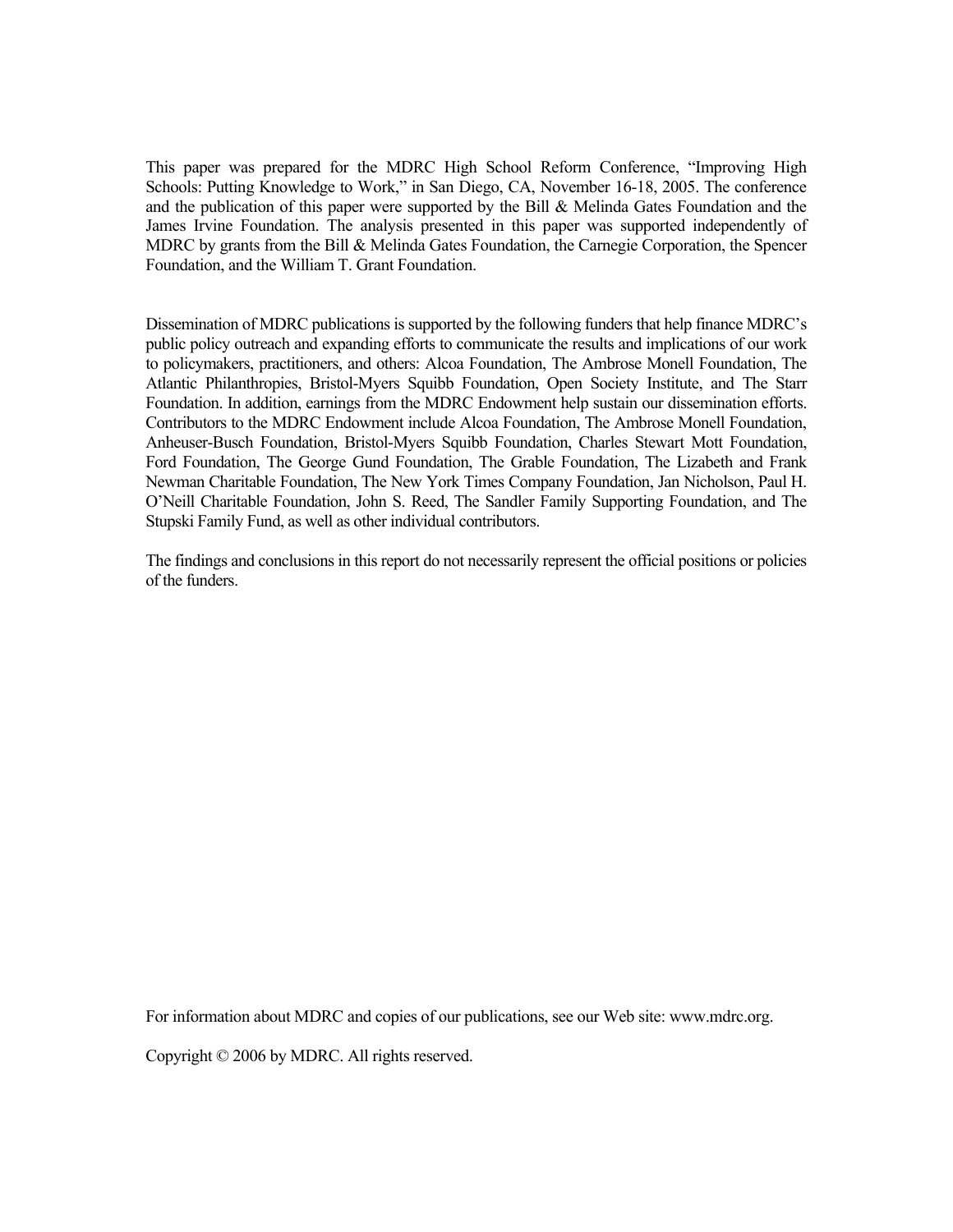This paper was prepared for the MDRC High School Reform Conference, "Improving High Schools: Putting Knowledge to Work," in San Diego, CA, November 16-18, 2005. The conference and the publication of this paper were supported by the Bill & Melinda Gates Foundation and the James Irvine Foundation. The analysis presented in this paper was supported independently of MDRC by grants from the Bill & Melinda Gates Foundation, the Carnegie Corporation, the Spencer Foundation, and the William T. Grant Foundation.

Dissemination of MDRC publications is supported by the following funders that help finance MDRC's public policy outreach and expanding efforts to communicate the results and implications of our work to policymakers, practitioners, and others: Alcoa Foundation, The Ambrose Monell Foundation, The Atlantic Philanthropies, Bristol-Myers Squibb Foundation, Open Society Institute, and The Starr Foundation. In addition, earnings from the MDRC Endowment help sustain our dissemination efforts. Contributors to the MDRC Endowment include Alcoa Foundation, The Ambrose Monell Foundation, Anheuser-Busch Foundation, Bristol-Myers Squibb Foundation, Charles Stewart Mott Foundation, Ford Foundation, The George Gund Foundation, The Grable Foundation, The Lizabeth and Frank Newman Charitable Foundation, The New York Times Company Foundation, Jan Nicholson, Paul H. O'Neill Charitable Foundation, John S. Reed, The Sandler Family Supporting Foundation, and The Stupski Family Fund, as well as other individual contributors.

The findings and conclusions in this report do not necessarily represent the official positions or policies of the funders.

For information about MDRC and copies of our publications, see our Web site: www.mdrc.org.

Copyright © 2006 by MDRC. All rights reserved.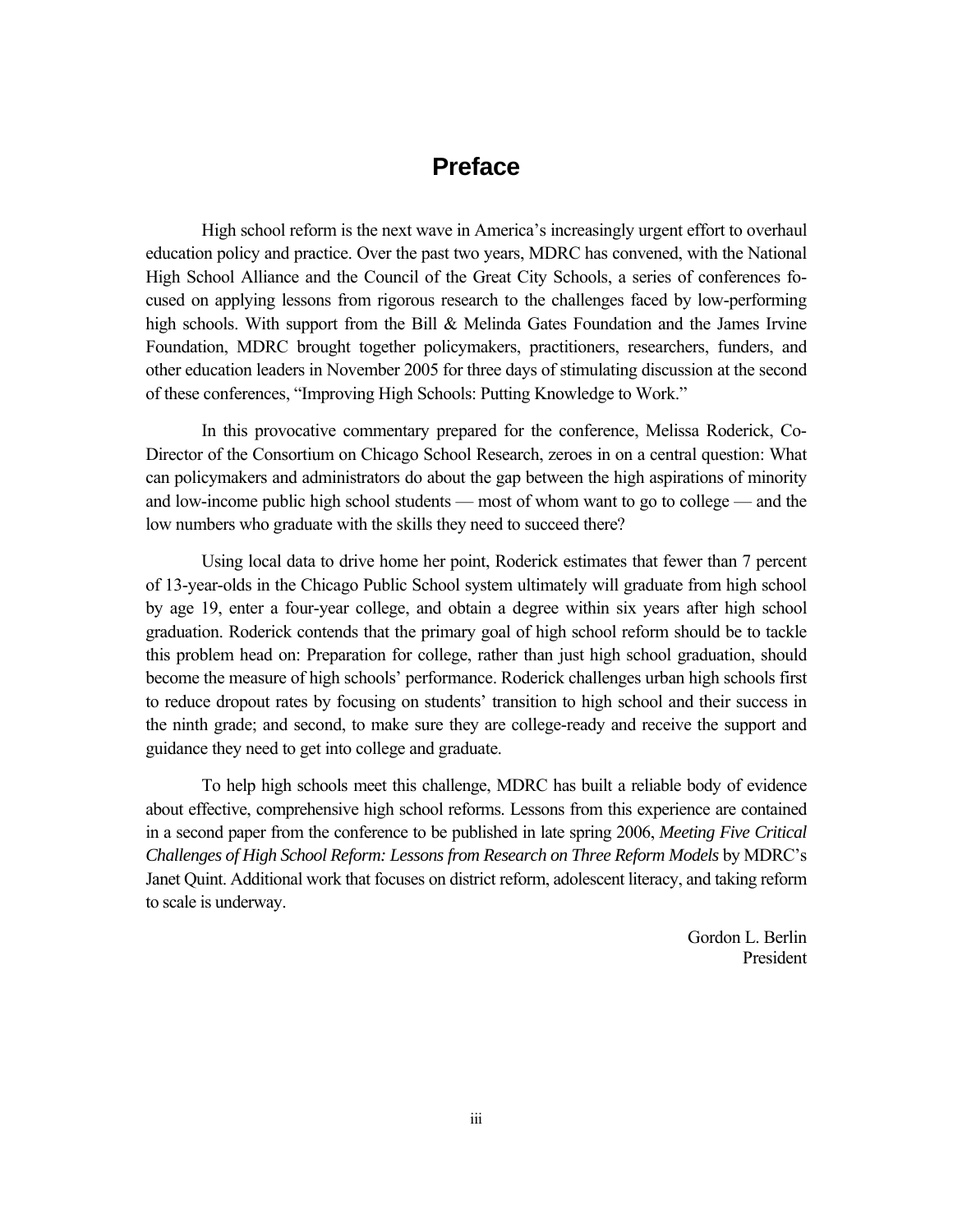# Preface

High school reform is the next wave in America's increasingly urgent effort to overhaul education policy and practice. Over the past two years, MDRC has convened, with the National High School Alliance and the Council of the Great City Schools, a series of conferences focused on applying lessons from rigorous research to the challenges faced by low-performing high schools. With support from the Bill & Melinda Gates Foundation and the James Irvine Foundation, MDRC brought together policymakers, practitioners, researchers, funders, and other education leaders in November 2005 for three days of stimulating discussion at the second of these conferences, "Improving High Schools: Putting Knowledge to Work."

In this provocative commentary prepared for the conference, Melissa Roderick, Co-Director of the Consortium on Chicago School Research, zeroes in on a central question: What can policymakers and administrators do about the gap between the high aspirations of minority and low-income public high school students — most of whom want to go to college — and the low numbers who graduate with the skills they need to succeed there?

Using local data to drive home her point, Roderick estimates that fewer than 7 percent of 13-year-olds in the Chicago Public School system ultimately will graduate from high school by age 19, enter a four-year college, and obtain a degree within six years after high school graduation. Roderick contends that the primary goal of high school reform should be to tackle this problem head on: Preparation for college, rather than just high school graduation, should become the measure of high schools' performance. Roderick challenges urban high schools first to reduce dropout rates by focusing on students' transition to high school and their success in the ninth grade; and second, to make sure they are college-ready and receive the support and guidance they need to get into college and graduate.

To help high schools meet this challenge, MDRC has built a reliable body of evidence about effective, comprehensive high school reforms. Lessons from this experience are contained in a second paper from the conference to be published in late spring 2006, *Meeting Five Critical Challenges of High School Reform: Lessons from Research on Three Reform Models* by MDRC's Janet Quint. Additional work that focuses on district reform, adolescent literacy, and taking reform to scale is underway.

Gordon L. Berlin
President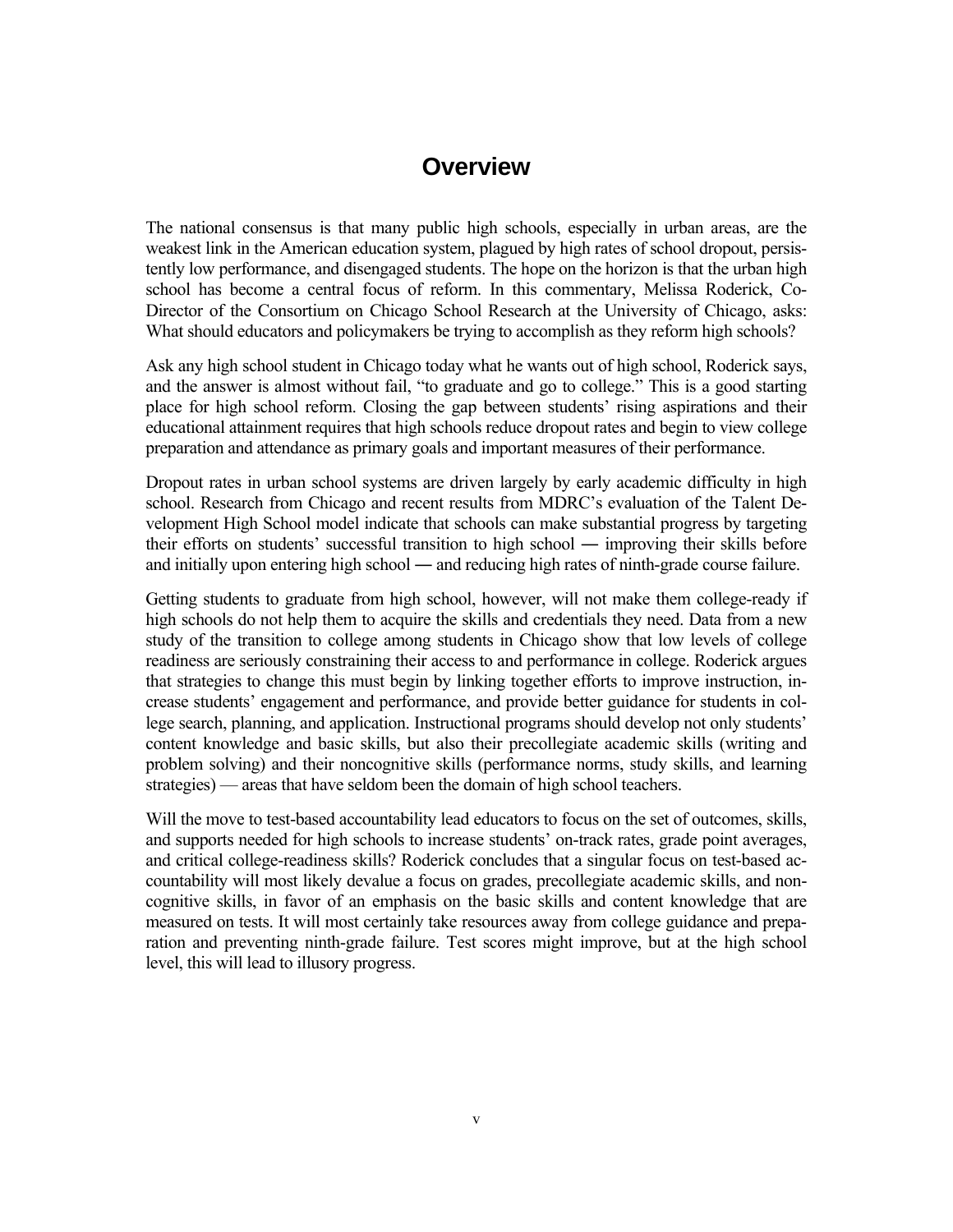# Overview

The national consensus is that many public high schools, especially in urban areas, are the weakest link in the American education system, plagued by high rates of school dropout, persistently low performance, and disengaged students. The hope on the horizon is that the urban high school has become a central focus of reform. In this commentary, Melissa Roderick, Co-Director of the Consortium on Chicago School Research at the University of Chicago, asks: What should educators and policymakers be trying to accomplish as they reform high schools?

Ask any high school student in Chicago today what he wants out of high school, Roderick says, and the answer is almost without fail, "to graduate and go to college." This is a good starting place for high school reform. Closing the gap between students' rising aspirations and their educational attainment requires that high schools reduce dropout rates and begin to view college preparation and attendance as primary goals and important measures of their performance.

Dropout rates in urban school systems are driven largely by early academic difficulty in high school. Research from Chicago and recent results from MDRC's evaluation of the Talent Development High School model indicate that schools can make substantial progress by targeting their efforts on students' successful transition to high school ― improving their skills before and initially upon entering high school ― and reducing high rates of ninth-grade course failure.

Getting students to graduate from high school, however, will not make them college-ready if high schools do not help them to acquire the skills and credentials they need. Data from a new study of the transition to college among students in Chicago show that low levels of college readiness are seriously constraining their access to and performance in college. Roderick argues that strategies to change this must begin by linking together efforts to improve instruction, increase students' engagement and performance, and provide better guidance for students in college search, planning, and application. Instructional programs should develop not only students' content knowledge and basic skills, but also their precollegiate academic skills (writing and problem solving) and their noncognitive skills (performance norms, study skills, and learning strategies) — areas that have seldom been the domain of high school teachers.

Will the move to test-based accountability lead educators to focus on the set of outcomes, skills, and supports needed for high schools to increase students' on-track rates, grade point averages, and critical college-readiness skills? Roderick concludes that a singular focus on test-based accountability will most likely devalue a focus on grades, precollegiate academic skills, and noncognitive skills, in favor of an emphasis on the basic skills and content knowledge that are measured on tests. It will most certainly take resources away from college guidance and preparation and preventing ninth-grade failure. Test scores might improve, but at the high school level, this will lead to illusory progress.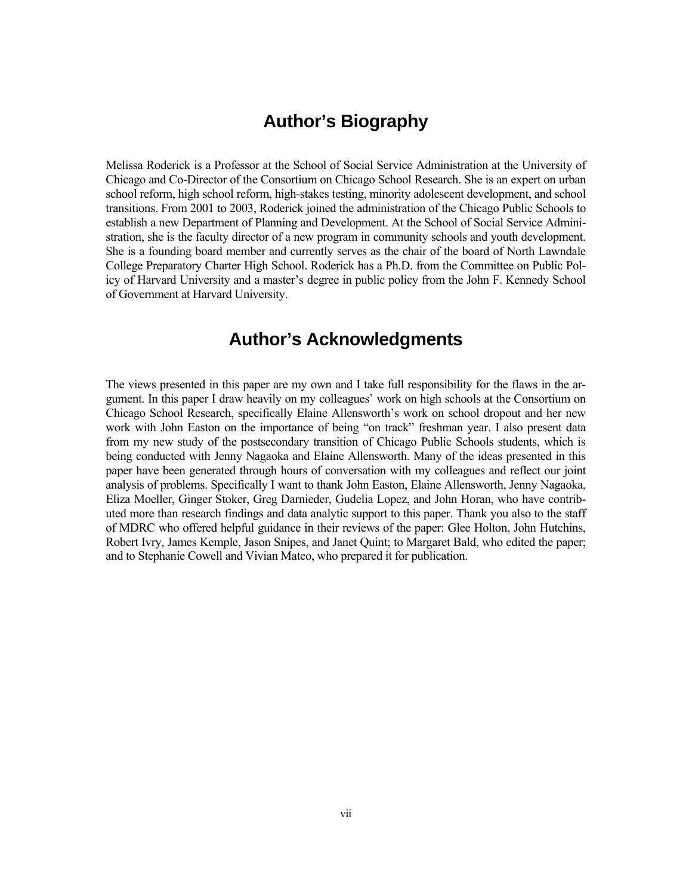## Author's Biography

Melissa Roderick is a Professor at the School of Social Service Administration at the University of Chicago and Co-Director of the Consortium on Chicago School Research. She is an expert on urban school reform, high school reform, high-stakes testing, minority adolescent development, and school transitions. From 2001 to 2003, Roderick joined the administration of the Chicago Public Schools to establish a new Department of Planning and Development. At the School of Social Service Administration, she is the faculty director of a new program in community schools and youth development. She is a founding board member and currently serves as the chair of the board of North Lawndale College Preparatory Charter High School. Roderick has a Ph.D. from the Committee on Public Policy of Harvard University and a master's degree in public policy from the John F. Kennedy School of Government at Harvard University.

## Author's Acknowledgments

The views presented in this paper are my own and I take full responsibility for the flaws in the argument. In this paper I draw heavily on my colleagues' work on high schools at the Consortium on Chicago School Research, specifically Elaine Allensworth's work on school dropout and her new work with John Easton on the importance of being "on track" freshman year. I also present data from my new study of the postsecondary transition of Chicago Public Schools students, which is being conducted with Jenny Nagaoka and Elaine Allensworth. Many of the ideas presented in this paper have been generated through hours of conversation with my colleagues and reflect our joint analysis of problems. Specifically I want to thank John Easton, Elaine Allensworth, Jenny Nagaoka, Eliza Moeller, Ginger Stoker, Greg Darnieder, Gudelia Lopez, and John Horan, who have contributed more than research findings and data analytic support to this paper. Thank you also to the staff of MDRC who offered helpful guidance in their reviews of the paper: Glee Holton, John Hutchins, Robert Ivry, James Kemple, Jason Snipes, and Janet Quint; to Margaret Bald, who edited the paper; and to Stephanie Cowell and Vivian Mateo, who prepared it for publication.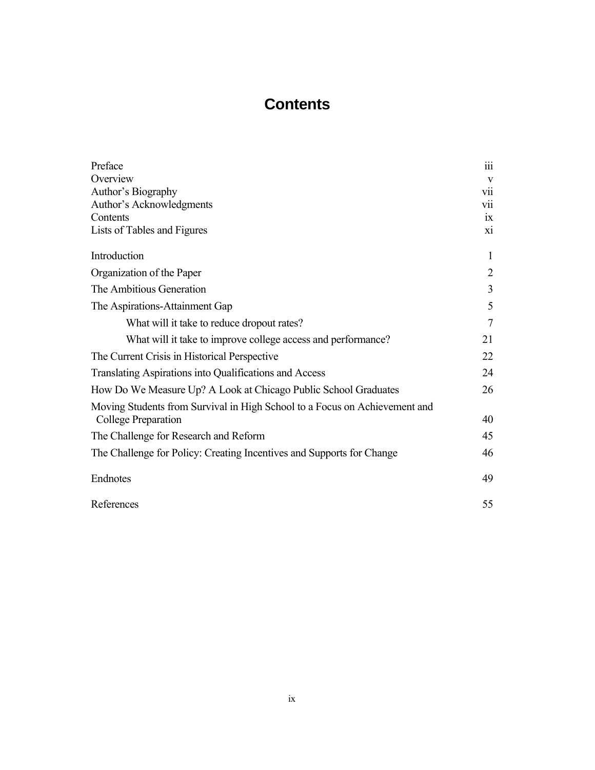# Contents

| | |
|---|---|
| Preface | iii |
| Overview | v |
| Author's Biography | vii |
| Author's Acknowledgments | vii |
| Contents | ix |
| Lists of Tables and Figures | xi |
| Introduction | 1 |
| Organization of the Paper | 2 |
| The Ambitious Generation | 3 |
| The Aspirations-Attainment Gap | 5 |
| &nbsp;&nbsp;&nbsp;&nbsp;What will it take to reduce dropout rates? | 7 |
| &nbsp;&nbsp;&nbsp;&nbsp;What will it take to improve college access and performance? | 21 |
| The Current Crisis in Historical Perspective | 22 |
| Translating Aspirations into Qualifications and Access | 24 |
| How Do We Measure Up? A Look at Chicago Public School Graduates | 26 |
| Moving Students from Survival in High School to a Focus on Achievement and College Preparation | 40 |
| The Challenge for Research and Reform | 45 |
| The Challenge for Policy: Creating Incentives and Supports for Change | 46 |
| Endnotes | 49 |
| References | 55 |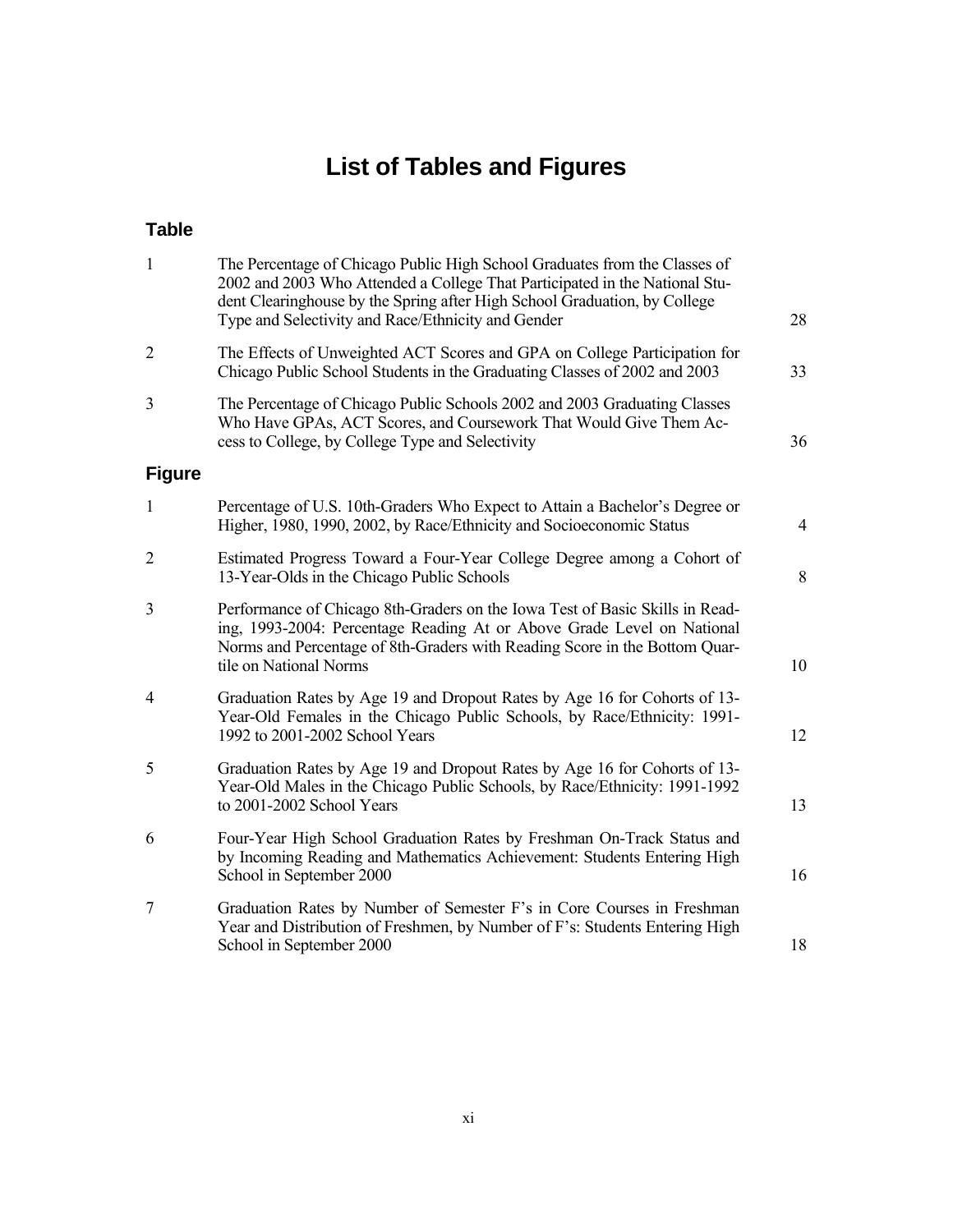# List of Tables and Figures

## Table

| | | |
|---|---|---|
| 1 | The Percentage of Chicago Public High School Graduates from the Classes of 2002 and 2003 Who Attended a College That Participated in the National Student Clearinghouse by the Spring after High School Graduation, by College Type and Selectivity and Race/Ethnicity and Gender | 28 |
| 2 | The Effects of Unweighted ACT Scores and GPA on College Participation for Chicago Public School Students in the Graduating Classes of 2002 and 2003 | 33 |
| 3 | The Percentage of Chicago Public Schools 2002 and 2003 Graduating Classes Who Have GPAs, ACT Scores, and Coursework That Would Give Them Access to College, by College Type and Selectivity | 36 |

## Figure

| | | |
|---|---|---|
| 1 | Percentage of U.S. 10th-Graders Who Expect to Attain a Bachelor's Degree or Higher, 1980, 1990, 2002, by Race/Ethnicity and Socioeconomic Status | 4 |
| 2 | Estimated Progress Toward a Four-Year College Degree among a Cohort of 13-Year-Olds in the Chicago Public Schools | 8 |
| 3 | Performance of Chicago 8th-Graders on the Iowa Test of Basic Skills in Reading, 1993-2004: Percentage Reading At or Above Grade Level on National Norms and Percentage of 8th-Graders with Reading Score in the Bottom Quartile on National Norms | 10 |
| 4 | Graduation Rates by Age 19 and Dropout Rates by Age 16 for Cohorts of 13-Year-Old Females in the Chicago Public Schools, by Race/Ethnicity: 1991-1992 to 2001-2002 School Years | 12 |
| 5 | Graduation Rates by Age 19 and Dropout Rates by Age 16 for Cohorts of 13-Year-Old Males in the Chicago Public Schools, by Race/Ethnicity: 1991-1992 to 2001-2002 School Years | 13 |
| 6 | Four-Year High School Graduation Rates by Freshman On-Track Status and by Incoming Reading and Mathematics Achievement: Students Entering High School in September 2000 | 16 |
| 7 | Graduation Rates by Number of Semester F's in Core Courses in Freshman Year and Distribution of Freshmen, by Number of F's: Students Entering High School in September 2000 | 18 |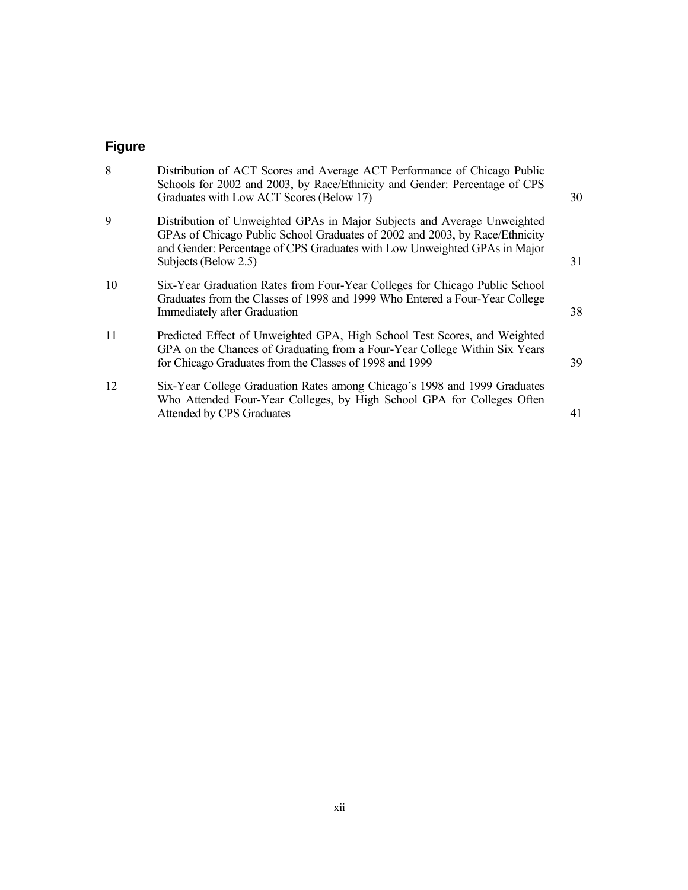## Figure

| | | |
|---|---|---|
| 8 | Distribution of ACT Scores and Average ACT Performance of Chicago Public Schools for 2002 and 2003, by Race/Ethnicity and Gender: Percentage of CPS Graduates with Low ACT Scores (Below 17) | 30 |
| 9 | Distribution of Unweighted GPAs in Major Subjects and Average Unweighted GPAs of Chicago Public School Graduates of 2002 and 2003, by Race/Ethnicity and Gender: Percentage of CPS Graduates with Low Unweighted GPAs in Major Subjects (Below 2.5) | 31 |
| 10 | Six-Year Graduation Rates from Four-Year Colleges for Chicago Public School Graduates from the Classes of 1998 and 1999 Who Entered a Four-Year College Immediately after Graduation | 38 |
| 11 | Predicted Effect of Unweighted GPA, High School Test Scores, and Weighted GPA on the Chances of Graduating from a Four-Year College Within Six Years for Chicago Graduates from the Classes of 1998 and 1999 | 39 |
| 12 | Six-Year College Graduation Rates among Chicago's 1998 and 1999 Graduates Who Attended Four-Year Colleges, by High School GPA for Colleges Often Attended by CPS Graduates | 41 |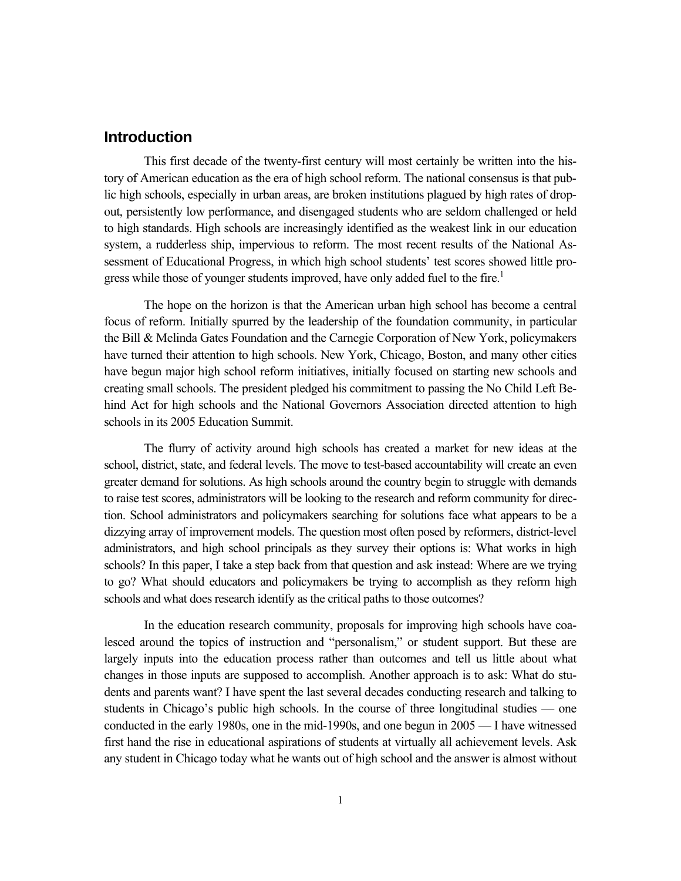## Introduction

This first decade of the twenty-first century will most certainly be written into the history of American education as the era of high school reform. The national consensus is that public high schools, especially in urban areas, are broken institutions plagued by high rates of dropout, persistently low performance, and disengaged students who are seldom challenged or held to high standards. High schools are increasingly identified as the weakest link in our education system, a rudderless ship, impervious to reform. The most recent results of the National Assessment of Educational Progress, in which high school students' test scores showed little progress while those of younger students improved, have only added fuel to the fire.[1]

The hope on the horizon is that the American urban high school has become a central focus of reform. Initially spurred by the leadership of the foundation community, in particular the Bill & Melinda Gates Foundation and the Carnegie Corporation of New York, policymakers have turned their attention to high schools. New York, Chicago, Boston, and many other cities have begun major high school reform initiatives, initially focused on starting new schools and creating small schools. The president pledged his commitment to passing the No Child Left Behind Act for high schools and the National Governors Association directed attention to high schools in its 2005 Education Summit.

The flurry of activity around high schools has created a market for new ideas at the school, district, state, and federal levels. The move to test-based accountability will create an even greater demand for solutions. As high schools around the country begin to struggle with demands to raise test scores, administrators will be looking to the research and reform community for direction. School administrators and policymakers searching for solutions face what appears to be a dizzying array of improvement models. The question most often posed by reformers, district-level administrators, and high school principals as they survey their options is: What works in high schools? In this paper, I take a step back from that question and ask instead: Where are we trying to go? What should educators and policymakers be trying to accomplish as they reform high schools and what does research identify as the critical paths to those outcomes?

In the education research community, proposals for improving high schools have coalesced around the topics of instruction and "personalism," or student support. But these are largely inputs into the education process rather than outcomes and tell us little about what changes in those inputs are supposed to accomplish. Another approach is to ask: What do students and parents want? I have spent the last several decades conducting research and talking to students in Chicago's public high schools. In the course of three longitudinal studies — one conducted in the early 1980s, one in the mid-1990s, and one begun in 2005 — I have witnessed first hand the rise in educational aspirations of students at virtually all achievement levels. Ask any student in Chicago today what he wants out of high school and the answer is almost without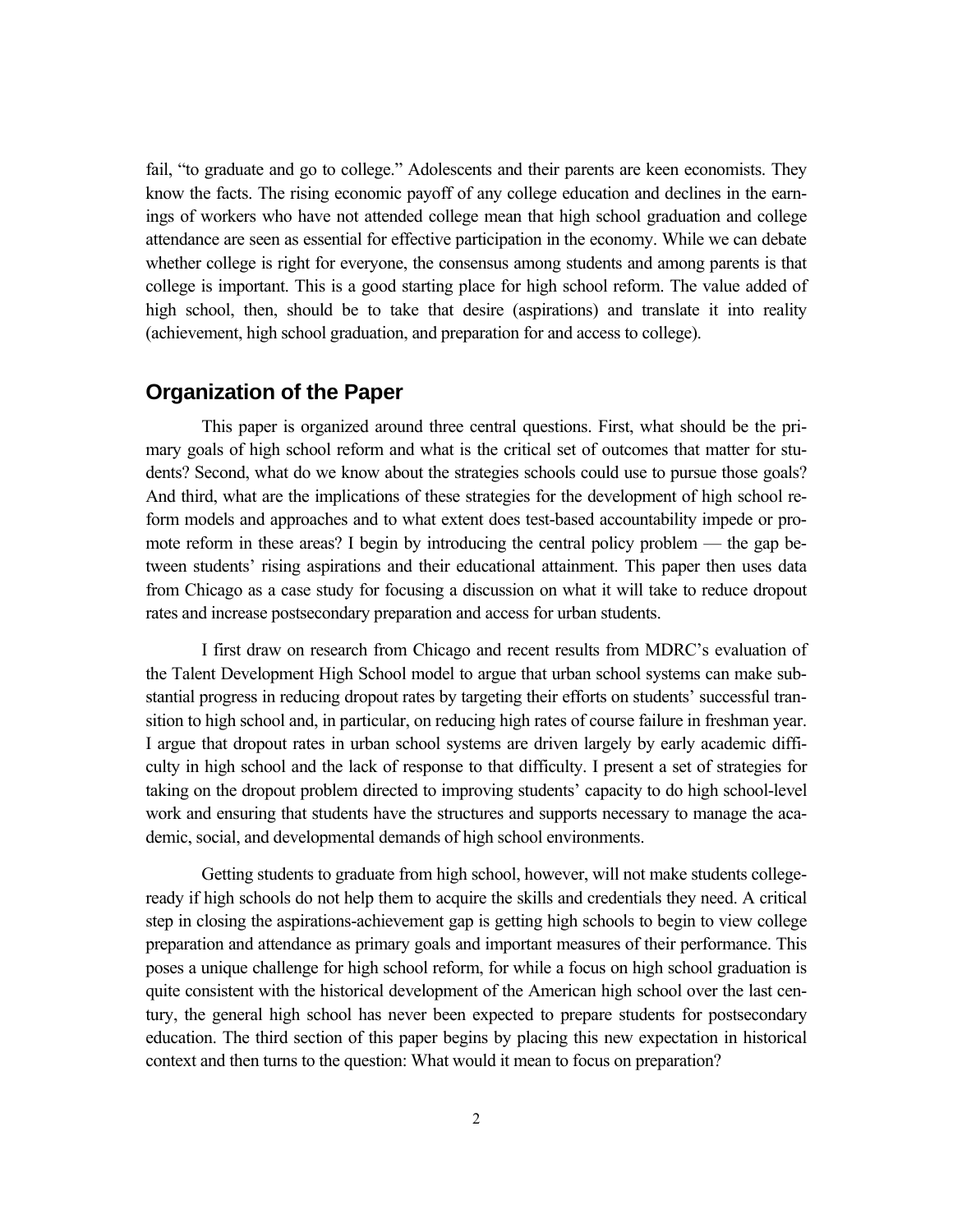fail, "to graduate and go to college." Adolescents and their parents are keen economists. They know the facts. The rising economic payoff of any college education and declines in the earnings of workers who have not attended college mean that high school graduation and college attendance are seen as essential for effective participation in the economy. While we can debate whether college is right for everyone, the consensus among students and among parents is that college is important. This is a good starting place for high school reform. The value added of high school, then, should be to take that desire (aspirations) and translate it into reality (achievement, high school graduation, and preparation for and access to college).

## Organization of the Paper

This paper is organized around three central questions. First, what should be the primary goals of high school reform and what is the critical set of outcomes that matter for students? Second, what do we know about the strategies schools could use to pursue those goals? And third, what are the implications of these strategies for the development of high school reform models and approaches and to what extent does test-based accountability impede or promote reform in these areas? I begin by introducing the central policy problem — the gap between students' rising aspirations and their educational attainment. This paper then uses data from Chicago as a case study for focusing a discussion on what it will take to reduce dropout rates and increase postsecondary preparation and access for urban students.

I first draw on research from Chicago and recent results from MDRC's evaluation of the Talent Development High School model to argue that urban school systems can make substantial progress in reducing dropout rates by targeting their efforts on students' successful transition to high school and, in particular, on reducing high rates of course failure in freshman year. I argue that dropout rates in urban school systems are driven largely by early academic difficulty in high school and the lack of response to that difficulty. I present a set of strategies for taking on the dropout problem directed to improving students' capacity to do high school-level work and ensuring that students have the structures and supports necessary to manage the academic, social, and developmental demands of high school environments.

Getting students to graduate from high school, however, will not make students college-ready if high schools do not help them to acquire the skills and credentials they need. A critical step in closing the aspirations-achievement gap is getting high schools to begin to view college preparation and attendance as primary goals and important measures of their performance. This poses a unique challenge for high school reform, for while a focus on high school graduation is quite consistent with the historical development of the American high school over the last century, the general high school has never been expected to prepare students for postsecondary education. The third section of this paper begins by placing this new expectation in historical context and then turns to the question: What would it mean to focus on preparation?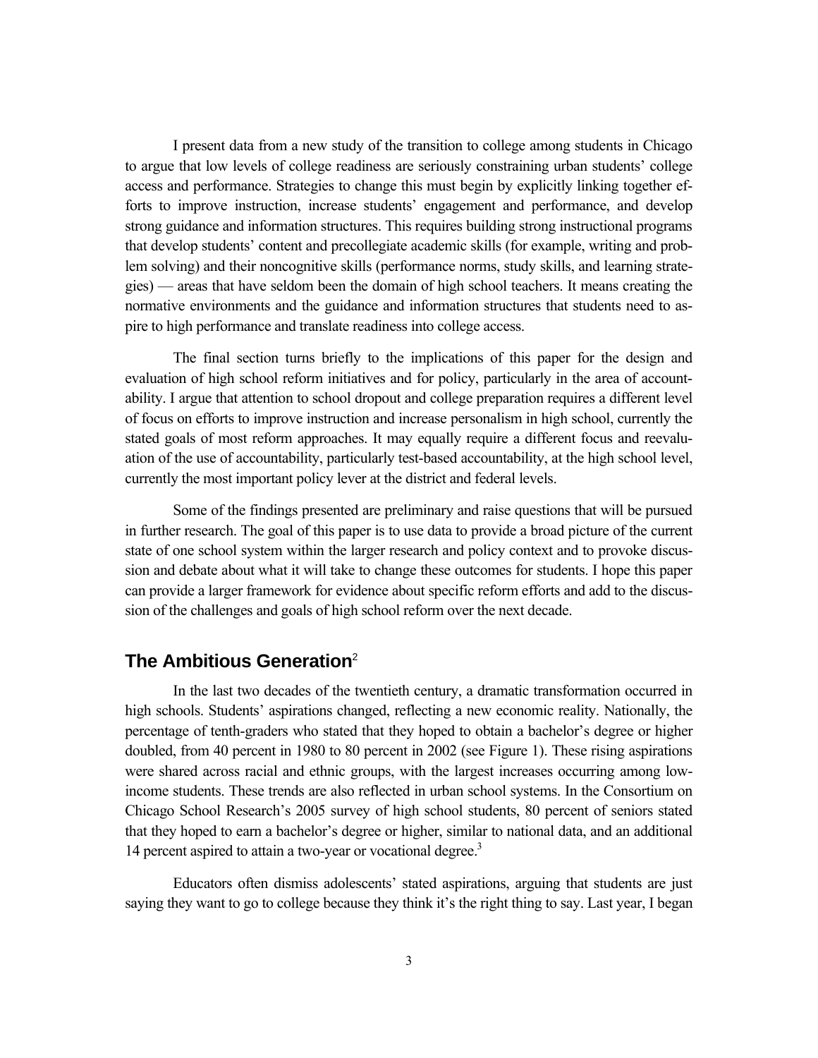I present data from a new study of the transition to college among students in Chicago to argue that low levels of college readiness are seriously constraining urban students' college access and performance. Strategies to change this must begin by explicitly linking together efforts to improve instruction, increase students' engagement and performance, and develop strong guidance and information structures. This requires building strong instructional programs that develop students' content and precollegiate academic skills (for example, writing and problem solving) and their noncognitive skills (performance norms, study skills, and learning strategies) — areas that have seldom been the domain of high school teachers. It means creating the normative environments and the guidance and information structures that students need to aspire to high performance and translate readiness into college access.

The final section turns briefly to the implications of this paper for the design and evaluation of high school reform initiatives and for policy, particularly in the area of accountability. I argue that attention to school dropout and college preparation requires a different level of focus on efforts to improve instruction and increase personalism in high school, currently the stated goals of most reform approaches. It may equally require a different focus and reevaluation of the use of accountability, particularly test-based accountability, at the high school level, currently the most important policy lever at the district and federal levels.

Some of the findings presented are preliminary and raise questions that will be pursued in further research. The goal of this paper is to use data to provide a broad picture of the current state of one school system within the larger research and policy context and to provoke discussion and debate about what it will take to change these outcomes for students. I hope this paper can provide a larger framework for evidence about specific reform efforts and add to the discussion of the challenges and goals of high school reform over the next decade.

## The Ambitious Generation[2]

In the last two decades of the twentieth century, a dramatic transformation occurred in high schools. Students' aspirations changed, reflecting a new economic reality. Nationally, the percentage of tenth-graders who stated that they hoped to obtain a bachelor's degree or higher doubled, from 40 percent in 1980 to 80 percent in 2002 (see Figure 1). These rising aspirations were shared across racial and ethnic groups, with the largest increases occurring among low-income students. These trends are also reflected in urban school systems. In the Consortium on Chicago School Research's 2005 survey of high school students, 80 percent of seniors stated that they hoped to earn a bachelor's degree or higher, similar to national data, and an additional 14 percent aspired to attain a two-year or vocational degree.[3]

Educators often dismiss adolescents' stated aspirations, arguing that students are just saying they want to go to college because they think it's the right thing to say. Last year, I began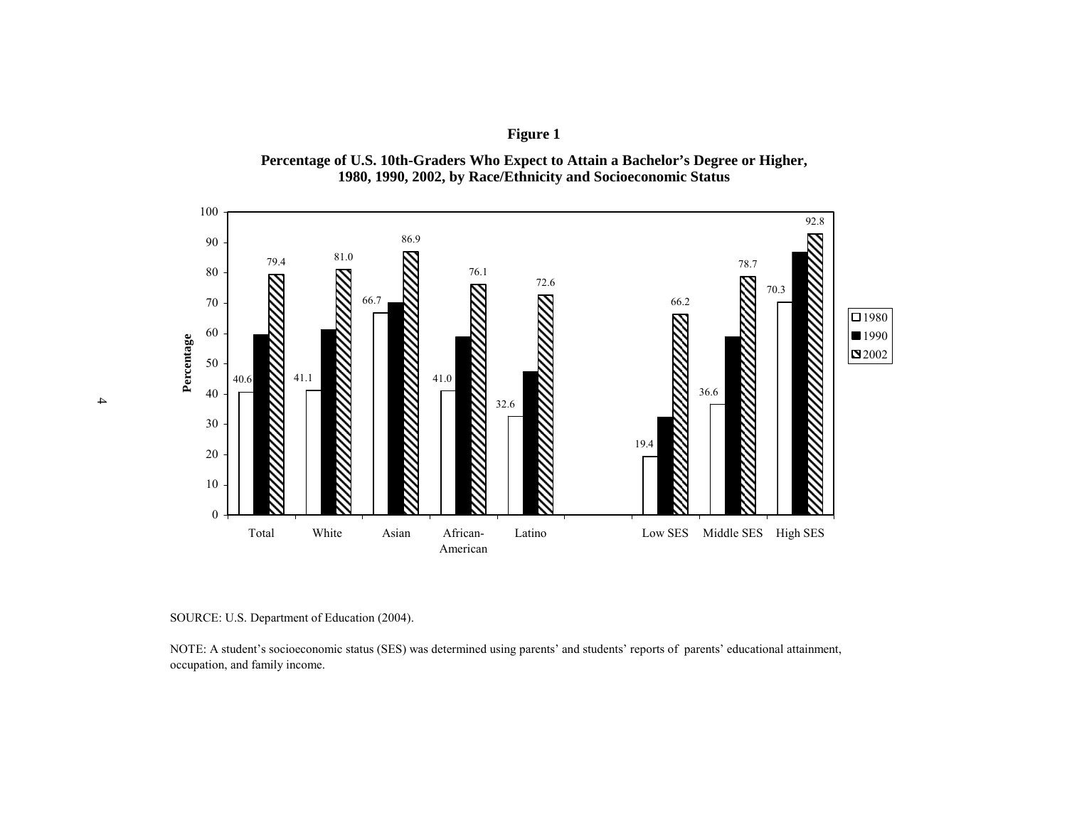**Figure 1**

**Percentage of U.S. 10th-Graders Who Expect to Attain a Bachelor's Degree or Higher, 1980, 1990, 2002, by Race/Ethnicity and Socioeconomic Status**

| | 1980 | 1990 | 2002 |
|---|---|---|---|
| Total | 40.6 | | 79.4 |
| White | 41.1 | | 81.0 |
| Asian | 66.7 | | 86.9 |
| African-American | 41.0 | | 76.1 |
| Latino | 32.6 | | 72.6 |
| Low SES | 19.4 | | 66.2 |
| Middle SES | 36.6 | | 78.7 |
| High SES | 70.3 | | 92.8 |

SOURCE: U.S. Department of Education (2004).

NOTE: A student's socioeconomic status (SES) was determined using parents' and students' reports of parents' educational attainment, occupation, and family income.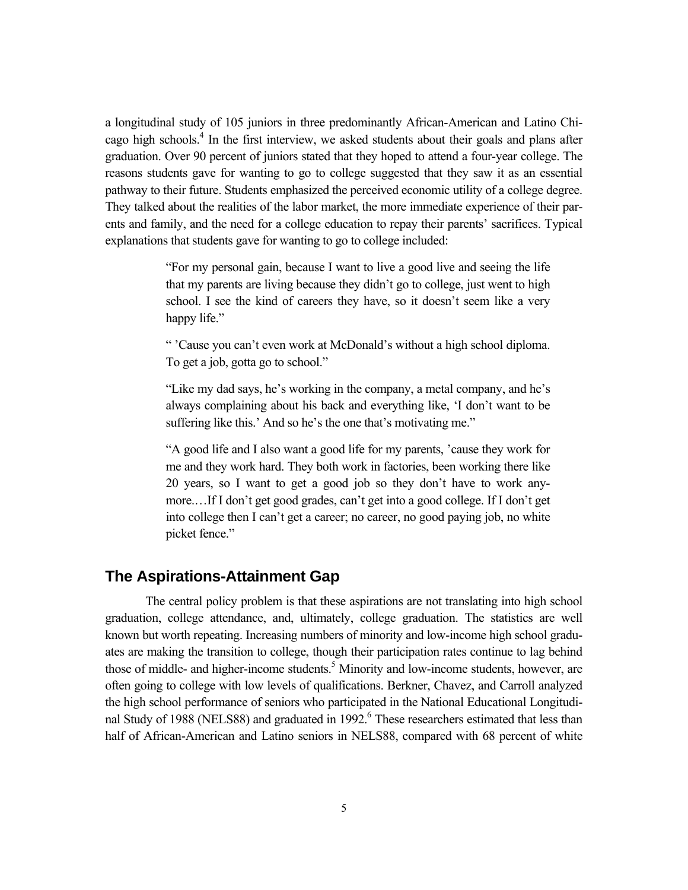a longitudinal study of 105 juniors in three predominantly African-American and Latino Chicago high schools.[4] In the first interview, we asked students about their goals and plans after graduation. Over 90 percent of juniors stated that they hoped to attend a four-year college. The reasons students gave for wanting to go to college suggested that they saw it as an essential pathway to their future. Students emphasized the perceived economic utility of a college degree. They talked about the realities of the labor market, the more immediate experience of their parents and family, and the need for a college education to repay their parents' sacrifices. Typical explanations that students gave for wanting to go to college included:

> "For my personal gain, because I want to live a good live and seeing the life that my parents are living because they didn't go to college, just went to high school. I see the kind of careers they have, so it doesn't seem like a very happy life."
>
> " 'Cause you can't even work at McDonald's without a high school diploma. To get a job, gotta go to school."
>
> "Like my dad says, he's working in the company, a metal company, and he's always complaining about his back and everything like, 'I don't want to be suffering like this.' And so he's the one that's motivating me."
>
> "A good life and I also want a good life for my parents, 'cause they work for me and they work hard. They both work in factories, been working there like 20 years, so I want to get a good job so they don't have to work anymore.…If I don't get good grades, can't get into a good college. If I don't get into college then I can't get a career; no career, no good paying job, no white picket fence."

## The Aspirations-Attainment Gap

The central policy problem is that these aspirations are not translating into high school graduation, college attendance, and, ultimately, college graduation. The statistics are well known but worth repeating. Increasing numbers of minority and low-income high school graduates are making the transition to college, though their participation rates continue to lag behind those of middle- and higher-income students.[5] Minority and low-income students, however, are often going to college with low levels of qualifications. Berkner, Chavez, and Carroll analyzed the high school performance of seniors who participated in the National Educational Longitudinal Study of 1988 (NELS88) and graduated in 1992.[6] These researchers estimated that less than half of African-American and Latino seniors in NELS88, compared with 68 percent of white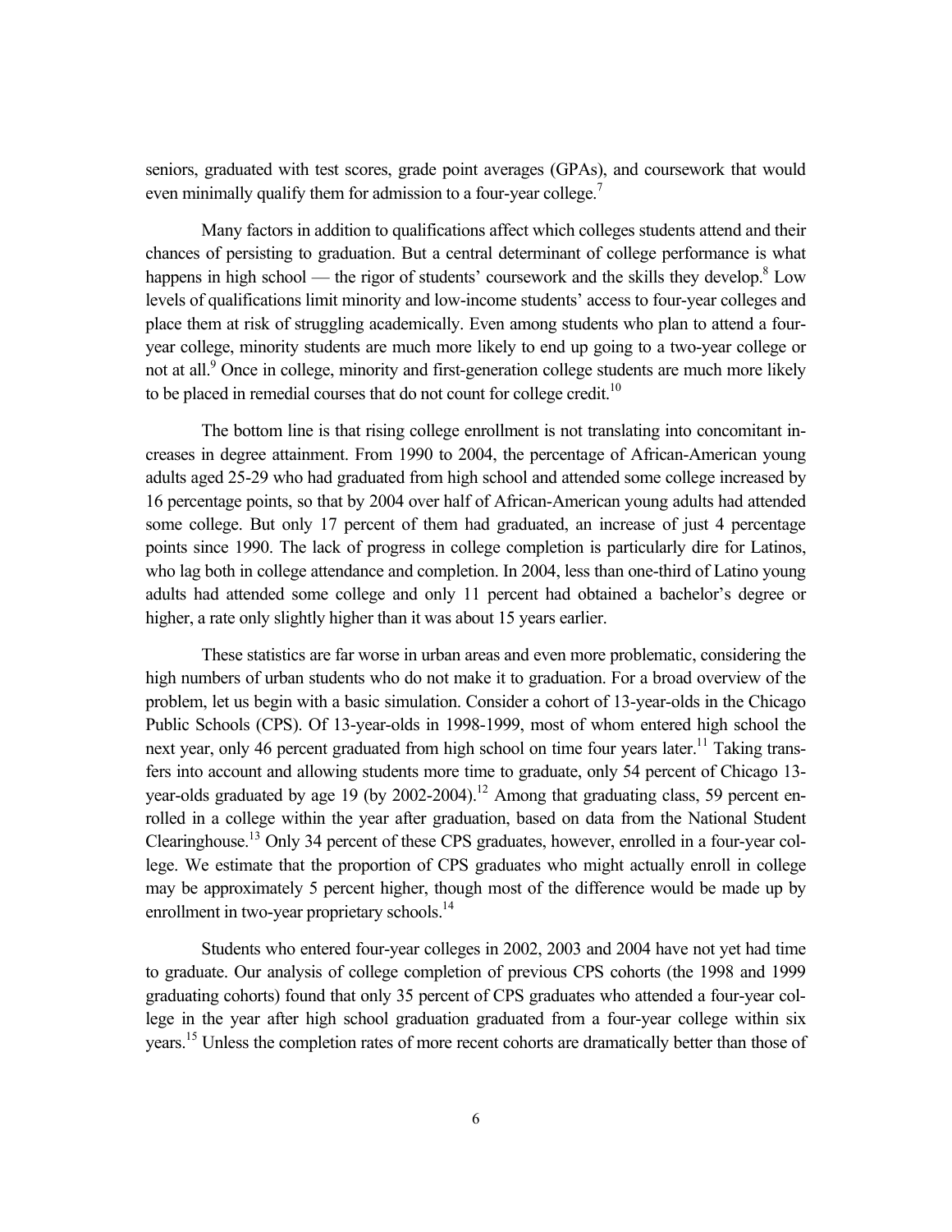seniors, graduated with test scores, grade point averages (GPAs), and coursework that would even minimally qualify them for admission to a four-year college.[7]

Many factors in addition to qualifications affect which colleges students attend and their chances of persisting to graduation. But a central determinant of college performance is what happens in high school — the rigor of students' coursework and the skills they develop.[8] Low levels of qualifications limit minority and low-income students' access to four-year colleges and place them at risk of struggling academically. Even among students who plan to attend a four-year college, minority students are much more likely to end up going to a two-year college or not at all.[9] Once in college, minority and first-generation college students are much more likely to be placed in remedial courses that do not count for college credit.[10]

The bottom line is that rising college enrollment is not translating into concomitant increases in degree attainment. From 1990 to 2004, the percentage of African-American young adults aged 25-29 who had graduated from high school and attended some college increased by 16 percentage points, so that by 2004 over half of African-American young adults had attended some college. But only 17 percent of them had graduated, an increase of just 4 percentage points since 1990. The lack of progress in college completion is particularly dire for Latinos, who lag both in college attendance and completion. In 2004, less than one-third of Latino young adults had attended some college and only 11 percent had obtained a bachelor's degree or higher, a rate only slightly higher than it was about 15 years earlier.

These statistics are far worse in urban areas and even more problematic, considering the high numbers of urban students who do not make it to graduation. For a broad overview of the problem, let us begin with a basic simulation. Consider a cohort of 13-year-olds in the Chicago Public Schools (CPS). Of 13-year-olds in 1998-1999, most of whom entered high school the next year, only 46 percent graduated from high school on time four years later.[11] Taking transfers into account and allowing students more time to graduate, only 54 percent of Chicago 13-year-olds graduated by age 19 (by 2002-2004).[12] Among that graduating class, 59 percent enrolled in a college within the year after graduation, based on data from the National Student Clearinghouse.[13] Only 34 percent of these CPS graduates, however, enrolled in a four-year college. We estimate that the proportion of CPS graduates who might actually enroll in college may be approximately 5 percent higher, though most of the difference would be made up by enrollment in two-year proprietary schools.[14]

Students who entered four-year colleges in 2002, 2003 and 2004 have not yet had time to graduate. Our analysis of college completion of previous CPS cohorts (the 1998 and 1999 graduating cohorts) found that only 35 percent of CPS graduates who attended a four-year college in the year after high school graduation graduated from a four-year college within six years.[15] Unless the completion rates of more recent cohorts are dramatically better than those of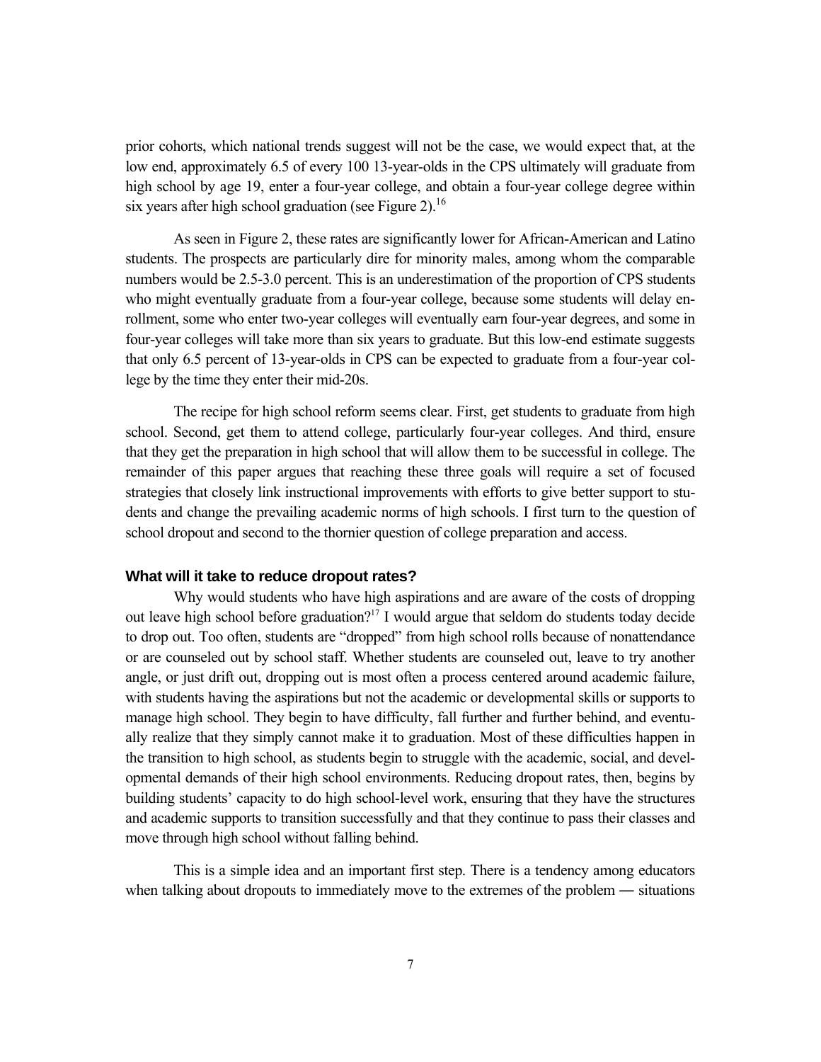prior cohorts, which national trends suggest will not be the case, we would expect that, at the low end, approximately 6.5 of every 100 13-year-olds in the CPS ultimately will graduate from high school by age 19, enter a four-year college, and obtain a four-year college degree within six years after high school graduation (see Figure 2).[16]

As seen in Figure 2, these rates are significantly lower for African-American and Latino students. The prospects are particularly dire for minority males, among whom the comparable numbers would be 2.5-3.0 percent. This is an underestimation of the proportion of CPS students who might eventually graduate from a four-year college, because some students will delay enrollment, some who enter two-year colleges will eventually earn four-year degrees, and some in four-year colleges will take more than six years to graduate. But this low-end estimate suggests that only 6.5 percent of 13-year-olds in CPS can be expected to graduate from a four-year college by the time they enter their mid-20s.

The recipe for high school reform seems clear. First, get students to graduate from high school. Second, get them to attend college, particularly four-year colleges. And third, ensure that they get the preparation in high school that will allow them to be successful in college. The remainder of this paper argues that reaching these three goals will require a set of focused strategies that closely link instructional improvements with efforts to give better support to students and change the prevailing academic norms of high schools. I first turn to the question of school dropout and second to the thornier question of college preparation and access.

### What will it take to reduce dropout rates?

Why would students who have high aspirations and are aware of the costs of dropping out leave high school before graduation?[17] I would argue that seldom do students today decide to drop out. Too often, students are "dropped" from high school rolls because of nonattendance or are counseled out by school staff. Whether students are counseled out, leave to try another angle, or just drift out, dropping out is most often a process centered around academic failure, with students having the aspirations but not the academic or developmental skills or supports to manage high school. They begin to have difficulty, fall further and further behind, and eventually realize that they simply cannot make it to graduation. Most of these difficulties happen in the transition to high school, as students begin to struggle with the academic, social, and developmental demands of their high school environments. Reducing dropout rates, then, begins by building students' capacity to do high school-level work, ensuring that they have the structures and academic supports to transition successfully and that they continue to pass their classes and move through high school without falling behind.

This is a simple idea and an important first step. There is a tendency among educators when talking about dropouts to immediately move to the extremes of the problem — situations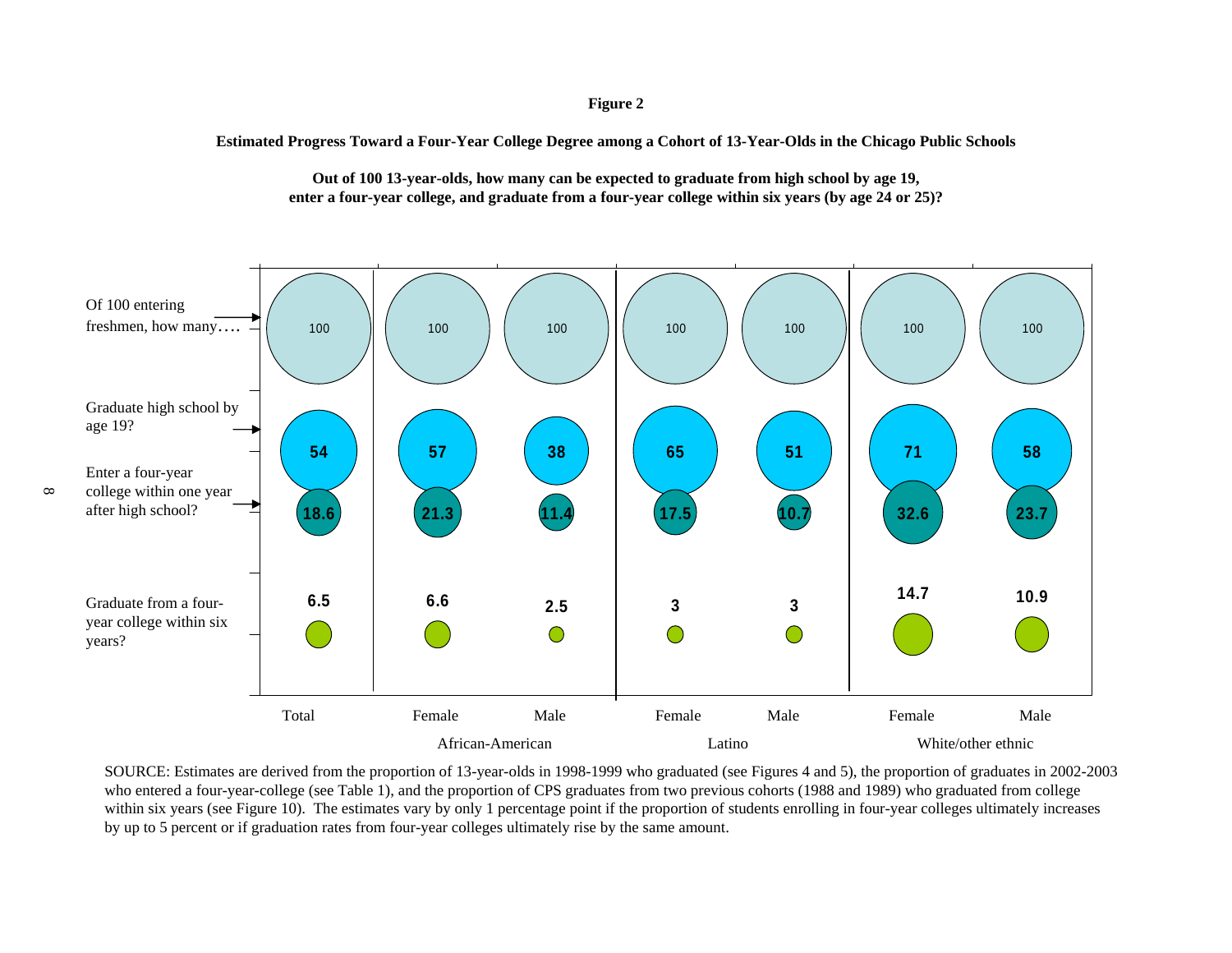**Figure 2**

**Estimated Progress Toward a Four-Year College Degree among a Cohort of 13-Year-Olds in the Chicago Public Schools**

**Out of 100 13-year-olds, how many can be expected to graduate from high school by age 19, enter a four-year college, and graduate from a four-year college within six years (by age 24 or 25)?**

| | Total | African-American Female | African-American Male | Latino Female | Latino Male | White/other ethnic Female | White/other ethnic Male |
|---|---|---|---|---|---|---|---|
| Of 100 entering freshmen, how many.... | 100 | 100 | 100 | 100 | 100 | 100 | 100 |
| Graduate high school by age 19? | 54 | 57 | 38 | 65 | 51 | 71 | 58 |
| Enter a four-year college within one year after high school? | 18.6 | 21.3 | 11.4 | 17.5 | 10.7 | 32.6 | 23.7 |
| Graduate from a four-year college within six years? | 6.5 | 6.6 | 2.5 | 3 | 3 | 14.7 | 10.9 |

SOURCE: Estimates are derived from the proportion of 13-year-olds in 1998-1999 who graduated (see Figures 4 and 5), the proportion of graduates in 2002-2003 who entered a four-year-college (see Table 1), and the proportion of CPS graduates from two previous cohorts (1988 and 1989) who graduated from college within six years (see Figure 10). The estimates vary by only 1 percentage point if the proportion of students enrolling in four-year colleges ultimately increases by up to 5 percent or if graduation rates from four-year colleges ultimately rise by the same amount.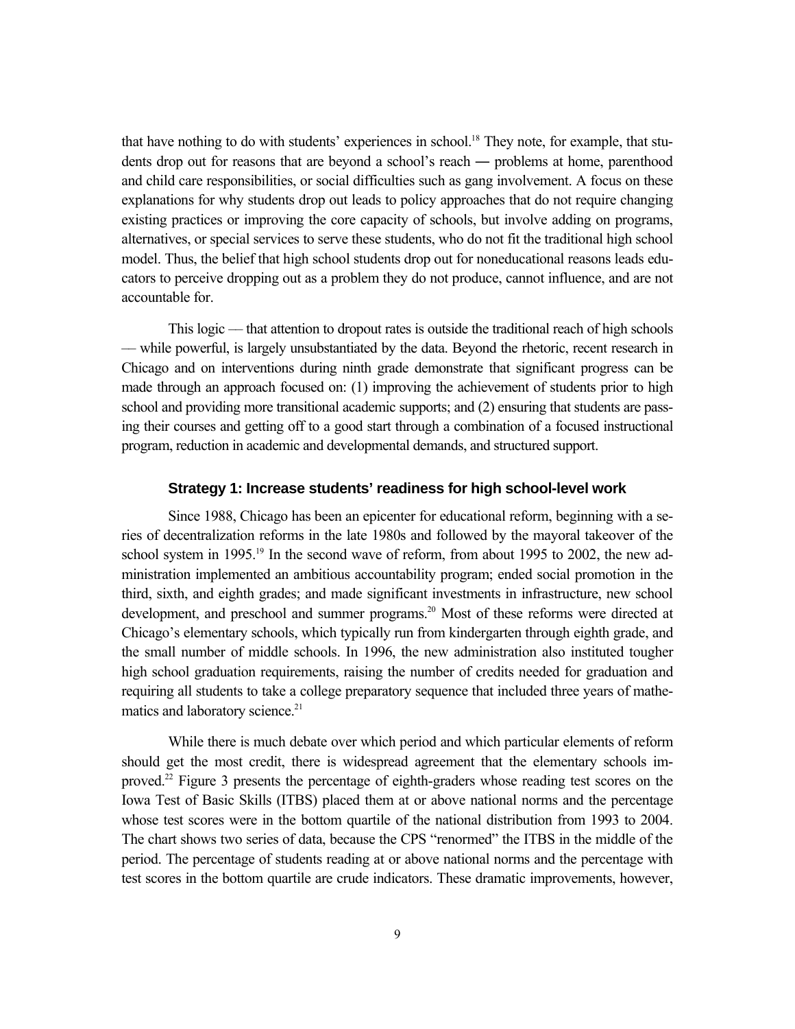that have nothing to do with students' experiences in school.[18] They note, for example, that students drop out for reasons that are beyond a school's reach ― problems at home, parenthood and child care responsibilities, or social difficulties such as gang involvement. A focus on these explanations for why students drop out leads to policy approaches that do not require changing existing practices or improving the core capacity of schools, but involve adding on programs, alternatives, or special services to serve these students, who do not fit the traditional high school model. Thus, the belief that high school students drop out for noneducational reasons leads educators to perceive dropping out as a problem they do not produce, cannot influence, and are not accountable for.

This logic — that attention to dropout rates is outside the traditional reach of high schools — while powerful, is largely unsubstantiated by the data. Beyond the rhetoric, recent research in Chicago and on interventions during ninth grade demonstrate that significant progress can be made through an approach focused on: (1) improving the achievement of students prior to high school and providing more transitional academic supports; and (2) ensuring that students are passing their courses and getting off to a good start through a combination of a focused instructional program, reduction in academic and developmental demands, and structured support.

### Strategy 1: Increase students' readiness for high school-level work

Since 1988, Chicago has been an epicenter for educational reform, beginning with a series of decentralization reforms in the late 1980s and followed by the mayoral takeover of the school system in 1995.[19] In the second wave of reform, from about 1995 to 2002, the new administration implemented an ambitious accountability program; ended social promotion in the third, sixth, and eighth grades; and made significant investments in infrastructure, new school development, and preschool and summer programs.[20] Most of these reforms were directed at Chicago's elementary schools, which typically run from kindergarten through eighth grade, and the small number of middle schools. In 1996, the new administration also instituted tougher high school graduation requirements, raising the number of credits needed for graduation and requiring all students to take a college preparatory sequence that included three years of mathematics and laboratory science.[21]

While there is much debate over which period and which particular elements of reform should get the most credit, there is widespread agreement that the elementary schools improved.[22] Figure 3 presents the percentage of eighth-graders whose reading test scores on the Iowa Test of Basic Skills (ITBS) placed them at or above national norms and the percentage whose test scores were in the bottom quartile of the national distribution from 1993 to 2004. The chart shows two series of data, because the CPS "renormed" the ITBS in the middle of the period. The percentage of students reading at or above national norms and the percentage with test scores in the bottom quartile are crude indicators. These dramatic improvements, however,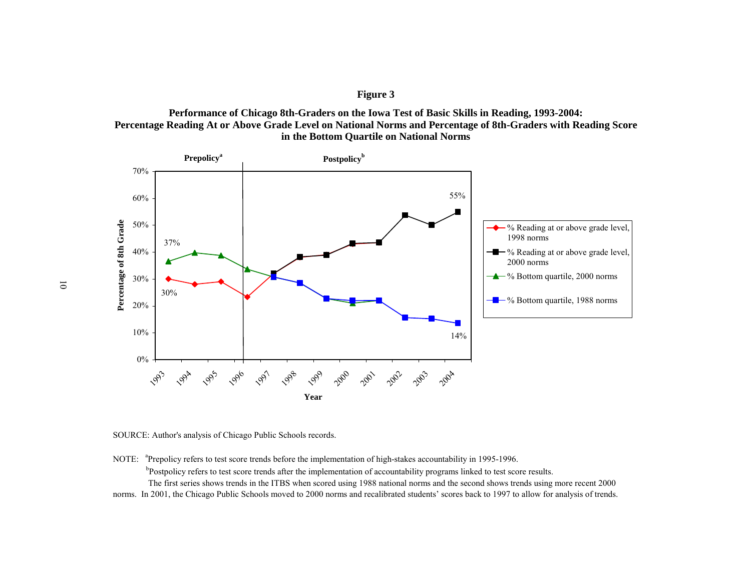**Figure 3**

**Performance of Chicago 8th-Graders on the Iowa Test of Basic Skills in Reading, 1993-2004: Percentage Reading At or Above Grade Level on National Norms and Percentage of 8th-Graders with Reading Score in the Bottom Quartile on National Norms**

SOURCE: Author's analysis of Chicago Public Schools records.

NOTE: [a]Prepolicy refers to test score trends before the implementation of high-stakes accountability in 1995-1996.

[b]Postpolicy refers to test score trends after the implementation of accountability programs linked to test score results.

The first series shows trends in the ITBS when scored using 1988 national norms and the second shows trends using more recent 2000 norms. In 2001, the Chicago Public Schools moved to 2000 norms and recalibrated students' scores back to 1997 to allow for analysis of trends.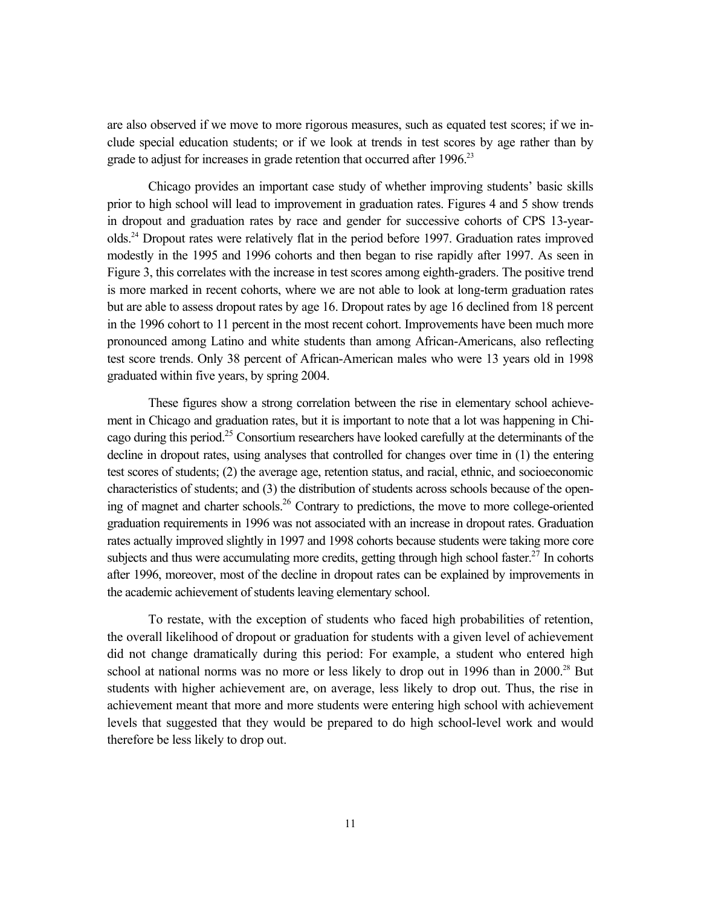are also observed if we move to more rigorous measures, such as equated test scores; if we include special education students; or if we look at trends in test scores by age rather than by grade to adjust for increases in grade retention that occurred after 1996.[23]

Chicago provides an important case study of whether improving students' basic skills prior to high school will lead to improvement in graduation rates. Figures 4 and 5 show trends in dropout and graduation rates by race and gender for successive cohorts of CPS 13-year-olds.[24] Dropout rates were relatively flat in the period before 1997. Graduation rates improved modestly in the 1995 and 1996 cohorts and then began to rise rapidly after 1997. As seen in Figure 3, this correlates with the increase in test scores among eighth-graders. The positive trend is more marked in recent cohorts, where we are not able to look at long-term graduation rates but are able to assess dropout rates by age 16. Dropout rates by age 16 declined from 18 percent in the 1996 cohort to 11 percent in the most recent cohort. Improvements have been much more pronounced among Latino and white students than among African-Americans, also reflecting test score trends. Only 38 percent of African-American males who were 13 years old in 1998 graduated within five years, by spring 2004.

These figures show a strong correlation between the rise in elementary school achievement in Chicago and graduation rates, but it is important to note that a lot was happening in Chicago during this period.[25] Consortium researchers have looked carefully at the determinants of the decline in dropout rates, using analyses that controlled for changes over time in (1) the entering test scores of students; (2) the average age, retention status, and racial, ethnic, and socioeconomic characteristics of students; and (3) the distribution of students across schools because of the opening of magnet and charter schools.[26] Contrary to predictions, the move to more college-oriented graduation requirements in 1996 was not associated with an increase in dropout rates. Graduation rates actually improved slightly in 1997 and 1998 cohorts because students were taking more core subjects and thus were accumulating more credits, getting through high school faster.[27] In cohorts after 1996, moreover, most of the decline in dropout rates can be explained by improvements in the academic achievement of students leaving elementary school.

To restate, with the exception of students who faced high probabilities of retention, the overall likelihood of dropout or graduation for students with a given level of achievement did not change dramatically during this period: For example, a student who entered high school at national norms was no more or less likely to drop out in 1996 than in 2000.[28] But students with higher achievement are, on average, less likely to drop out. Thus, the rise in achievement meant that more and more students were entering high school with achievement levels that suggested that they would be prepared to do high school-level work and would therefore be less likely to drop out.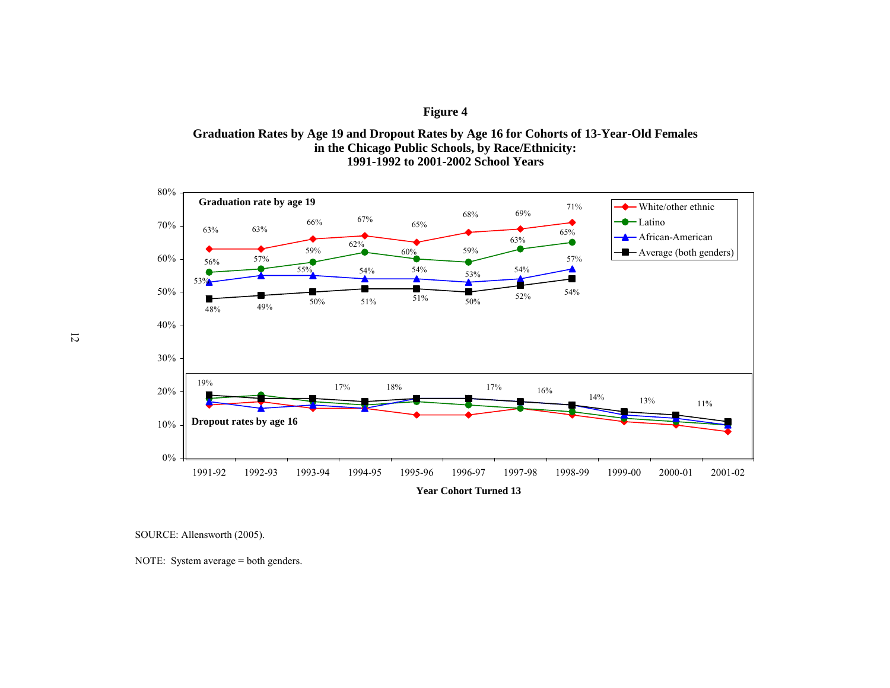**Figure 4**

**Graduation Rates by Age 19 and Dropout Rates by Age 16 for Cohorts of 13-Year-Old Females in the Chicago Public Schools, by Race/Ethnicity: 1991-1992 to 2001-2002 School Years**

**Graduation rate by age 19**

| Year Cohort Turned 13 | White/other ethnic | Latino | African-American | Average (both genders) |
|---|---|---|---|---|
| 1991-92 | 63% | 56% | 53% | 48% |
| 1992-93 | 63% | 57% | 55% | 49% |
| 1993-94 | 66% | 59% | 55% | 50% |
| 1994-95 | 67% | 62% | 54% | 51% |
| 1995-96 | 65% | 60% | 54% | 51% |
| 1996-97 | 68% | 59% | 53% | 50% |
| 1997-98 | 69% | 63% | 54% | 52% |
| 1998-99 | 71% | 65% | 57% | 54% |

**Dropout rates by age 16**

| Year Cohort Turned 13 | Average (both genders) |
|---|---|
| 1991-92 | 19% |
| 1992-93 | |
| 1993-94 | 17% |
| 1994-95 | 18% |
| 1995-96 | |
| 1996-97 | 17% |
| 1997-98 | 16% |
| 1998-99 | 14% |
| 1999-00 | 13% |
| 2000-01 | 11% |
| 2001-02 | |

SOURCE: Allensworth (2005).

NOTE: System average = both genders.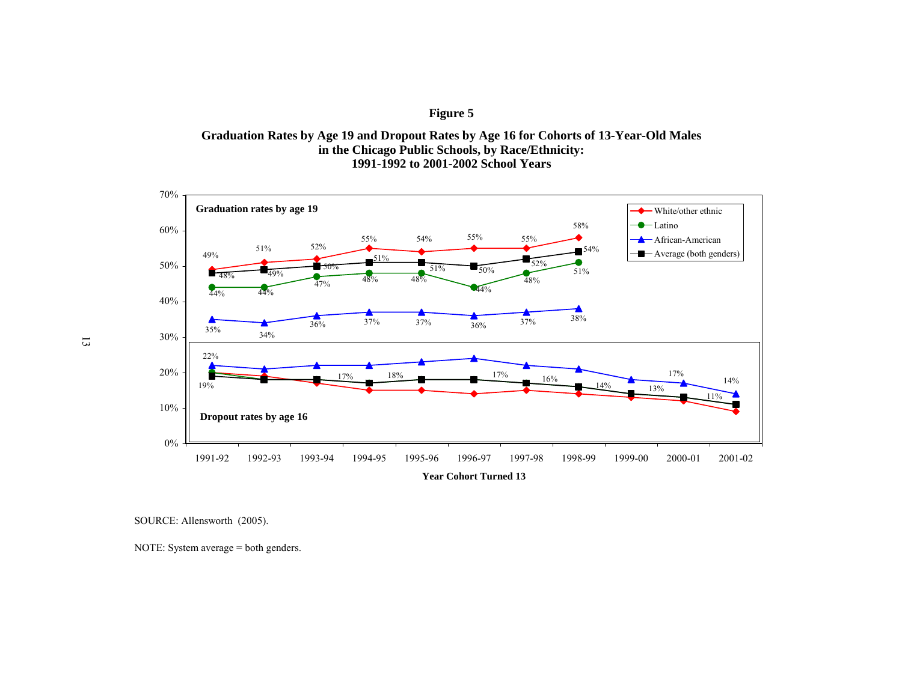**Figure 5**

**Graduation Rates by Age 19 and Dropout Rates by Age 16 for Cohorts of 13-Year-Old Males in the Chicago Public Schools, by Race/Ethnicity: 1991-1992 to 2001-2002 School Years**

**Graduation rates by age 19**

| Year Cohort Turned 13 | White/other ethnic | Latino | African-American | Average (both genders) |
|---|---|---|---|---|
| 1991-92 | 49% | 44% | 35% | 48% |
| 1992-93 | 51% | 44% | 34% | 49% |
| 1993-94 | 52% | 47% | 36% | 50% |
| 1994-95 | 55% | 48% | 37% | 51% |
| 1995-96 | 54% | 48% | 37% | 51% |
| 1996-97 | 55% | 44% | 36% | 50% |
| 1997-98 | 55% | 48% | 37% | 52% |
| 1998-99 | 58% | 51% | 38% | 54% |

**Dropout rates by age 16**

| Year Cohort Turned 13 | African-American | Average (both genders) |
|---|---|---|
| 1991-92 | 22% | 19% |
| 1992-93 | | |
| 1993-94 | | 17% |
| 1994-95 | | 18% |
| 1995-96 | | |
| 1996-97 | | 17% |
| 1997-98 | | 16% |
| 1998-99 | | 14% |
| 1999-00 | | 13% |
| 2000-01 | 17% | 11% |
| 2001-02 | 14% | |

SOURCE: Allensworth (2005).

NOTE: System average = both genders.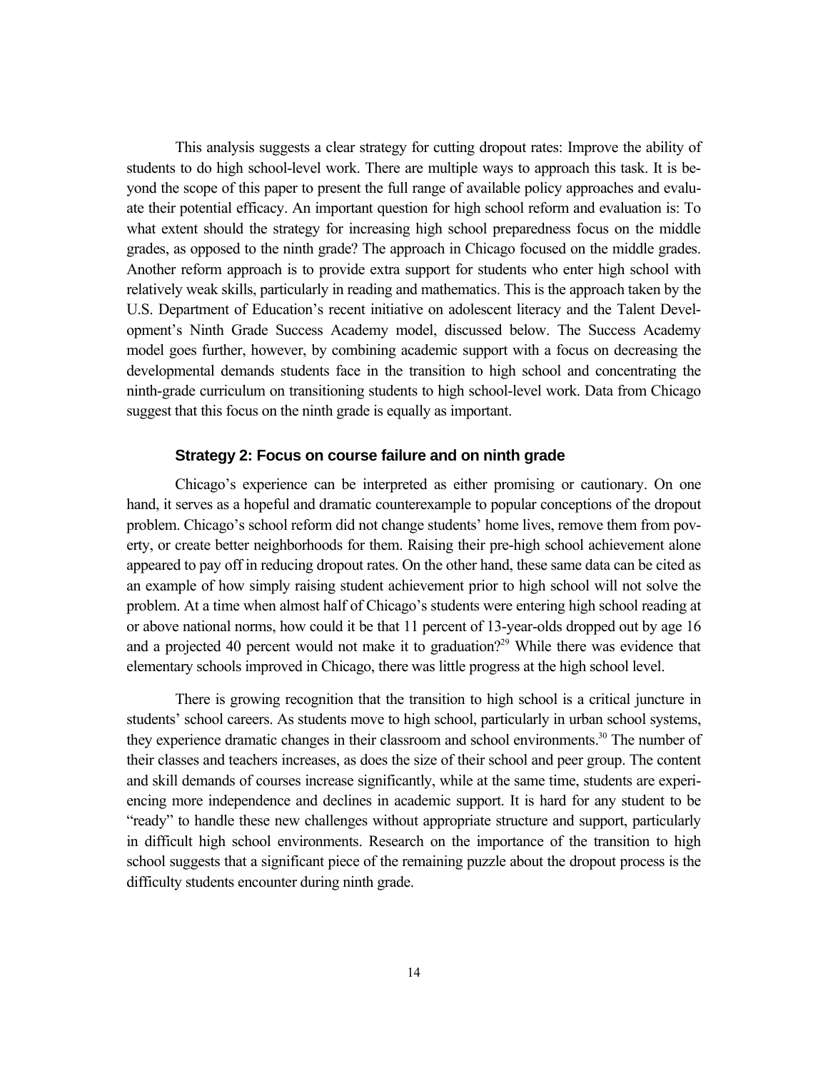This analysis suggests a clear strategy for cutting dropout rates: Improve the ability of students to do high school-level work. There are multiple ways to approach this task. It is beyond the scope of this paper to present the full range of available policy approaches and evaluate their potential efficacy. An important question for high school reform and evaluation is: To what extent should the strategy for increasing high school preparedness focus on the middle grades, as opposed to the ninth grade? The approach in Chicago focused on the middle grades. Another reform approach is to provide extra support for students who enter high school with relatively weak skills, particularly in reading and mathematics. This is the approach taken by the U.S. Department of Education's recent initiative on adolescent literacy and the Talent Development's Ninth Grade Success Academy model, discussed below. The Success Academy model goes further, however, by combining academic support with a focus on decreasing the developmental demands students face in the transition to high school and concentrating the ninth-grade curriculum on transitioning students to high school-level work. Data from Chicago suggest that this focus on the ninth grade is equally as important.

### Strategy 2: Focus on course failure and on ninth grade

Chicago's experience can be interpreted as either promising or cautionary. On one hand, it serves as a hopeful and dramatic counterexample to popular conceptions of the dropout problem. Chicago's school reform did not change students' home lives, remove them from poverty, or create better neighborhoods for them. Raising their pre-high school achievement alone appeared to pay off in reducing dropout rates. On the other hand, these same data can be cited as an example of how simply raising student achievement prior to high school will not solve the problem. At a time when almost half of Chicago's students were entering high school reading at or above national norms, how could it be that 11 percent of 13-year-olds dropped out by age 16 and a projected 40 percent would not make it to graduation?[29] While there was evidence that elementary schools improved in Chicago, there was little progress at the high school level.

There is growing recognition that the transition to high school is a critical juncture in students' school careers. As students move to high school, particularly in urban school systems, they experience dramatic changes in their classroom and school environments.[30] The number of their classes and teachers increases, as does the size of their school and peer group. The content and skill demands of courses increase significantly, while at the same time, students are experiencing more independence and declines in academic support. It is hard for any student to be "ready" to handle these new challenges without appropriate structure and support, particularly in difficult high school environments. Research on the importance of the transition to high school suggests that a significant piece of the remaining puzzle about the dropout process is the difficulty students encounter during ninth grade.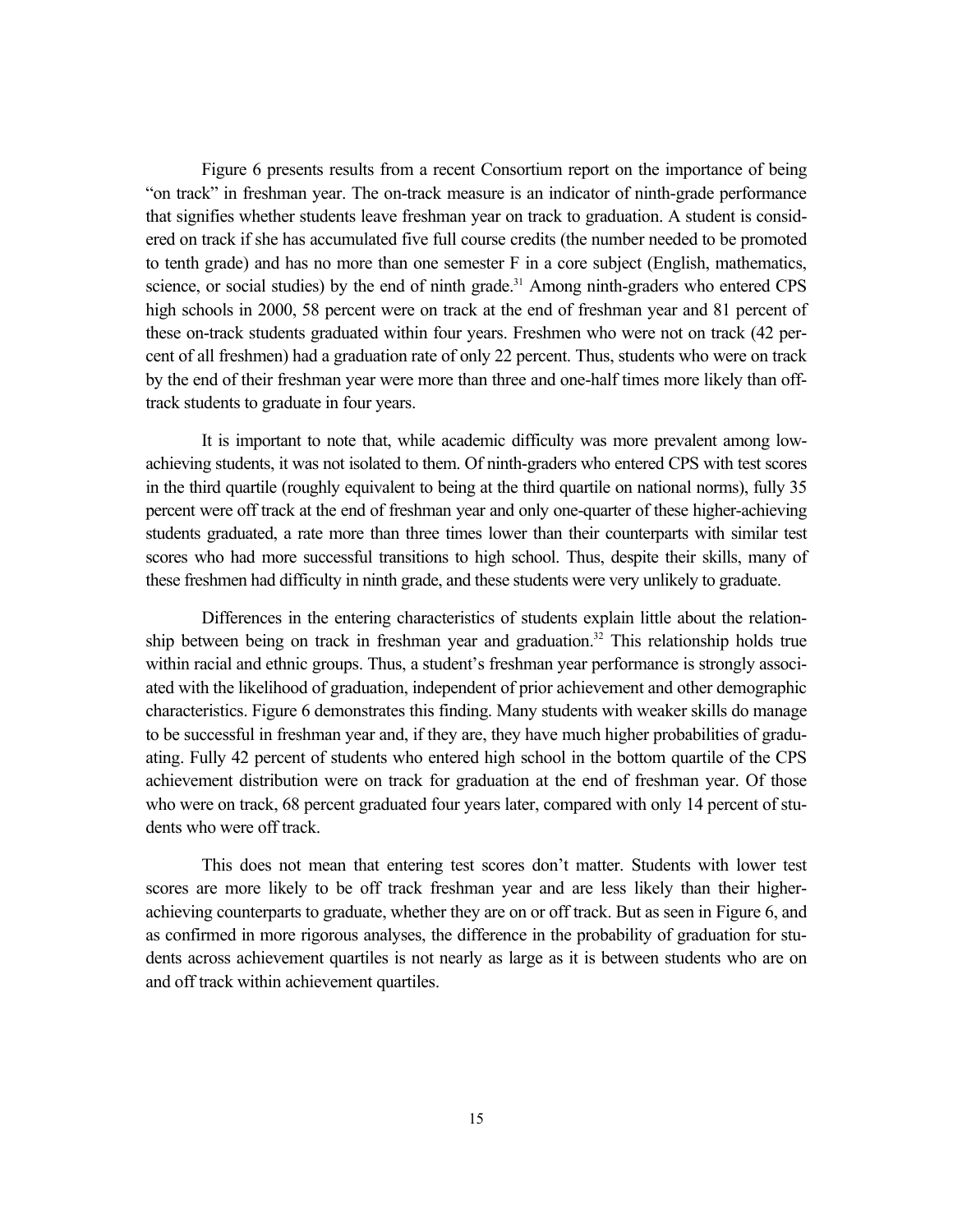Figure 6 presents results from a recent Consortium report on the importance of being "on track" in freshman year. The on-track measure is an indicator of ninth-grade performance that signifies whether students leave freshman year on track to graduation. A student is considered on track if she has accumulated five full course credits (the number needed to be promoted to tenth grade) and has no more than one semester F in a core subject (English, mathematics, science, or social studies) by the end of ninth grade.[31] Among ninth-graders who entered CPS high schools in 2000, 58 percent were on track at the end of freshman year and 81 percent of these on-track students graduated within four years. Freshmen who were not on track (42 percent of all freshmen) had a graduation rate of only 22 percent. Thus, students who were on track by the end of their freshman year were more than three and one-half times more likely than off-track students to graduate in four years.

It is important to note that, while academic difficulty was more prevalent among low-achieving students, it was not isolated to them. Of ninth-graders who entered CPS with test scores in the third quartile (roughly equivalent to being at the third quartile on national norms), fully 35 percent were off track at the end of freshman year and only one-quarter of these higher-achieving students graduated, a rate more than three times lower than their counterparts with similar test scores who had more successful transitions to high school. Thus, despite their skills, many of these freshmen had difficulty in ninth grade, and these students were very unlikely to graduate.

Differences in the entering characteristics of students explain little about the relationship between being on track in freshman year and graduation.[32] This relationship holds true within racial and ethnic groups. Thus, a student's freshman year performance is strongly associated with the likelihood of graduation, independent of prior achievement and other demographic characteristics. Figure 6 demonstrates this finding. Many students with weaker skills do manage to be successful in freshman year and, if they are, they have much higher probabilities of graduating. Fully 42 percent of students who entered high school in the bottom quartile of the CPS achievement distribution were on track for graduation at the end of freshman year. Of those who were on track, 68 percent graduated four years later, compared with only 14 percent of students who were off track.

This does not mean that entering test scores don't matter. Students with lower test scores are more likely to be off track freshman year and are less likely than their higher-achieving counterparts to graduate, whether they are on or off track. But as seen in Figure 6, and as confirmed in more rigorous analyses, the difference in the probability of graduation for students across achievement quartiles is not nearly as large as it is between students who are on and off track within achievement quartiles.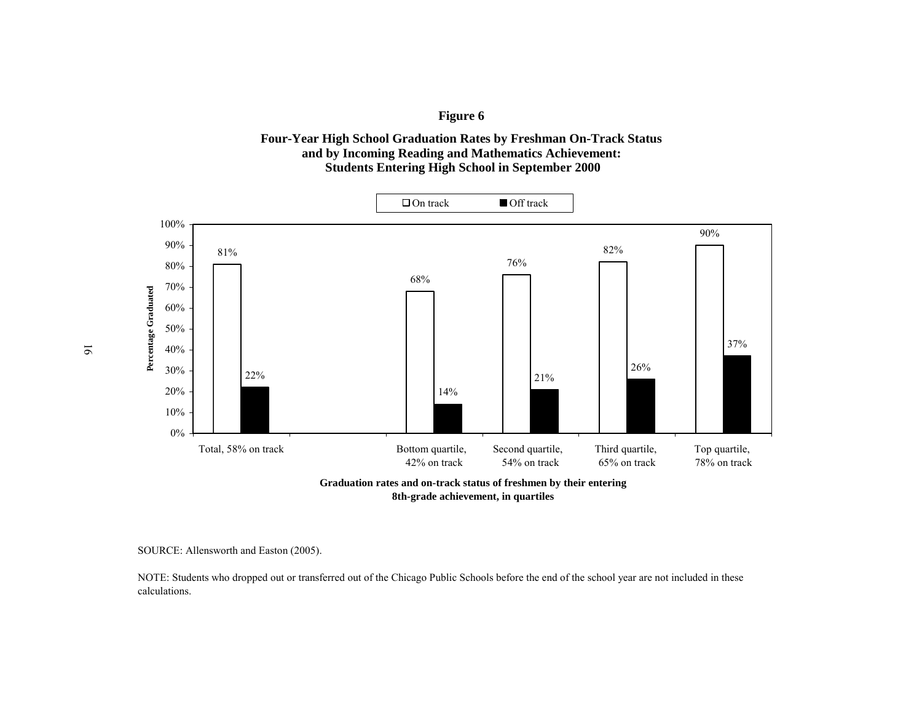**Figure 6**

**Four-Year High School Graduation Rates by Freshman On-Track Status and by Incoming Reading and Mathematics Achievement: Students Entering High School in September 2000**

| Group | On track | Off track |
|---|---|---|
| Total, 58% on track | 81% | 22% |
| Bottom quartile, 42% on track | 68% | 14% |
| Second quartile, 54% on track | 76% | 21% |
| Third quartile, 65% on track | 82% | 26% |
| Top quartile, 78% on track | 90% | 37% |

Y-axis: Percentage Graduated

**Graduation rates and on-track status of freshmen by their entering 8th-grade achievement, in quartiles**

SOURCE: Allensworth and Easton (2005).

NOTE: Students who dropped out or transferred out of the Chicago Public Schools before the end of the school year are not included in these calculations.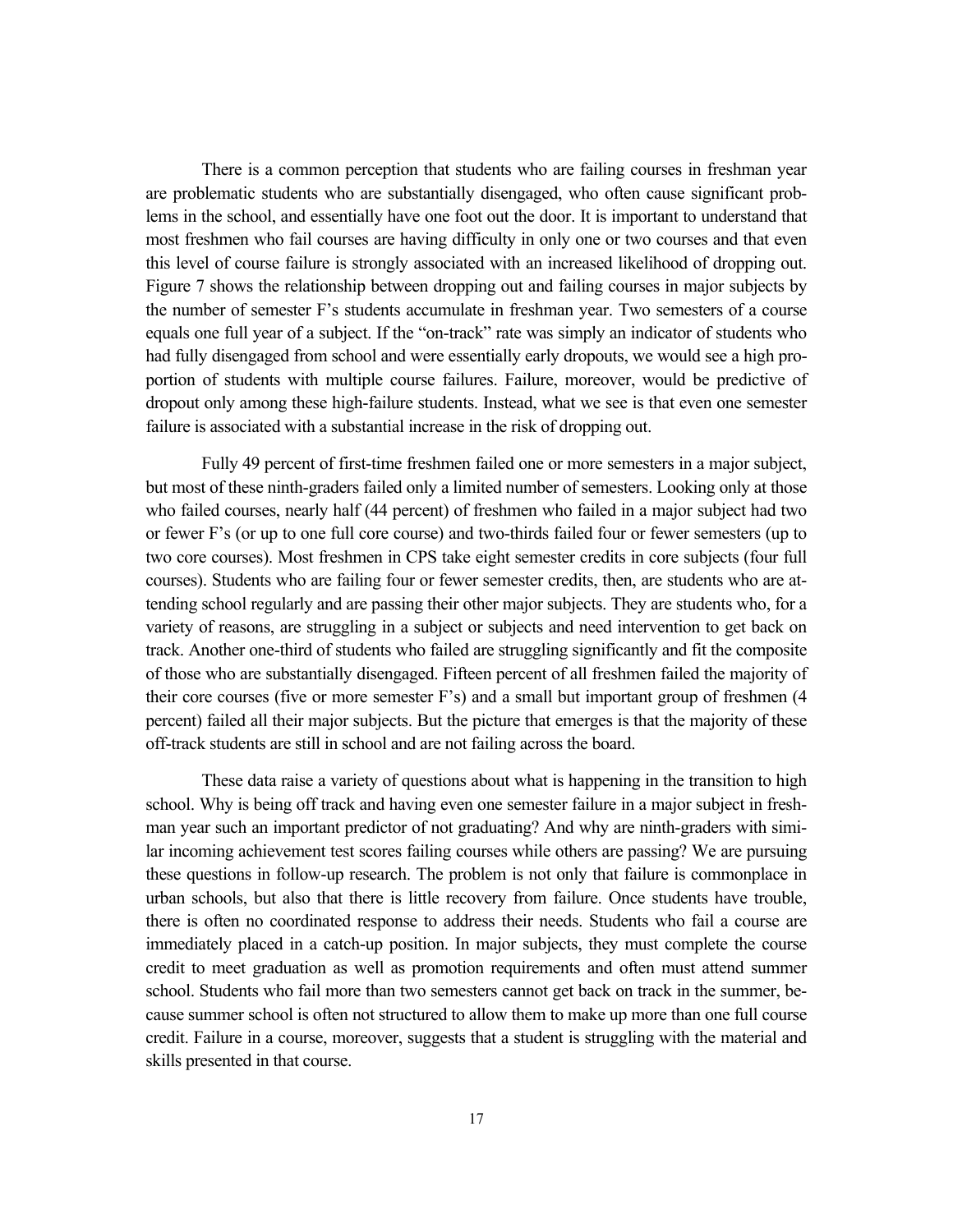There is a common perception that students who are failing courses in freshman year are problematic students who are substantially disengaged, who often cause significant problems in the school, and essentially have one foot out the door. It is important to understand that most freshmen who fail courses are having difficulty in only one or two courses and that even this level of course failure is strongly associated with an increased likelihood of dropping out. Figure 7 shows the relationship between dropping out and failing courses in major subjects by the number of semester F's students accumulate in freshman year. Two semesters of a course equals one full year of a subject. If the "on-track" rate was simply an indicator of students who had fully disengaged from school and were essentially early dropouts, we would see a high proportion of students with multiple course failures. Failure, moreover, would be predictive of dropout only among these high-failure students. Instead, what we see is that even one semester failure is associated with a substantial increase in the risk of dropping out.

Fully 49 percent of first-time freshmen failed one or more semesters in a major subject, but most of these ninth-graders failed only a limited number of semesters. Looking only at those who failed courses, nearly half (44 percent) of freshmen who failed in a major subject had two or fewer F's (or up to one full core course) and two-thirds failed four or fewer semesters (up to two core courses). Most freshmen in CPS take eight semester credits in core subjects (four full courses). Students who are failing four or fewer semester credits, then, are students who are attending school regularly and are passing their other major subjects. They are students who, for a variety of reasons, are struggling in a subject or subjects and need intervention to get back on track. Another one-third of students who failed are struggling significantly and fit the composite of those who are substantially disengaged. Fifteen percent of all freshmen failed the majority of their core courses (five or more semester F's) and a small but important group of freshmen (4 percent) failed all their major subjects. But the picture that emerges is that the majority of these off-track students are still in school and are not failing across the board.

These data raise a variety of questions about what is happening in the transition to high school. Why is being off track and having even one semester failure in a major subject in freshman year such an important predictor of not graduating? And why are ninth-graders with similar incoming achievement test scores failing courses while others are passing? We are pursuing these questions in follow-up research. The problem is not only that failure is commonplace in urban schools, but also that there is little recovery from failure. Once students have trouble, there is often no coordinated response to address their needs. Students who fail a course are immediately placed in a catch-up position. In major subjects, they must complete the course credit to meet graduation as well as promotion requirements and often must attend summer school. Students who fail more than two semesters cannot get back on track in the summer, because summer school is often not structured to allow them to make up more than one full course credit. Failure in a course, moreover, suggests that a student is struggling with the material and skills presented in that course.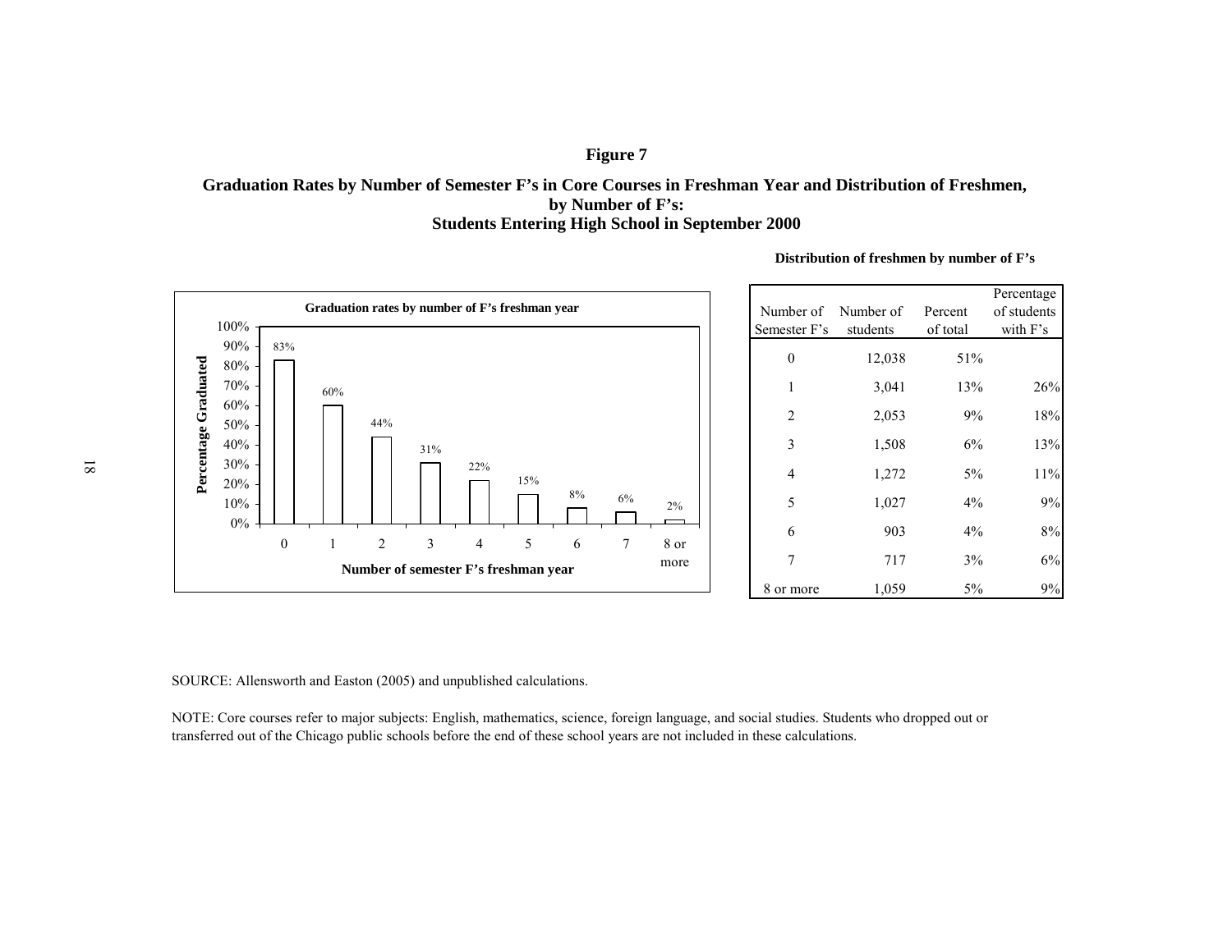**Figure 7**

**Graduation Rates by Number of Semester F's in Core Courses in Freshman Year and Distribution of Freshmen, by Number of F's: Students Entering High School in September 2000**

**Graduation rates by number of F's freshman year**

| Number of semester F's freshman year | Percentage Graduated |
|---|---|
| 0 | 83% |
| 1 | 60% |
| 2 | 44% |
| 3 | 31% |
| 4 | 22% |
| 5 | 15% |
| 6 | 8% |
| 7 | 6% |
| 8 or more | 2% |

**Distribution of freshmen by number of F's**

| Number of Semester F's | Number of students | Percent of total | Percentage of students with F's |
|---|---|---|---|
| 0 | 12,038 | 51% | |
| 1 | 3,041 | 13% | 26% |
| 2 | 2,053 | 9% | 18% |
| 3 | 1,508 | 6% | 13% |
| 4 | 1,272 | 5% | 11% |
| 5 | 1,027 | 4% | 9% |
| 6 | 903 | 4% | 8% |
| 7 | 717 | 3% | 6% |
| 8 or more | 1,059 | 5% | 9% |

SOURCE: Allensworth and Easton (2005) and unpublished calculations.

NOTE: Core courses refer to major subjects: English, mathematics, science, foreign language, and social studies. Students who dropped out or transferred out of the Chicago public schools before the end of these school years are not included in these calculations.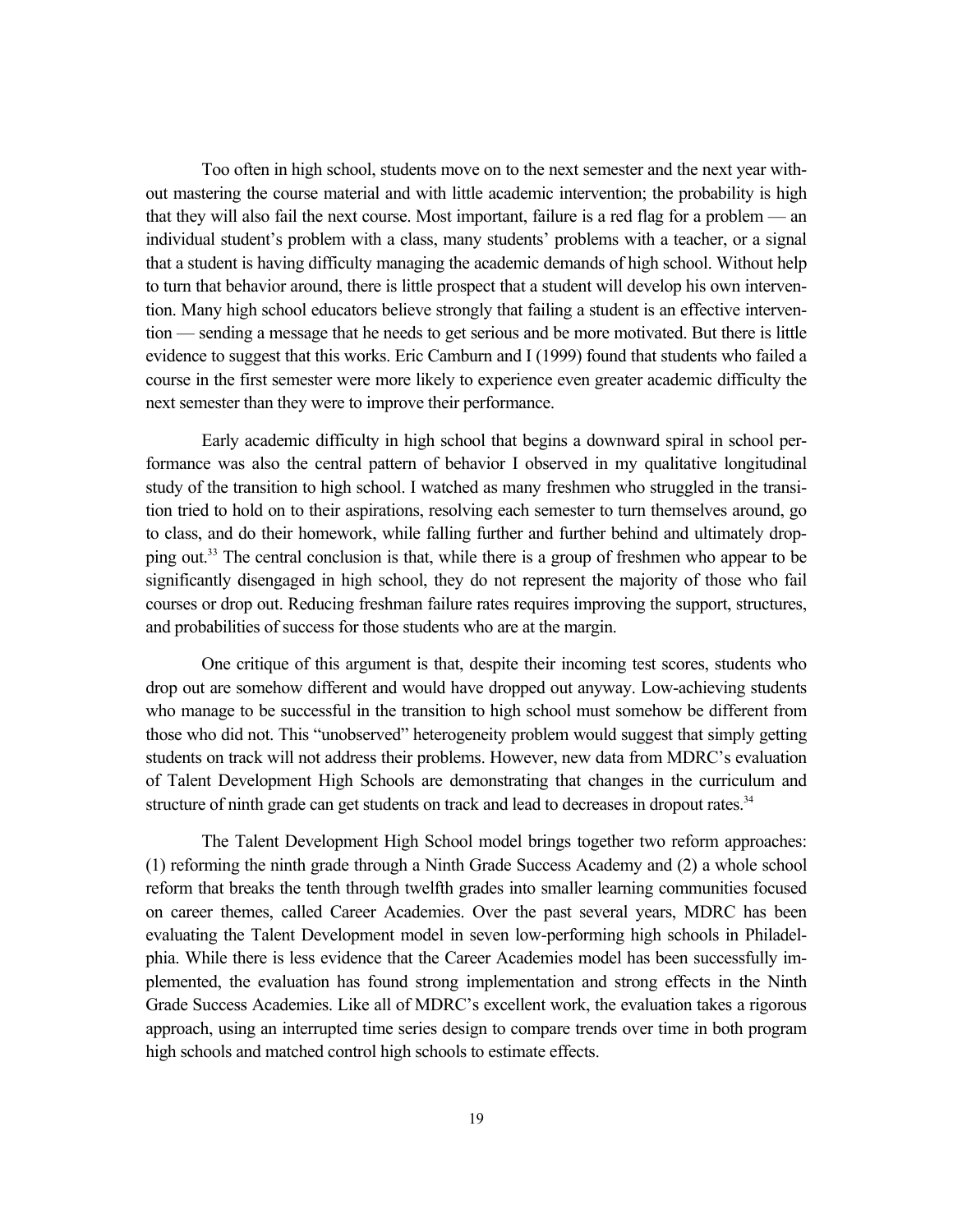Too often in high school, students move on to the next semester and the next year without mastering the course material and with little academic intervention; the probability is high that they will also fail the next course. Most important, failure is a red flag for a problem — an individual student's problem with a class, many students' problems with a teacher, or a signal that a student is having difficulty managing the academic demands of high school. Without help to turn that behavior around, there is little prospect that a student will develop his own intervention. Many high school educators believe strongly that failing a student is an effective intervention — sending a message that he needs to get serious and be more motivated. But there is little evidence to suggest that this works. Eric Camburn and I (1999) found that students who failed a course in the first semester were more likely to experience even greater academic difficulty the next semester than they were to improve their performance.

Early academic difficulty in high school that begins a downward spiral in school performance was also the central pattern of behavior I observed in my qualitative longitudinal study of the transition to high school. I watched as many freshmen who struggled in the transition tried to hold on to their aspirations, resolving each semester to turn themselves around, go to class, and do their homework, while falling further and further behind and ultimately dropping out.[33] The central conclusion is that, while there is a group of freshmen who appear to be significantly disengaged in high school, they do not represent the majority of those who fail courses or drop out. Reducing freshman failure rates requires improving the support, structures, and probabilities of success for those students who are at the margin.

One critique of this argument is that, despite their incoming test scores, students who drop out are somehow different and would have dropped out anyway. Low-achieving students who manage to be successful in the transition to high school must somehow be different from those who did not. This "unobserved" heterogeneity problem would suggest that simply getting students on track will not address their problems. However, new data from MDRC's evaluation of Talent Development High Schools are demonstrating that changes in the curriculum and structure of ninth grade can get students on track and lead to decreases in dropout rates.[34]

The Talent Development High School model brings together two reform approaches: (1) reforming the ninth grade through a Ninth Grade Success Academy and (2) a whole school reform that breaks the tenth through twelfth grades into smaller learning communities focused on career themes, called Career Academies. Over the past several years, MDRC has been evaluating the Talent Development model in seven low-performing high schools in Philadelphia. While there is less evidence that the Career Academies model has been successfully implemented, the evaluation has found strong implementation and strong effects in the Ninth Grade Success Academies. Like all of MDRC's excellent work, the evaluation takes a rigorous approach, using an interrupted time series design to compare trends over time in both program high schools and matched control high schools to estimate effects.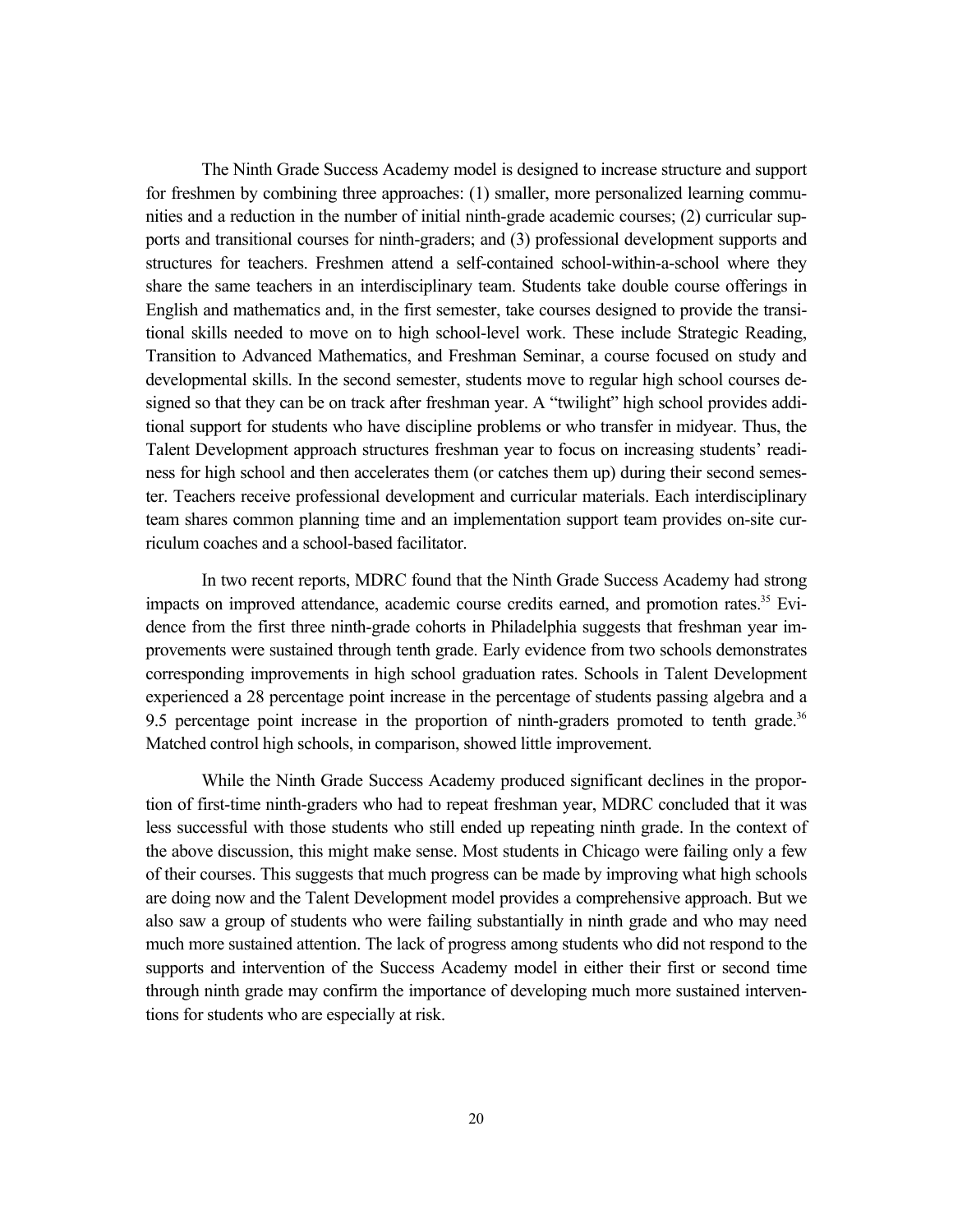The Ninth Grade Success Academy model is designed to increase structure and support for freshmen by combining three approaches: (1) smaller, more personalized learning communities and a reduction in the number of initial ninth-grade academic courses; (2) curricular supports and transitional courses for ninth-graders; and (3) professional development supports and structures for teachers. Freshmen attend a self-contained school-within-a-school where they share the same teachers in an interdisciplinary team. Students take double course offerings in English and mathematics and, in the first semester, take courses designed to provide the transitional skills needed to move on to high school-level work. These include Strategic Reading, Transition to Advanced Mathematics, and Freshman Seminar, a course focused on study and developmental skills. In the second semester, students move to regular high school courses designed so that they can be on track after freshman year. A "twilight" high school provides additional support for students who have discipline problems or who transfer in midyear. Thus, the Talent Development approach structures freshman year to focus on increasing students' readiness for high school and then accelerates them (or catches them up) during their second semester. Teachers receive professional development and curricular materials. Each interdisciplinary team shares common planning time and an implementation support team provides on-site curriculum coaches and a school-based facilitator.

In two recent reports, MDRC found that the Ninth Grade Success Academy had strong impacts on improved attendance, academic course credits earned, and promotion rates.[35] Evidence from the first three ninth-grade cohorts in Philadelphia suggests that freshman year improvements were sustained through tenth grade. Early evidence from two schools demonstrates corresponding improvements in high school graduation rates. Schools in Talent Development experienced a 28 percentage point increase in the percentage of students passing algebra and a 9.5 percentage point increase in the proportion of ninth-graders promoted to tenth grade.[36] Matched control high schools, in comparison, showed little improvement.

While the Ninth Grade Success Academy produced significant declines in the proportion of first-time ninth-graders who had to repeat freshman year, MDRC concluded that it was less successful with those students who still ended up repeating ninth grade. In the context of the above discussion, this might make sense. Most students in Chicago were failing only a few of their courses. This suggests that much progress can be made by improving what high schools are doing now and the Talent Development model provides a comprehensive approach. But we also saw a group of students who were failing substantially in ninth grade and who may need much more sustained attention. The lack of progress among students who did not respond to the supports and intervention of the Success Academy model in either their first or second time through ninth grade may confirm the importance of developing much more sustained interventions for students who are especially at risk.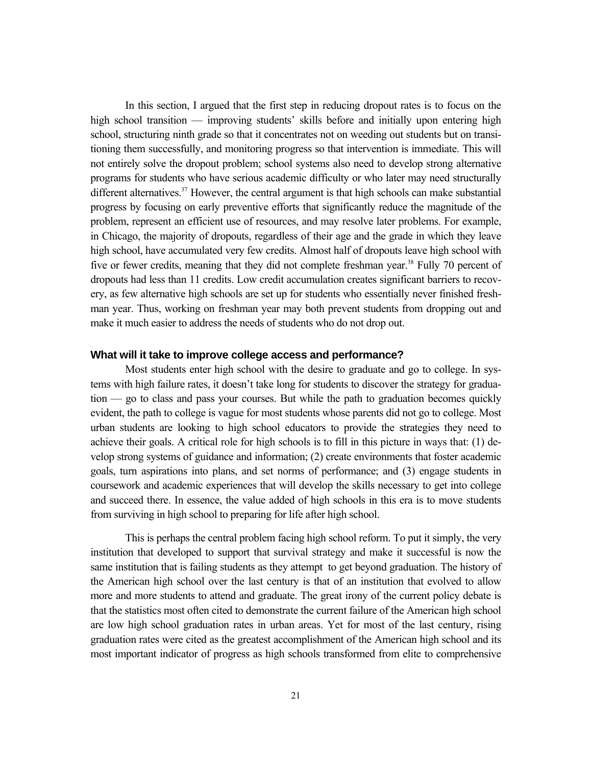In this section, I argued that the first step in reducing dropout rates is to focus on the high school transition — improving students' skills before and initially upon entering high school, structuring ninth grade so that it concentrates not on weeding out students but on transitioning them successfully, and monitoring progress so that intervention is immediate. This will not entirely solve the dropout problem; school systems also need to develop strong alternative programs for students who have serious academic difficulty or who later may need structurally different alternatives.[37] However, the central argument is that high schools can make substantial progress by focusing on early preventive efforts that significantly reduce the magnitude of the problem, represent an efficient use of resources, and may resolve later problems. For example, in Chicago, the majority of dropouts, regardless of their age and the grade in which they leave high school, have accumulated very few credits. Almost half of dropouts leave high school with five or fewer credits, meaning that they did not complete freshman year.[38] Fully 70 percent of dropouts had less than 11 credits. Low credit accumulation creates significant barriers to recovery, as few alternative high schools are set up for students who essentially never finished freshman year. Thus, working on freshman year may both prevent students from dropping out and make it much easier to address the needs of students who do not drop out.

### What will it take to improve college access and performance?

Most students enter high school with the desire to graduate and go to college. In systems with high failure rates, it doesn't take long for students to discover the strategy for graduation — go to class and pass your courses. But while the path to graduation becomes quickly evident, the path to college is vague for most students whose parents did not go to college. Most urban students are looking to high school educators to provide the strategies they need to achieve their goals. A critical role for high schools is to fill in this picture in ways that: (1) develop strong systems of guidance and information; (2) create environments that foster academic goals, turn aspirations into plans, and set norms of performance; and (3) engage students in coursework and academic experiences that will develop the skills necessary to get into college and succeed there. In essence, the value added of high schools in this era is to move students from surviving in high school to preparing for life after high school.

This is perhaps the central problem facing high school reform. To put it simply, the very institution that developed to support that survival strategy and make it successful is now the same institution that is failing students as they attempt to get beyond graduation. The history of the American high school over the last century is that of an institution that evolved to allow more and more students to attend and graduate. The great irony of the current policy debate is that the statistics most often cited to demonstrate the current failure of the American high school are low high school graduation rates in urban areas. Yet for most of the last century, rising graduation rates were cited as the greatest accomplishment of the American high school and its most important indicator of progress as high schools transformed from elite to comprehensive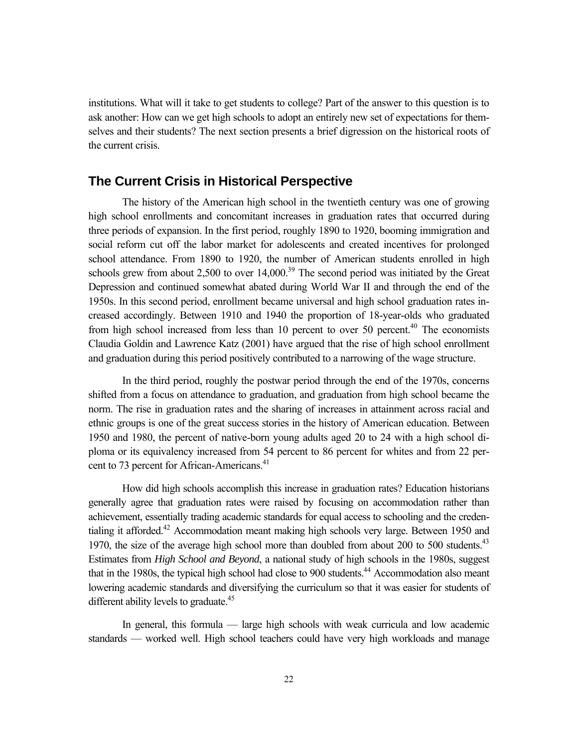institutions. What will it take to get students to college? Part of the answer to this question is to ask another: How can we get high schools to adopt an entirely new set of expectations for themselves and their students? The next section presents a brief digression on the historical roots of the current crisis.

## The Current Crisis in Historical Perspective

The history of the American high school in the twentieth century was one of growing high school enrollments and concomitant increases in graduation rates that occurred during three periods of expansion. In the first period, roughly 1890 to 1920, booming immigration and social reform cut off the labor market for adolescents and created incentives for prolonged school attendance. From 1890 to 1920, the number of American students enrolled in high schools grew from about 2,500 to over 14,000.[39] The second period was initiated by the Great Depression and continued somewhat abated during World War II and through the end of the 1950s. In this second period, enrollment became universal and high school graduation rates increased accordingly. Between 1910 and 1940 the proportion of 18-year-olds who graduated from high school increased from less than 10 percent to over 50 percent.[40] The economists Claudia Goldin and Lawrence Katz (2001) have argued that the rise of high school enrollment and graduation during this period positively contributed to a narrowing of the wage structure.

In the third period, roughly the postwar period through the end of the 1970s, concerns shifted from a focus on attendance to graduation, and graduation from high school became the norm. The rise in graduation rates and the sharing of increases in attainment across racial and ethnic groups is one of the great success stories in the history of American education. Between 1950 and 1980, the percent of native-born young adults aged 20 to 24 with a high school diploma or its equivalency increased from 54 percent to 86 percent for whites and from 22 percent to 73 percent for African-Americans.[41]

How did high schools accomplish this increase in graduation rates? Education historians generally agree that graduation rates were raised by focusing on accommodation rather than achievement, essentially trading academic standards for equal access to schooling and the credentialing it afforded.[42] Accommodation meant making high schools very large. Between 1950 and 1970, the size of the average high school more than doubled from about 200 to 500 students.[43] Estimates from *High School and Beyond*, a national study of high schools in the 1980s, suggest that in the 1980s, the typical high school had close to 900 students.[44] Accommodation also meant lowering academic standards and diversifying the curriculum so that it was easier for students of different ability levels to graduate.[45]

In general, this formula — large high schools with weak curricula and low academic standards — worked well. High school teachers could have very high workloads and manage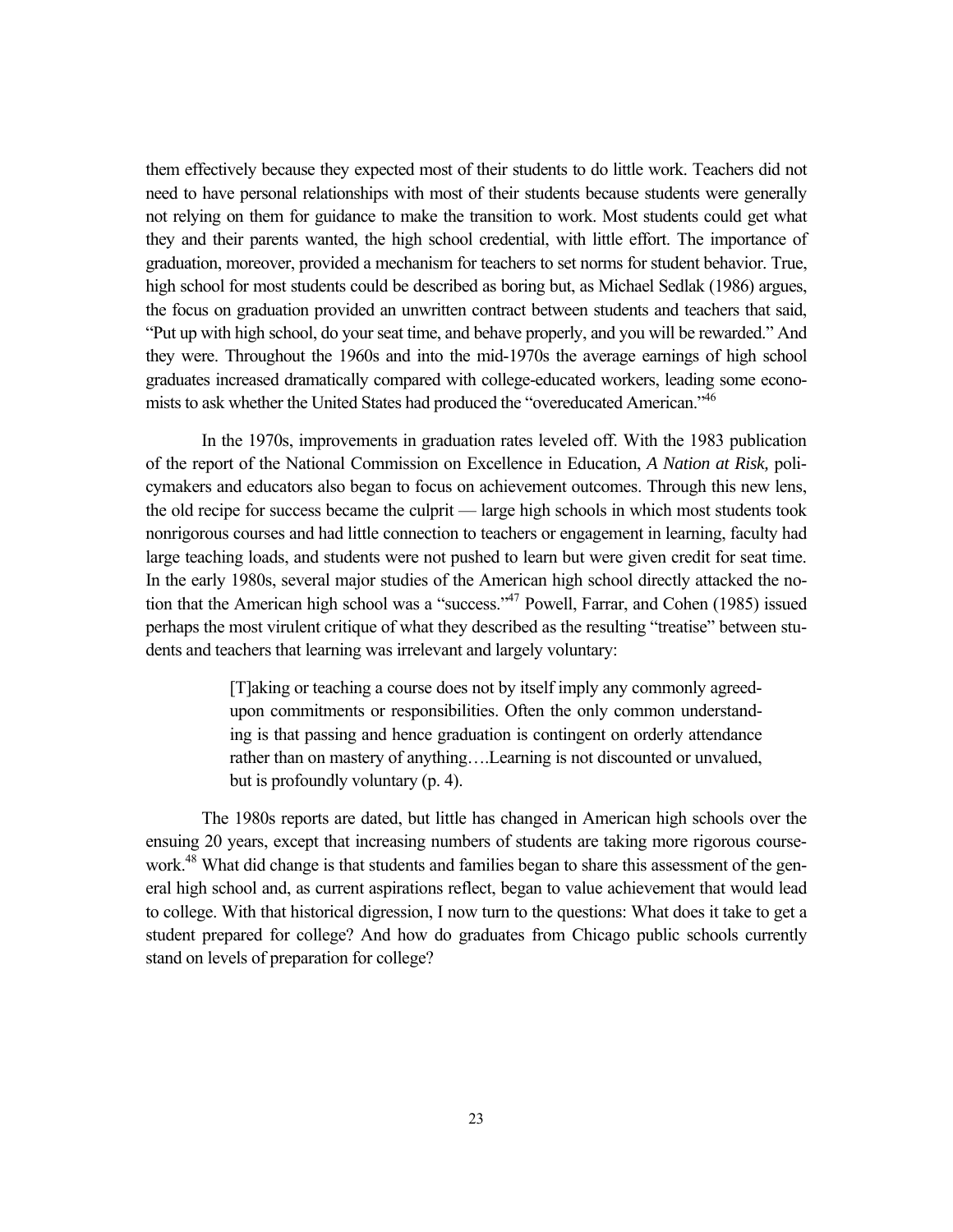them effectively because they expected most of their students to do little work. Teachers did not need to have personal relationships with most of their students because students were generally not relying on them for guidance to make the transition to work. Most students could get what they and their parents wanted, the high school credential, with little effort. The importance of graduation, moreover, provided a mechanism for teachers to set norms for student behavior. True, high school for most students could be described as boring but, as Michael Sedlak (1986) argues, the focus on graduation provided an unwritten contract between students and teachers that said, "Put up with high school, do your seat time, and behave properly, and you will be rewarded." And they were. Throughout the 1960s and into the mid-1970s the average earnings of high school graduates increased dramatically compared with college-educated workers, leading some economists to ask whether the United States had produced the "overeducated American."[46]

In the 1970s, improvements in graduation rates leveled off. With the 1983 publication of the report of the National Commission on Excellence in Education, *A Nation at Risk,* policymakers and educators also began to focus on achievement outcomes. Through this new lens, the old recipe for success became the culprit — large high schools in which most students took nonrigorous courses and had little connection to teachers or engagement in learning, faculty had large teaching loads, and students were not pushed to learn but were given credit for seat time. In the early 1980s, several major studies of the American high school directly attacked the notion that the American high school was a "success."[47] Powell, Farrar, and Cohen (1985) issued perhaps the most virulent critique of what they described as the resulting "treatise" between students and teachers that learning was irrelevant and largely voluntary:

> [T]aking or teaching a course does not by itself imply any commonly agreed-upon commitments or responsibilities. Often the only common understanding is that passing and hence graduation is contingent on orderly attendance rather than on mastery of anything….Learning is not discounted or unvalued, but is profoundly voluntary (p. 4).

The 1980s reports are dated, but little has changed in American high schools over the ensuing 20 years, except that increasing numbers of students are taking more rigorous coursework.[48] What did change is that students and families began to share this assessment of the general high school and, as current aspirations reflect, began to value achievement that would lead to college. With that historical digression, I now turn to the questions: What does it take to get a student prepared for college? And how do graduates from Chicago public schools currently stand on levels of preparation for college?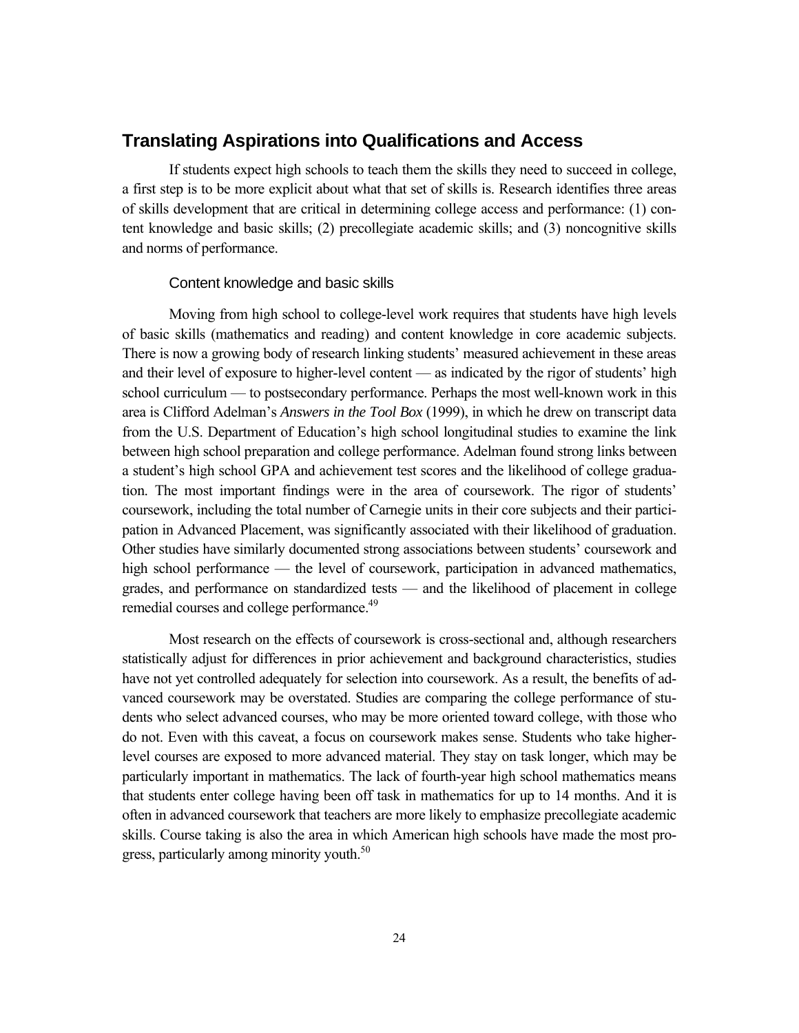## Translating Aspirations into Qualifications and Access

If students expect high schools to teach them the skills they need to succeed in college, a first step is to be more explicit about what that set of skills is. Research identifies three areas of skills development that are critical in determining college access and performance: (1) content knowledge and basic skills; (2) precollegiate academic skills; and (3) noncognitive skills and norms of performance.

### Content knowledge and basic skills

Moving from high school to college-level work requires that students have high levels of basic skills (mathematics and reading) and content knowledge in core academic subjects. There is now a growing body of research linking students' measured achievement in these areas and their level of exposure to higher-level content — as indicated by the rigor of students' high school curriculum — to postsecondary performance. Perhaps the most well-known work in this area is Clifford Adelman's *Answers in the Tool Box* (1999), in which he drew on transcript data from the U.S. Department of Education's high school longitudinal studies to examine the link between high school preparation and college performance. Adelman found strong links between a student's high school GPA and achievement test scores and the likelihood of college graduation. The most important findings were in the area of coursework. The rigor of students' coursework, including the total number of Carnegie units in their core subjects and their participation in Advanced Placement, was significantly associated with their likelihood of graduation. Other studies have similarly documented strong associations between students' coursework and high school performance — the level of coursework, participation in advanced mathematics, grades, and performance on standardized tests — and the likelihood of placement in college remedial courses and college performance.[49]

Most research on the effects of coursework is cross-sectional and, although researchers statistically adjust for differences in prior achievement and background characteristics, studies have not yet controlled adequately for selection into coursework. As a result, the benefits of advanced coursework may be overstated. Studies are comparing the college performance of students who select advanced courses, who may be more oriented toward college, with those who do not. Even with this caveat, a focus on coursework makes sense. Students who take higher-level courses are exposed to more advanced material. They stay on task longer, which may be particularly important in mathematics. The lack of fourth-year high school mathematics means that students enter college having been off task in mathematics for up to 14 months. And it is often in advanced coursework that teachers are more likely to emphasize precollegiate academic skills. Course taking is also the area in which American high schools have made the most progress, particularly among minority youth.[50]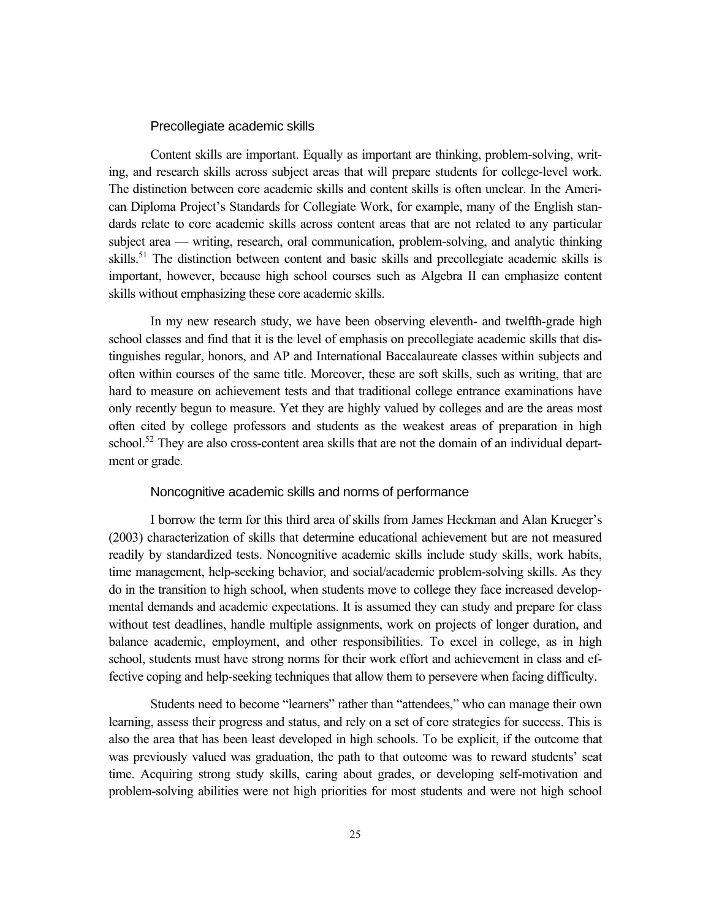### Precollegiate academic skills

Content skills are important. Equally as important are thinking, problem-solving, writing, and research skills across subject areas that will prepare students for college-level work. The distinction between core academic skills and content skills is often unclear. In the American Diploma Project's Standards for Collegiate Work, for example, many of the English standards relate to core academic skills across content areas that are not related to any particular subject area — writing, research, oral communication, problem-solving, and analytic thinking skills.[51] The distinction between content and basic skills and precollegiate academic skills is important, however, because high school courses such as Algebra II can emphasize content skills without emphasizing these core academic skills.

In my new research study, we have been observing eleventh- and twelfth-grade high school classes and find that it is the level of emphasis on precollegiate academic skills that distinguishes regular, honors, and AP and International Baccalaureate classes within subjects and often within courses of the same title. Moreover, these are soft skills, such as writing, that are hard to measure on achievement tests and that traditional college entrance examinations have only recently begun to measure. Yet they are highly valued by colleges and are the areas most often cited by college professors and students as the weakest areas of preparation in high school.[52] They are also cross-content area skills that are not the domain of an individual department or grade.

### Noncognitive academic skills and norms of performance

I borrow the term for this third area of skills from James Heckman and Alan Krueger's (2003) characterization of skills that determine educational achievement but are not measured readily by standardized tests. Noncognitive academic skills include study skills, work habits, time management, help-seeking behavior, and social/academic problem-solving skills. As they do in the transition to high school, when students move to college they face increased developmental demands and academic expectations. It is assumed they can study and prepare for class without test deadlines, handle multiple assignments, work on projects of longer duration, and balance academic, employment, and other responsibilities. To excel in college, as in high school, students must have strong norms for their work effort and achievement in class and effective coping and help-seeking techniques that allow them to persevere when facing difficulty.

Students need to become "learners" rather than "attendees," who can manage their own learning, assess their progress and status, and rely on a set of core strategies for success. This is also the area that has been least developed in high schools. To be explicit, if the outcome that was previously valued was graduation, the path to that outcome was to reward students' seat time. Acquiring strong study skills, caring about grades, or developing self-motivation and problem-solving abilities were not high priorities for most students and were not high school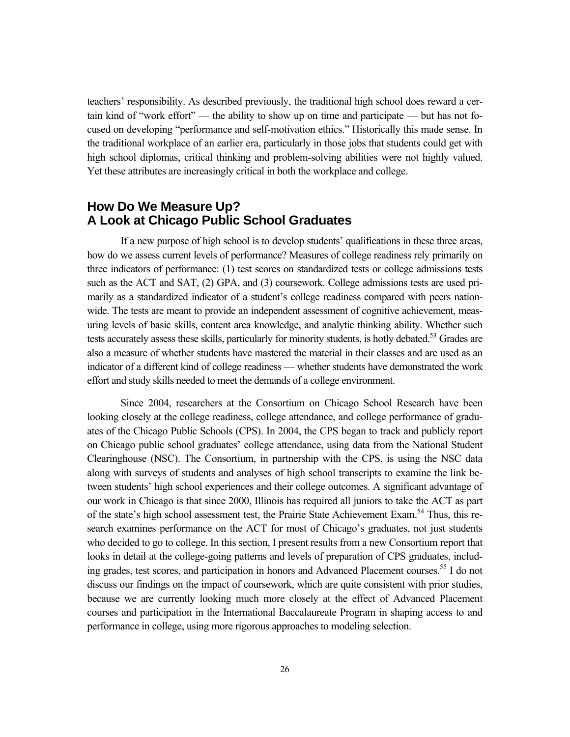teachers' responsibility. As described previously, the traditional high school does reward a certain kind of "work effort" — the ability to show up on time and participate — but has not focused on developing "performance and self-motivation ethics." Historically this made sense. In the traditional workplace of an earlier era, particularly in those jobs that students could get with high school diplomas, critical thinking and problem-solving abilities were not highly valued. Yet these attributes are increasingly critical in both the workplace and college.

## How Do We Measure Up? A Look at Chicago Public School Graduates

If a new purpose of high school is to develop students' qualifications in these three areas, how do we assess current levels of performance? Measures of college readiness rely primarily on three indicators of performance: (1) test scores on standardized tests or college admissions tests such as the ACT and SAT, (2) GPA, and (3) coursework. College admissions tests are used primarily as a standardized indicator of a student's college readiness compared with peers nationwide. The tests are meant to provide an independent assessment of cognitive achievement, measuring levels of basic skills, content area knowledge, and analytic thinking ability. Whether such tests accurately assess these skills, particularly for minority students, is hotly debated.[53] Grades are also a measure of whether students have mastered the material in their classes and are used as an indicator of a different kind of college readiness — whether students have demonstrated the work effort and study skills needed to meet the demands of a college environment.

Since 2004, researchers at the Consortium on Chicago School Research have been looking closely at the college readiness, college attendance, and college performance of graduates of the Chicago Public Schools (CPS). In 2004, the CPS began to track and publicly report on Chicago public school graduates' college attendance, using data from the National Student Clearinghouse (NSC). The Consortium, in partnership with the CPS, is using the NSC data along with surveys of students and analyses of high school transcripts to examine the link between students' high school experiences and their college outcomes. A significant advantage of our work in Chicago is that since 2000, Illinois has required all juniors to take the ACT as part of the state's high school assessment test, the Prairie State Achievement Exam.[54] Thus, this research examines performance on the ACT for most of Chicago's graduates, not just students who decided to go to college. In this section, I present results from a new Consortium report that looks in detail at the college-going patterns and levels of preparation of CPS graduates, including grades, test scores, and participation in honors and Advanced Placement courses.[55] I do not discuss our findings on the impact of coursework, which are quite consistent with prior studies, because we are currently looking much more closely at the effect of Advanced Placement courses and participation in the International Baccalaureate Program in shaping access to and performance in college, using more rigorous approaches to modeling selection.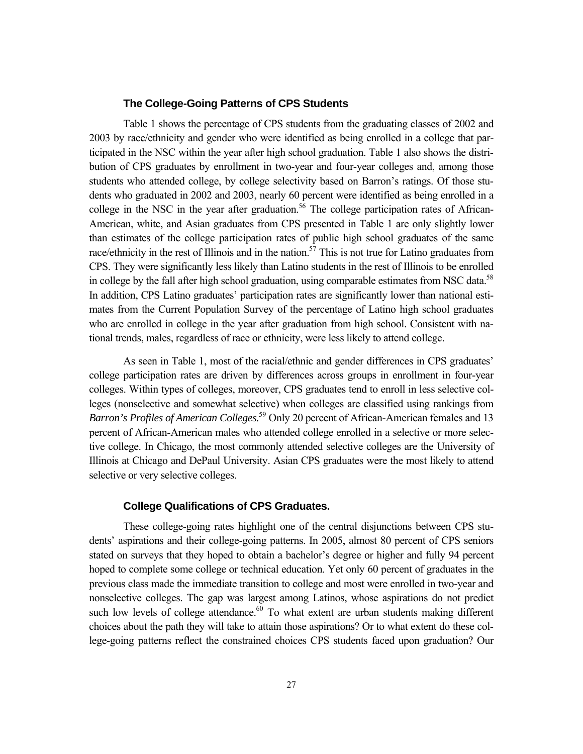### The College-Going Patterns of CPS Students

Table 1 shows the percentage of CPS students from the graduating classes of 2002 and 2003 by race/ethnicity and gender who were identified as being enrolled in a college that participated in the NSC within the year after high school graduation. Table 1 also shows the distribution of CPS graduates by enrollment in two-year and four-year colleges and, among those students who attended college, by college selectivity based on Barron's ratings. Of those students who graduated in 2002 and 2003, nearly 60 percent were identified as being enrolled in a college in the NSC in the year after graduation.[56] The college participation rates of African-American, white, and Asian graduates from CPS presented in Table 1 are only slightly lower than estimates of the college participation rates of public high school graduates of the same race/ethnicity in the rest of Illinois and in the nation.[57] This is not true for Latino graduates from CPS. They were significantly less likely than Latino students in the rest of Illinois to be enrolled in college by the fall after high school graduation, using comparable estimates from NSC data.[58] In addition, CPS Latino graduates' participation rates are significantly lower than national estimates from the Current Population Survey of the percentage of Latino high school graduates who are enrolled in college in the year after graduation from high school. Consistent with national trends, males, regardless of race or ethnicity, were less likely to attend college.

As seen in Table 1, most of the racial/ethnic and gender differences in CPS graduates' college participation rates are driven by differences across groups in enrollment in four-year colleges. Within types of colleges, moreover, CPS graduates tend to enroll in less selective colleges (nonselective and somewhat selective) when colleges are classified using rankings from *Barron's Profiles of American Colleges.*[59] Only 20 percent of African-American females and 13 percent of African-American males who attended college enrolled in a selective or more selective college. In Chicago, the most commonly attended selective colleges are the University of Illinois at Chicago and DePaul University. Asian CPS graduates were the most likely to attend selective or very selective colleges.

### College Qualifications of CPS Graduates.

These college-going rates highlight one of the central disjunctions between CPS students' aspirations and their college-going patterns. In 2005, almost 80 percent of CPS seniors stated on surveys that they hoped to obtain a bachelor's degree or higher and fully 94 percent hoped to complete some college or technical education. Yet only 60 percent of graduates in the previous class made the immediate transition to college and most were enrolled in two-year and nonselective colleges. The gap was largest among Latinos, whose aspirations do not predict such low levels of college attendance.[60] To what extent are urban students making different choices about the path they will take to attain those aspirations? Or to what extent do these college-going patterns reflect the constrained choices CPS students faced upon graduation? Our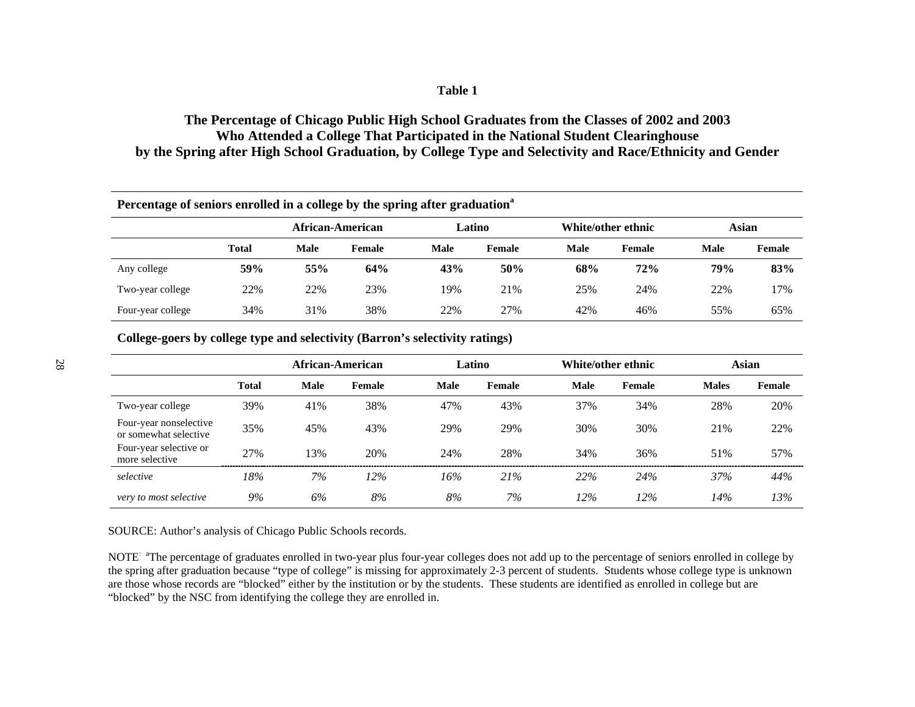**Table 1**

**The Percentage of Chicago Public High School Graduates from the Classes of 2002 and 2003 Who Attended a College That Participated in the National Student Clearinghouse by the Spring after High School Graduation, by College Type and Selectivity and Race/Ethnicity and Gender**

**Percentage of seniors enrolled in a college by the spring after graduation[a]**

| | | African-American | | Latino | | White/other ethnic | | Asian | |
|---|---|---|---|---|---|---|---|---|---|
| | **Total** | **Male** | **Female** | **Male** | **Female** | **Male** | **Female** | **Male** | **Female** |
| Any college | **59%** | **55%** | **64%** | **43%** | **50%** | **68%** | **72%** | **79%** | **83%** |
| Two-year college | 22% | 22% | 23% | 19% | 21% | 25% | 24% | 22% | 17% |
| Four-year college | 34% | 31% | 38% | 22% | 27% | 42% | 46% | 55% | 65% |

**College-goers by college type and selectivity (Barron's selectivity ratings)**

| | | African-American | | Latino | | White/other ethnic | | Asian | |
|---|---|---|---|---|---|---|---|---|---|
| | **Total** | **Male** | **Female** | **Male** | **Female** | **Male** | **Female** | **Males** | **Female** |
| Two-year college | 39% | 41% | 38% | 47% | 43% | 37% | 34% | 28% | 20% |
| Four-year nonselective or somewhat selective | 35% | 45% | 43% | 29% | 29% | 30% | 30% | 21% | 22% |
| Four-year selective or more selective | 27% | 13% | 20% | 24% | 28% | 34% | 36% | 51% | 57% |
| *selective* | *18%* | *7%* | *12%* | *16%* | *21%* | *22%* | *24%* | *37%* | *44%* |
| *very to most selective* | *9%* | *6%* | *8%* | *8%* | *7%* | *12%* | *12%* | *14%* | *13%* |

SOURCE: Author's analysis of Chicago Public Schools records.

NOTE: [a]The percentage of graduates enrolled in two-year plus four-year colleges does not add up to the percentage of seniors enrolled in college by the spring after graduation because "type of college" is missing for approximately 2-3 percent of students. Students whose college type is unknown are those whose records are "blocked" either by the institution or by the students. These students are identified as enrolled in college but are "blocked" by the NSC from identifying the college they are enrolled in.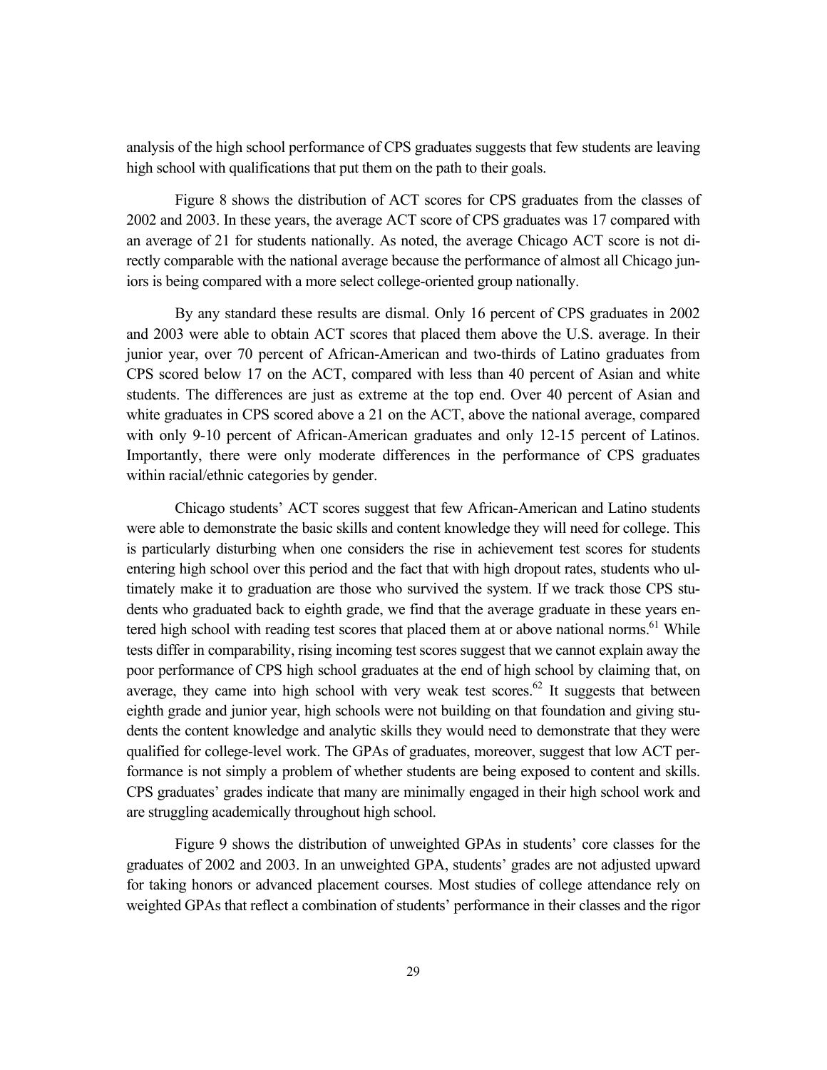analysis of the high school performance of CPS graduates suggests that few students are leaving high school with qualifications that put them on the path to their goals.

Figure 8 shows the distribution of ACT scores for CPS graduates from the classes of 2002 and 2003. In these years, the average ACT score of CPS graduates was 17 compared with an average of 21 for students nationally. As noted, the average Chicago ACT score is not directly comparable with the national average because the performance of almost all Chicago juniors is being compared with a more select college-oriented group nationally.

By any standard these results are dismal. Only 16 percent of CPS graduates in 2002 and 2003 were able to obtain ACT scores that placed them above the U.S. average. In their junior year, over 70 percent of African-American and two-thirds of Latino graduates from CPS scored below 17 on the ACT, compared with less than 40 percent of Asian and white students. The differences are just as extreme at the top end. Over 40 percent of Asian and white graduates in CPS scored above a 21 on the ACT, above the national average, compared with only 9-10 percent of African-American graduates and only 12-15 percent of Latinos. Importantly, there were only moderate differences in the performance of CPS graduates within racial/ethnic categories by gender.

Chicago students' ACT scores suggest that few African-American and Latino students were able to demonstrate the basic skills and content knowledge they will need for college. This is particularly disturbing when one considers the rise in achievement test scores for students entering high school over this period and the fact that with high dropout rates, students who ultimately make it to graduation are those who survived the system. If we track those CPS students who graduated back to eighth grade, we find that the average graduate in these years entered high school with reading test scores that placed them at or above national norms.[61] While tests differ in comparability, rising incoming test scores suggest that we cannot explain away the poor performance of CPS high school graduates at the end of high school by claiming that, on average, they came into high school with very weak test scores.[62] It suggests that between eighth grade and junior year, high schools were not building on that foundation and giving students the content knowledge and analytic skills they would need to demonstrate that they were qualified for college-level work. The GPAs of graduates, moreover, suggest that low ACT performance is not simply a problem of whether students are being exposed to content and skills. CPS graduates' grades indicate that many are minimally engaged in their high school work and are struggling academically throughout high school.

Figure 9 shows the distribution of unweighted GPAs in students' core classes for the graduates of 2002 and 2003. In an unweighted GPA, students' grades are not adjusted upward for taking honors or advanced placement courses. Most studies of college attendance rely on weighted GPAs that reflect a combination of students' performance in their classes and the rigor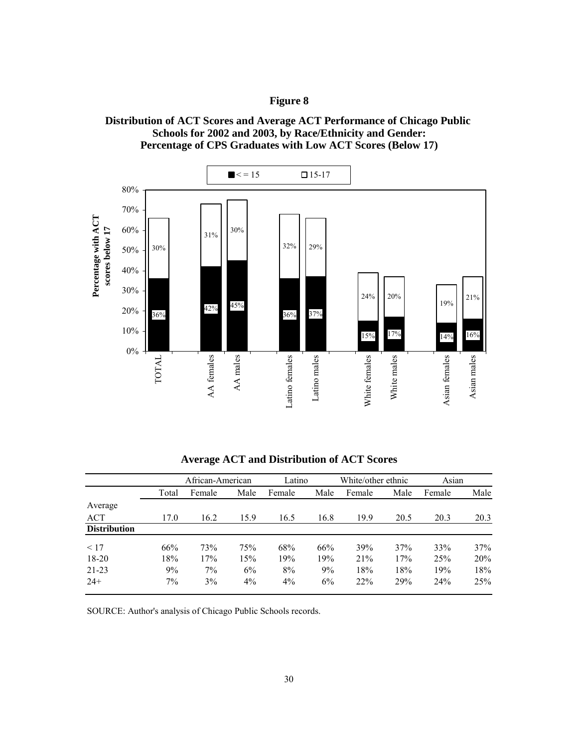# Figure 8

## Distribution of ACT Scores and Average ACT Performance of Chicago Public Schools for 2002 and 2003, by Race/Ethnicity and Gender: Percentage of CPS Graduates with Low ACT Scores (Below 17)

| | < = 15 | 15-17 |
|---|---|---|
| TOTAL | 36% | 30% |
| AA females | 42% | 31% |
| AA males | 45% | 30% |
| Latino females | 36% | 32% |
| Latino males | 37% | 29% |
| White females | 15% | 24% |
| White males | 17% | 20% |
| Asian females | 14% | 19% |
| Asian males | 16% | 21% |

### Average ACT and Distribution of ACT Scores

| | | African-American | | Latino | | White/other ethnic | | Asian | |
|---|---|---|---|---|---|---|---|---|---|
| | Total | Female | Male | Female | Male | Female | Male | Female | Male |
| Average ACT | 17.0 | 16.2 | 15.9 | 16.5 | 16.8 | 19.9 | 20.5 | 20.3 | 20.3 |
| **Distribution** | | | | | | | | | |
| < 17 | 66% | 73% | 75% | 68% | 66% | 39% | 37% | 33% | 37% |
| 18-20 | 18% | 17% | 15% | 19% | 19% | 21% | 17% | 25% | 20% |
| 21-23 | 9% | 7% | 6% | 8% | 9% | 18% | 18% | 19% | 18% |
| 24+ | 7% | 3% | 4% | 4% | 6% | 22% | 29% | 24% | 25% |

SOURCE: Author's analysis of Chicago Public Schools records.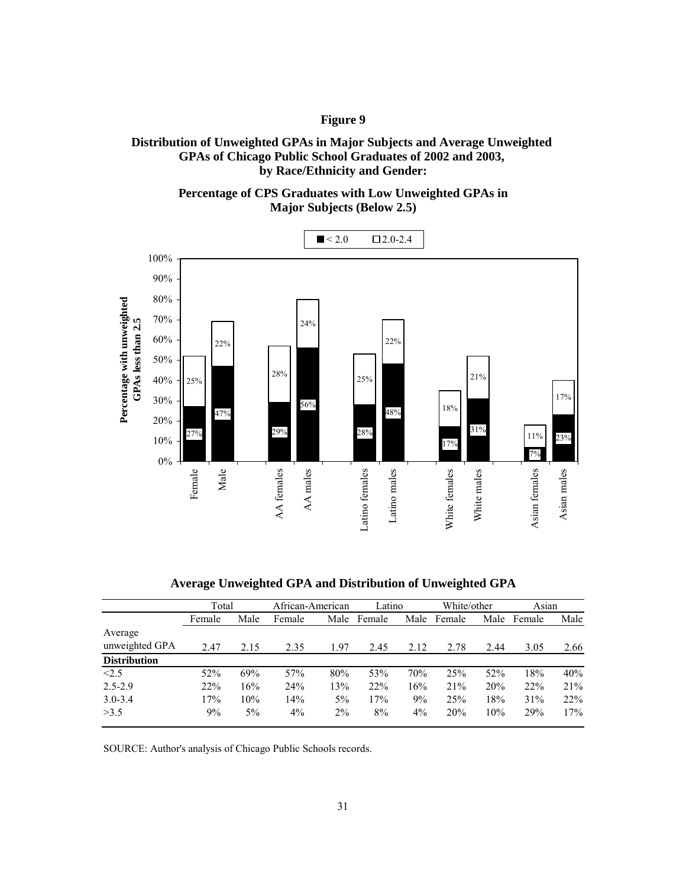**Figure 9**

**Distribution of Unweighted GPAs in Major Subjects and Average Unweighted GPAs of Chicago Public School Graduates of 2002 and 2003, by Race/Ethnicity and Gender:**

**Percentage of CPS Graduates with Low Unweighted GPAs in Major Subjects (Below 2.5)**

| | < 2.0 | 2.0-2.4 |
|---|---|---|
| Female | 27% | 25% |
| Male | 47% | 22% |
| AA females | 29% | 28% |
| AA males | 56% | 24% |
| Latino females | 28% | 25% |
| Latino males | 48% | 22% |
| White females | 17% | 18% |
| White males | 31% | 21% |
| Asian females | 7% | 11% |
| Asian males | 23% | 17% |

**Average Unweighted GPA and Distribution of Unweighted GPA**

| | Total | | African-American | | Latino | | White/other | | Asian | |
|---|---|---|---|---|---|---|---|---|---|---|
| | Female | Male | Female | Male | Female | Male | Female | Male | Female | Male |
| Average unweighted GPA | 2.47 | 2.15 | 2.35 | 1.97 | 2.45 | 2.12 | 2.78 | 2.44 | 3.05 | 2.66 |
| **Distribution** | | | | | | | | | | |
| <2.5 | 52% | 69% | 57% | 80% | 53% | 70% | 25% | 52% | 18% | 40% |
| 2.5-2.9 | 22% | 16% | 24% | 13% | 22% | 16% | 21% | 20% | 22% | 21% |
| 3.0-3.4 | 17% | 10% | 14% | 5% | 17% | 9% | 25% | 18% | 31% | 22% |
| >3.5 | 9% | 5% | 4% | 2% | 8% | 4% | 20% | 10% | 29% | 17% |

SOURCE: Author's analysis of Chicago Public Schools records.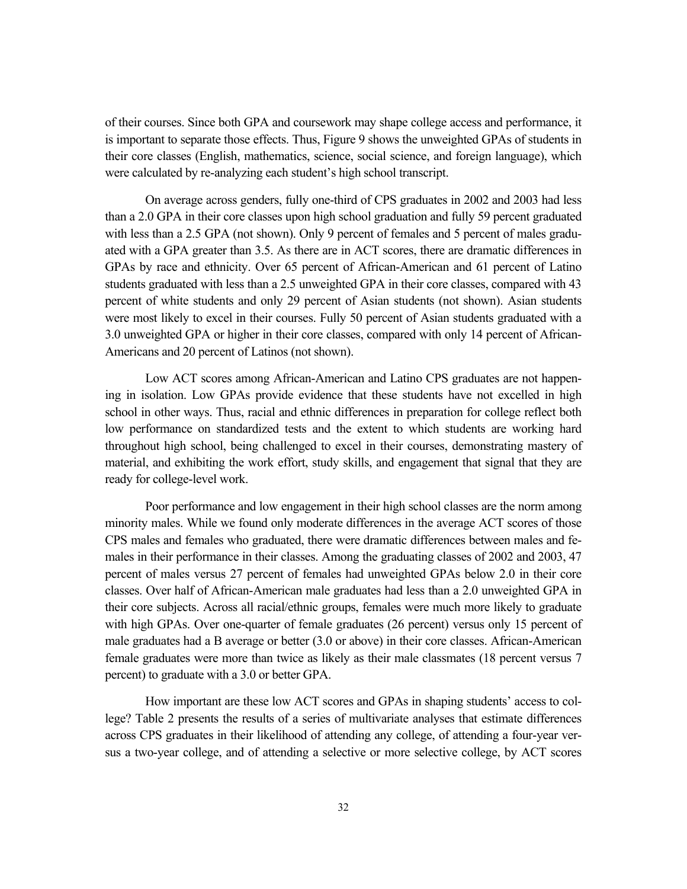of their courses. Since both GPA and coursework may shape college access and performance, it is important to separate those effects. Thus, Figure 9 shows the unweighted GPAs of students in their core classes (English, mathematics, science, social science, and foreign language), which were calculated by re-analyzing each student's high school transcript.

On average across genders, fully one-third of CPS graduates in 2002 and 2003 had less than a 2.0 GPA in their core classes upon high school graduation and fully 59 percent graduated with less than a 2.5 GPA (not shown). Only 9 percent of females and 5 percent of males graduated with a GPA greater than 3.5. As there are in ACT scores, there are dramatic differences in GPAs by race and ethnicity. Over 65 percent of African-American and 61 percent of Latino students graduated with less than a 2.5 unweighted GPA in their core classes, compared with 43 percent of white students and only 29 percent of Asian students (not shown). Asian students were most likely to excel in their courses. Fully 50 percent of Asian students graduated with a 3.0 unweighted GPA or higher in their core classes, compared with only 14 percent of African-Americans and 20 percent of Latinos (not shown).

Low ACT scores among African-American and Latino CPS graduates are not happening in isolation. Low GPAs provide evidence that these students have not excelled in high school in other ways. Thus, racial and ethnic differences in preparation for college reflect both low performance on standardized tests and the extent to which students are working hard throughout high school, being challenged to excel in their courses, demonstrating mastery of material, and exhibiting the work effort, study skills, and engagement that signal that they are ready for college-level work.

Poor performance and low engagement in their high school classes are the norm among minority males. While we found only moderate differences in the average ACT scores of those CPS males and females who graduated, there were dramatic differences between males and females in their performance in their classes. Among the graduating classes of 2002 and 2003, 47 percent of males versus 27 percent of females had unweighted GPAs below 2.0 in their core classes. Over half of African-American male graduates had less than a 2.0 unweighted GPA in their core subjects. Across all racial/ethnic groups, females were much more likely to graduate with high GPAs. Over one-quarter of female graduates (26 percent) versus only 15 percent of male graduates had a B average or better (3.0 or above) in their core classes. African-American female graduates were more than twice as likely as their male classmates (18 percent versus 7 percent) to graduate with a 3.0 or better GPA.

How important are these low ACT scores and GPAs in shaping students' access to college? Table 2 presents the results of a series of multivariate analyses that estimate differences across CPS graduates in their likelihood of attending any college, of attending a four-year versus a two-year college, and of attending a selective or more selective college, by ACT scores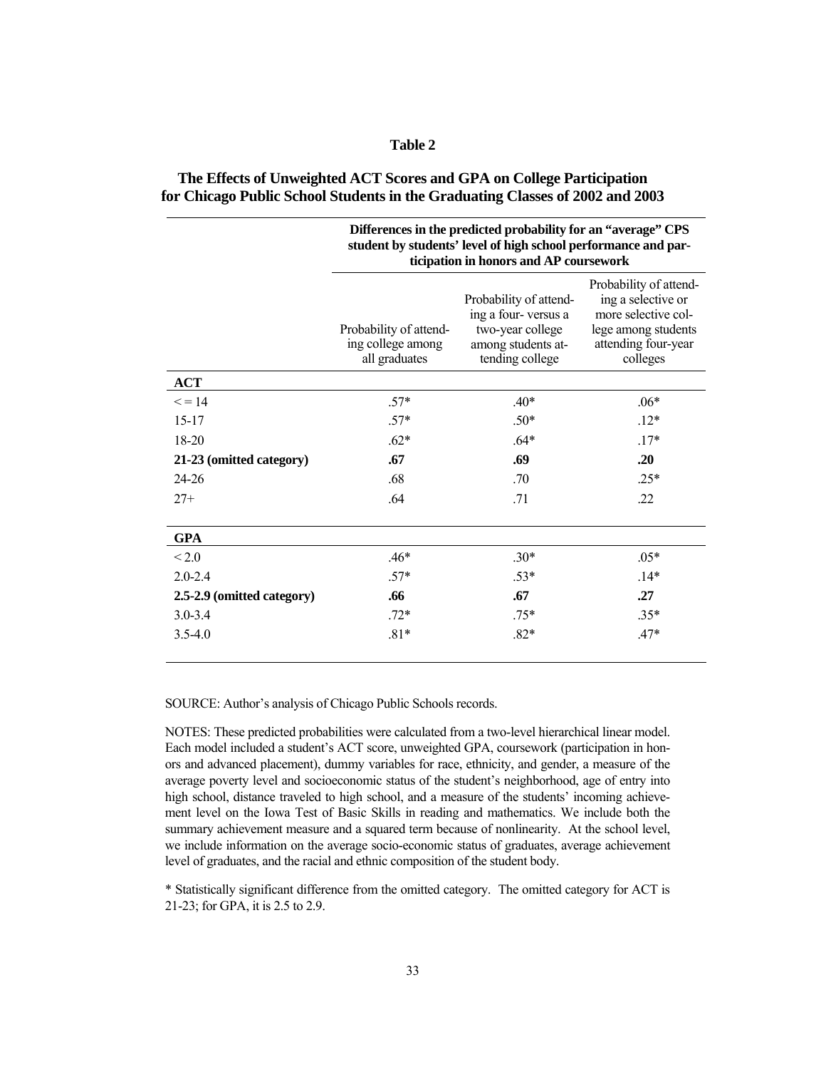**Table 2**

**The Effects of Unweighted ACT Scores and GPA on College Participation for Chicago Public School Students in the Graduating Classes of 2002 and 2003**

| | **Differences in the predicted probability for an "average" CPS student by students' level of high school performance and participation in honors and AP coursework** | | |
|---|---|---|---|
| | Probability of attending college among all graduates | Probability of attending a four- versus a two-year college among students attending college | Probability of attending a selective or more selective college among students attending four-year colleges |
| **ACT** | | | |
| < = 14 | .57* | .40* | .06* |
| 15-17 | .57* | .50* | .12* |
| 18-20 | .62* | .64* | .17* |
| **21-23 (omitted category)** | **.67** | **.69** | **.20** |
| 24-26 | .68 | .70 | .25* |
| 27+ | .64 | .71 | .22 |
| **GPA** | | | |
| < 2.0 | .46* | .30* | .05* |
| 2.0-2.4 | .57* | .53* | .14* |
| **2.5-2.9 (omitted category)** | **.66** | **.67** | **.27** |
| 3.0-3.4 | .72* | .75* | .35* |
| 3.5-4.0 | .81* | .82* | .47* |

SOURCE: Author's analysis of Chicago Public Schools records.

NOTES: These predicted probabilities were calculated from a two-level hierarchical linear model. Each model included a student's ACT score, unweighted GPA, coursework (participation in honors and advanced placement), dummy variables for race, ethnicity, and gender, a measure of the average poverty level and socioeconomic status of the student's neighborhood, age of entry into high school, distance traveled to high school, and a measure of the students' incoming achievement level on the Iowa Test of Basic Skills in reading and mathematics. We include both the summary achievement measure and a squared term because of nonlinearity. At the school level, we include information on the average socio-economic status of graduates, average achievement level of graduates, and the racial and ethnic composition of the student body.

* Statistically significant difference from the omitted category. The omitted category for ACT is 21-23; for GPA, it is 2.5 to 2.9.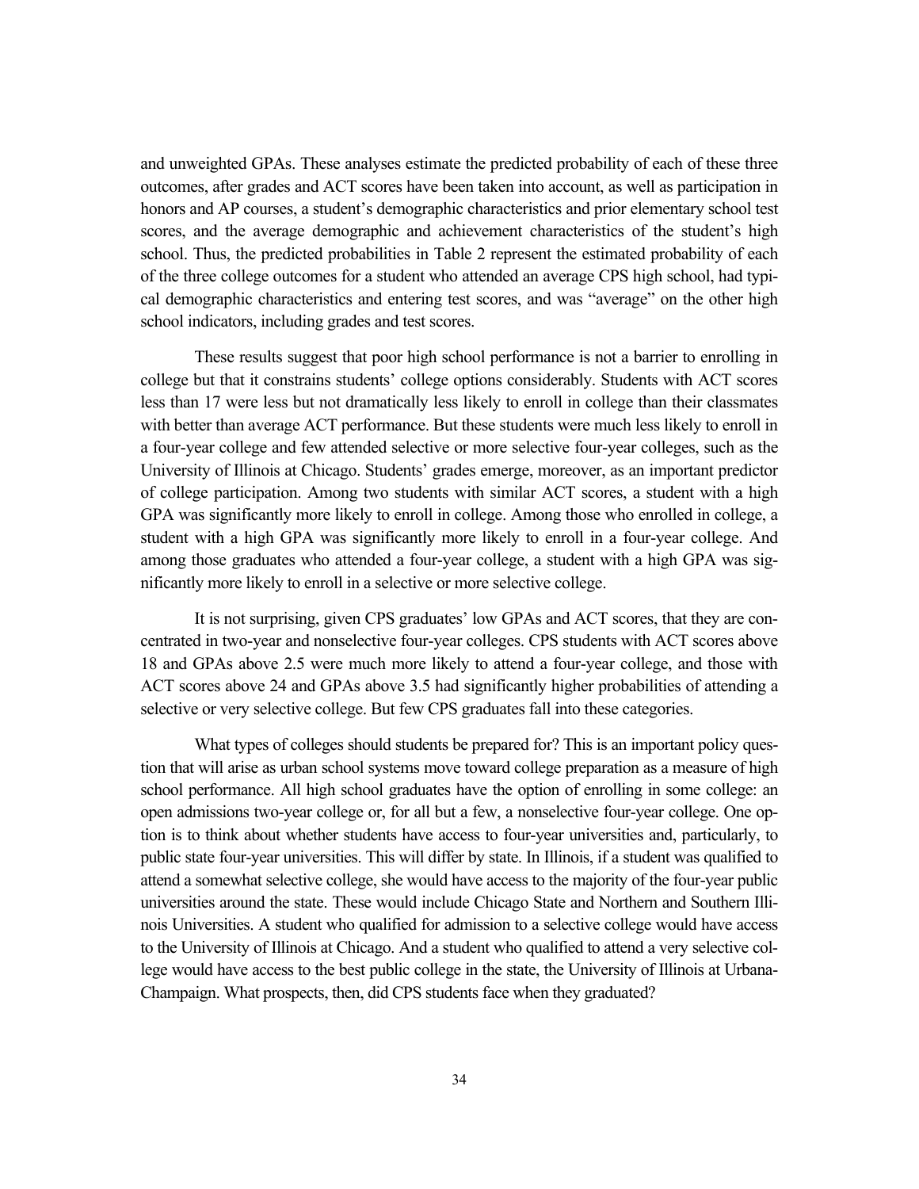and unweighted GPAs. These analyses estimate the predicted probability of each of these three outcomes, after grades and ACT scores have been taken into account, as well as participation in honors and AP courses, a student's demographic characteristics and prior elementary school test scores, and the average demographic and achievement characteristics of the student's high school. Thus, the predicted probabilities in Table 2 represent the estimated probability of each of the three college outcomes for a student who attended an average CPS high school, had typical demographic characteristics and entering test scores, and was "average" on the other high school indicators, including grades and test scores.

These results suggest that poor high school performance is not a barrier to enrolling in college but that it constrains students' college options considerably. Students with ACT scores less than 17 were less but not dramatically less likely to enroll in college than their classmates with better than average ACT performance. But these students were much less likely to enroll in a four-year college and few attended selective or more selective four-year colleges, such as the University of Illinois at Chicago. Students' grades emerge, moreover, as an important predictor of college participation. Among two students with similar ACT scores, a student with a high GPA was significantly more likely to enroll in college. Among those who enrolled in college, a student with a high GPA was significantly more likely to enroll in a four-year college. And among those graduates who attended a four-year college, a student with a high GPA was significantly more likely to enroll in a selective or more selective college.

It is not surprising, given CPS graduates' low GPAs and ACT scores, that they are concentrated in two-year and nonselective four-year colleges. CPS students with ACT scores above 18 and GPAs above 2.5 were much more likely to attend a four-year college, and those with ACT scores above 24 and GPAs above 3.5 had significantly higher probabilities of attending a selective or very selective college. But few CPS graduates fall into these categories.

What types of colleges should students be prepared for? This is an important policy question that will arise as urban school systems move toward college preparation as a measure of high school performance. All high school graduates have the option of enrolling in some college: an open admissions two-year college or, for all but a few, a nonselective four-year college. One option is to think about whether students have access to four-year universities and, particularly, to public state four-year universities. This will differ by state. In Illinois, if a student was qualified to attend a somewhat selective college, she would have access to the majority of the four-year public universities around the state. These would include Chicago State and Northern and Southern Illinois Universities. A student who qualified for admission to a selective college would have access to the University of Illinois at Chicago. And a student who qualified to attend a very selective college would have access to the best public college in the state, the University of Illinois at Urbana-Champaign. What prospects, then, did CPS students face when they graduated?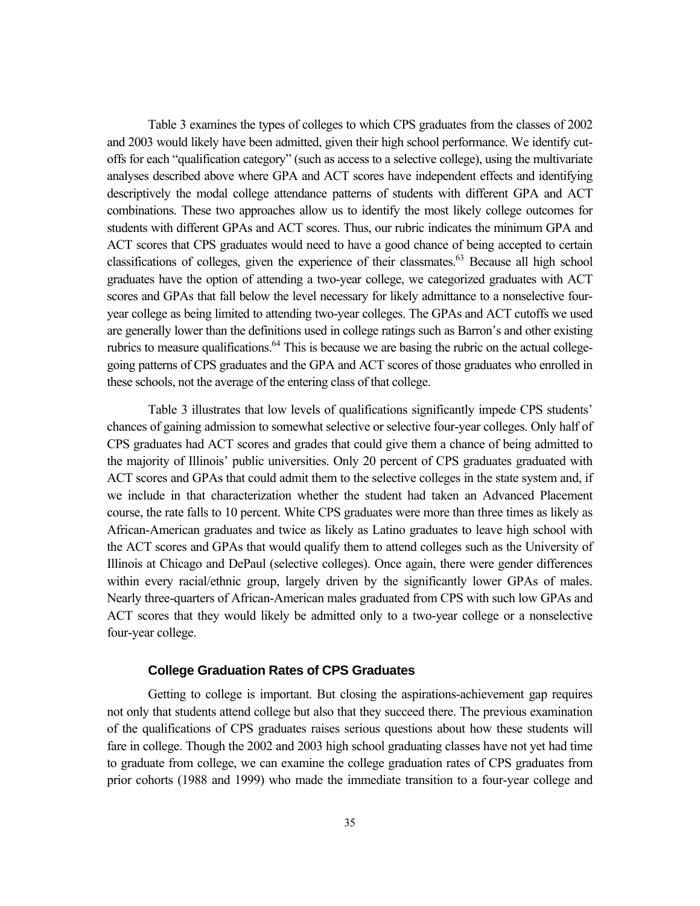Table 3 examines the types of colleges to which CPS graduates from the classes of 2002 and 2003 would likely have been admitted, given their high school performance. We identify cut-offs for each "qualification category" (such as access to a selective college), using the multivariate analyses described above where GPA and ACT scores have independent effects and identifying descriptively the modal college attendance patterns of students with different GPA and ACT combinations. These two approaches allow us to identify the most likely college outcomes for students with different GPAs and ACT scores. Thus, our rubric indicates the minimum GPA and ACT scores that CPS graduates would need to have a good chance of being accepted to certain classifications of colleges, given the experience of their classmates.[63] Because all high school graduates have the option of attending a two-year college, we categorized graduates with ACT scores and GPAs that fall below the level necessary for likely admittance to a nonselective four-year college as being limited to attending two-year colleges. The GPAs and ACT cutoffs we used are generally lower than the definitions used in college ratings such as Barron's and other existing rubrics to measure qualifications.[64] This is because we are basing the rubric on the actual college-going patterns of CPS graduates and the GPA and ACT scores of those graduates who enrolled in these schools, not the average of the entering class of that college.

Table 3 illustrates that low levels of qualifications significantly impede CPS students' chances of gaining admission to somewhat selective or selective four-year colleges. Only half of CPS graduates had ACT scores and grades that could give them a chance of being admitted to the majority of Illinois' public universities. Only 20 percent of CPS graduates graduated with ACT scores and GPAs that could admit them to the selective colleges in the state system and, if we include in that characterization whether the student had taken an Advanced Placement course, the rate falls to 10 percent. White CPS graduates were more than three times as likely as African-American graduates and twice as likely as Latino graduates to leave high school with the ACT scores and GPAs that would qualify them to attend colleges such as the University of Illinois at Chicago and DePaul (selective colleges). Once again, there were gender differences within every racial/ethnic group, largely driven by the significantly lower GPAs of males. Nearly three-quarters of African-American males graduated from CPS with such low GPAs and ACT scores that they would likely be admitted only to a two-year college or a nonselective four-year college.

### College Graduation Rates of CPS Graduates

Getting to college is important. But closing the aspirations-achievement gap requires not only that students attend college but also that they succeed there. The previous examination of the qualifications of CPS graduates raises serious questions about how these students will fare in college. Though the 2002 and 2003 high school graduating classes have not yet had time to graduate from college, we can examine the college graduation rates of CPS graduates from prior cohorts (1988 and 1999) who made the immediate transition to a four-year college and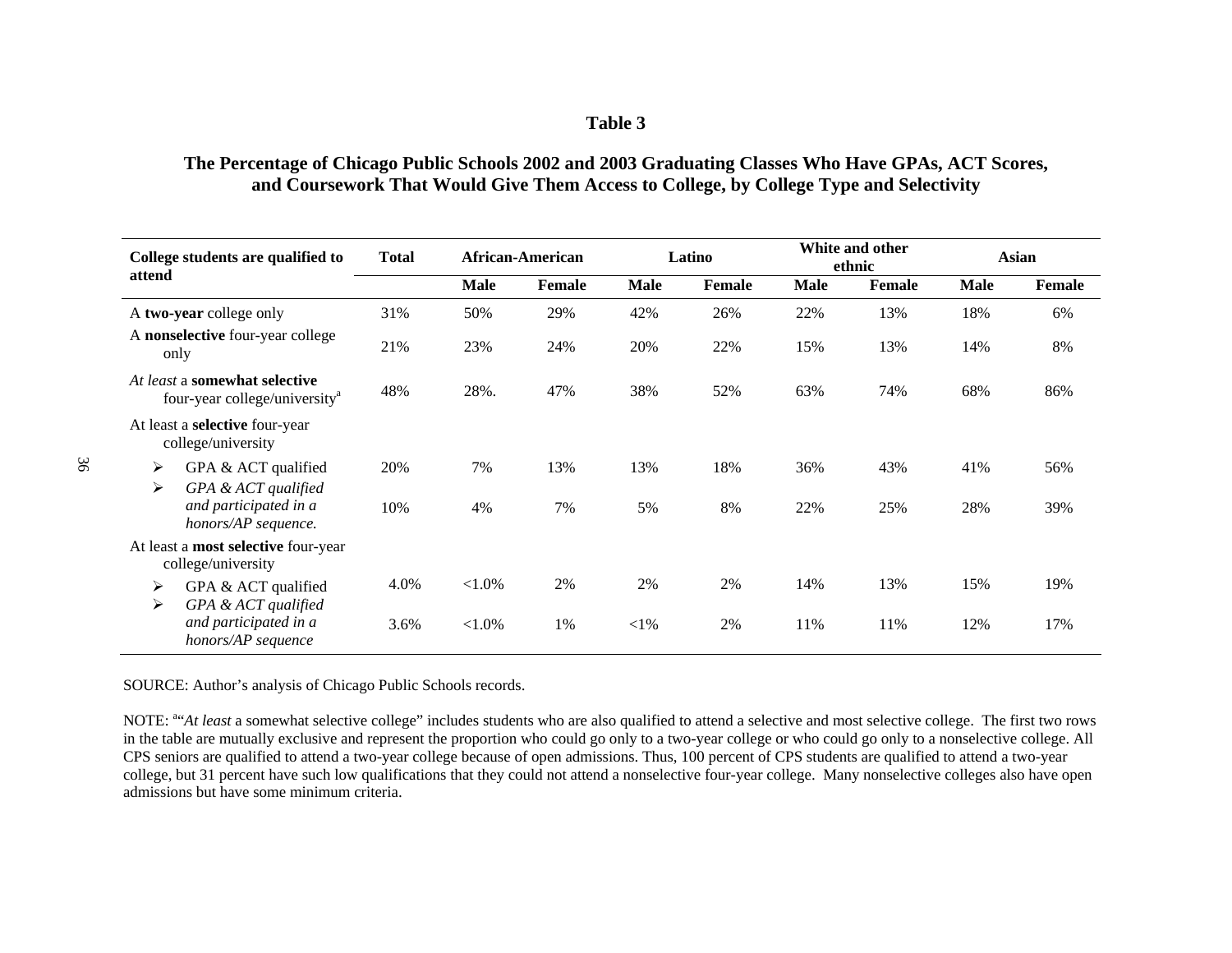**Table 3**

**The Percentage of Chicago Public Schools 2002 and 2003 Graduating Classes Who Have GPAs, ACT Scores, and Coursework That Would Give Them Access to College, by College Type and Selectivity**

| College students are qualified to attend | Total | African-American | | Latino | | White and other ethnic | | Asian | |
|---|---|---|---|---|---|---|---|---|---|
| | | Male | Female | Male | Female | Male | Female | Male | Female |
| A **two-year** college only | 31% | 50% | 29% | 42% | 26% | 22% | 13% | 18% | 6% |
| A **nonselective** four-year college only | 21% | 23% | 24% | 20% | 22% | 15% | 13% | 14% | 8% |
| *At least* a **somewhat selective** four-year college/university[a] | 48% | 28%. | 47% | 38% | 52% | 63% | 74% | 68% | 86% |
| At least a **selective** four-year college/university | | | | | | | | | |
| ➢ GPA & ACT qualified | 20% | 7% | 13% | 13% | 18% | 36% | 43% | 41% | 56% |
| ➢ *GPA & ACT qualified and participated in a honors/AP sequence.* | 10% | 4% | 7% | 5% | 8% | 22% | 25% | 28% | 39% |
| At least a **most selective** four-year college/university | | | | | | | | | |
| ➢ GPA & ACT qualified | 4.0% | <1.0% | 2% | 2% | 2% | 14% | 13% | 15% | 19% |
| ➢ *GPA & ACT qualified and participated in a honors/AP sequence* | 3.6% | <1.0% | 1% | <1% | 2% | 11% | 11% | 12% | 17% |

SOURCE: Author's analysis of Chicago Public Schools records.

NOTE: [a]"*At least* a somewhat selective college" includes students who are also qualified to attend a selective and most selective college. The first two rows in the table are mutually exclusive and represent the proportion who could go only to a two-year college or who could go only to a nonselective college. All CPS seniors are qualified to attend a two-year college because of open admissions. Thus, 100 percent of CPS students are qualified to attend a two-year college, but 31 percent have such low qualifications that they could not attend a nonselective four-year college. Many nonselective colleges also have open admissions but have some minimum criteria.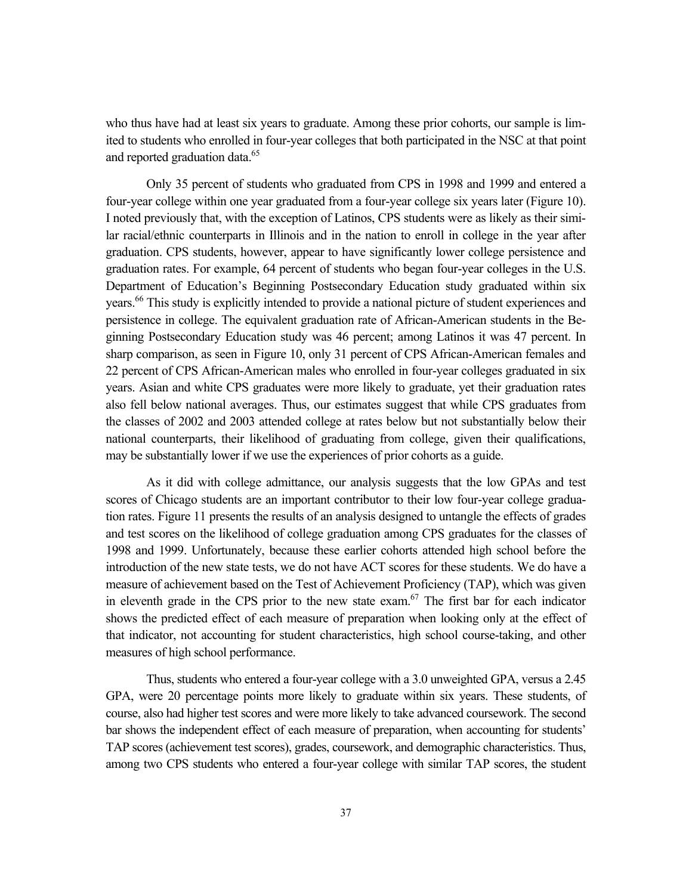who thus have had at least six years to graduate. Among these prior cohorts, our sample is limited to students who enrolled in four-year colleges that both participated in the NSC at that point and reported graduation data.[65]

Only 35 percent of students who graduated from CPS in 1998 and 1999 and entered a four-year college within one year graduated from a four-year college six years later (Figure 10). I noted previously that, with the exception of Latinos, CPS students were as likely as their similar racial/ethnic counterparts in Illinois and in the nation to enroll in college in the year after graduation. CPS students, however, appear to have significantly lower college persistence and graduation rates. For example, 64 percent of students who began four-year colleges in the U.S. Department of Education's Beginning Postsecondary Education study graduated within six years.[66] This study is explicitly intended to provide a national picture of student experiences and persistence in college. The equivalent graduation rate of African-American students in the Beginning Postsecondary Education study was 46 percent; among Latinos it was 47 percent. In sharp comparison, as seen in Figure 10, only 31 percent of CPS African-American females and 22 percent of CPS African-American males who enrolled in four-year colleges graduated in six years. Asian and white CPS graduates were more likely to graduate, yet their graduation rates also fell below national averages. Thus, our estimates suggest that while CPS graduates from the classes of 2002 and 2003 attended college at rates below but not substantially below their national counterparts, their likelihood of graduating from college, given their qualifications, may be substantially lower if we use the experiences of prior cohorts as a guide.

As it did with college admittance, our analysis suggests that the low GPAs and test scores of Chicago students are an important contributor to their low four-year college graduation rates. Figure 11 presents the results of an analysis designed to untangle the effects of grades and test scores on the likelihood of college graduation among CPS graduates for the classes of 1998 and 1999. Unfortunately, because these earlier cohorts attended high school before the introduction of the new state tests, we do not have ACT scores for these students. We do have a measure of achievement based on the Test of Achievement Proficiency (TAP), which was given in eleventh grade in the CPS prior to the new state exam.[67] The first bar for each indicator shows the predicted effect of each measure of preparation when looking only at the effect of that indicator, not accounting for student characteristics, high school course-taking, and other measures of high school performance.

Thus, students who entered a four-year college with a 3.0 unweighted GPA, versus a 2.45 GPA, were 20 percentage points more likely to graduate within six years. These students, of course, also had higher test scores and were more likely to take advanced coursework. The second bar shows the independent effect of each measure of preparation, when accounting for students' TAP scores (achievement test scores), grades, coursework, and demographic characteristics. Thus, among two CPS students who entered a four-year college with similar TAP scores, the student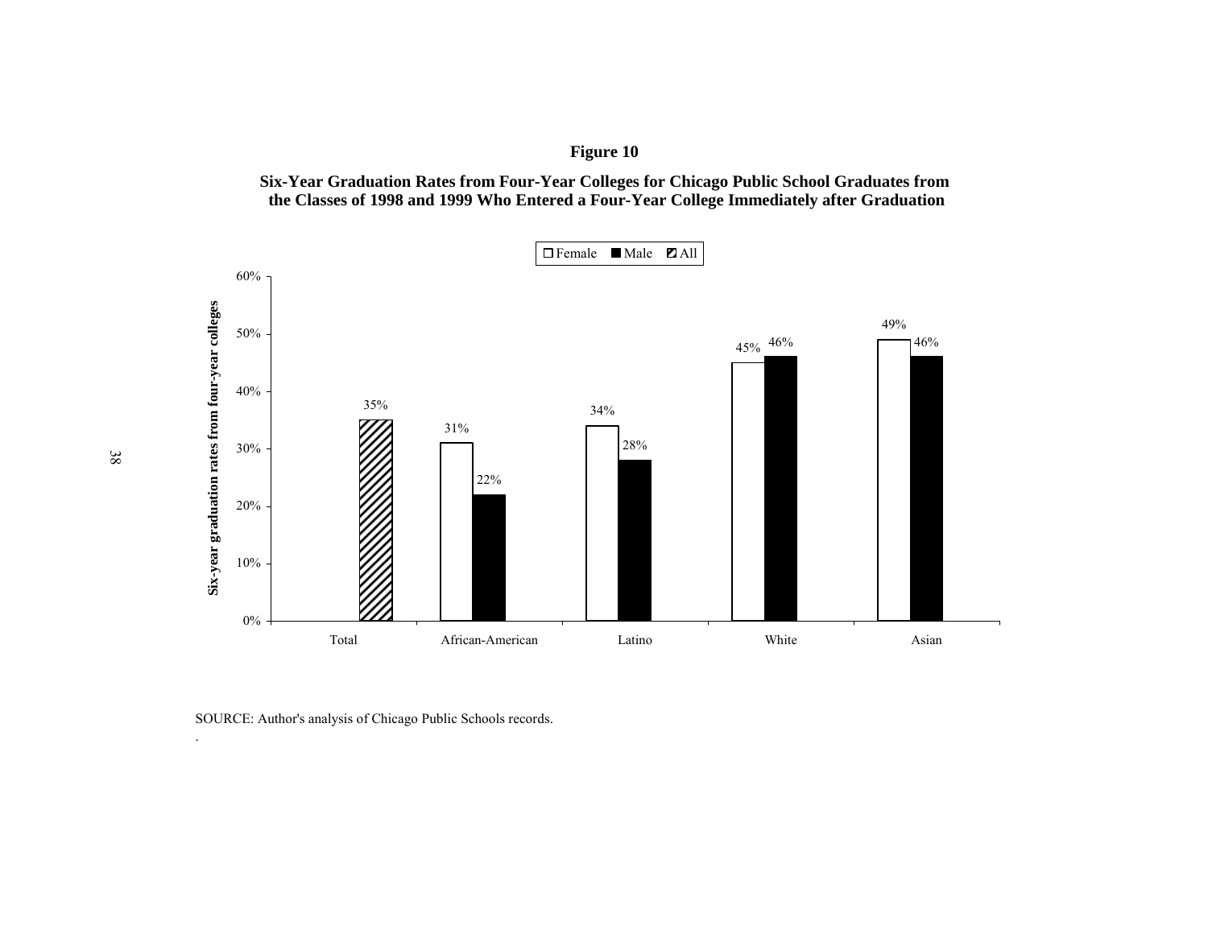**Figure 10**

**Six-Year Graduation Rates from Four-Year Colleges for Chicago Public School Graduates from the Classes of 1998 and 1999 Who Entered a Four-Year College Immediately after Graduation**

| | Female | Male | All |
|---|---|---|---|
| Total | | | 35% |
| African-American | 31% | 22% | |
| Latino | 34% | 28% | |
| White | 45% | 46% | |
| Asian | 49% | 46% | |

Y-axis: Six-year graduation rates from four-year colleges

SOURCE: Author's analysis of Chicago Public Schools records.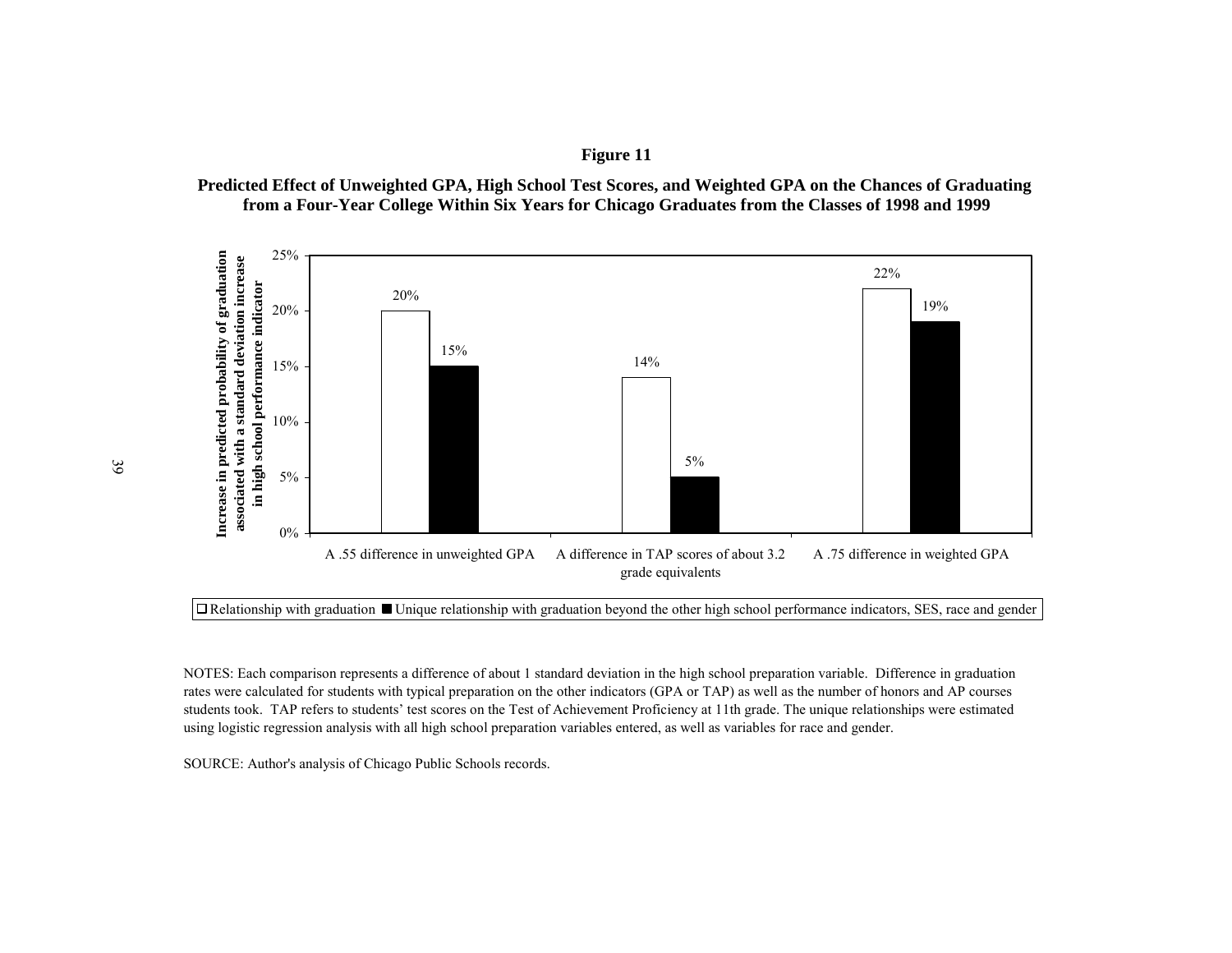**Figure 11**

**Predicted Effect of Unweighted GPA, High School Test Scores, and Weighted GPA on the Chances of Graduating from a Four-Year College Within Six Years for Chicago Graduates from the Classes of 1998 and 1999**

| | Relationship with graduation | Unique relationship with graduation beyond the other high school performance indicators, SES, race and gender |
|---|---|---|
| A .55 difference in unweighted GPA | 20% | 15% |
| A difference in TAP scores of about 3.2 grade equivalents | 14% | 5% |
| A .75 difference in weighted GPA | 22% | 19% |

*Y-axis: Increase in predicted probability of graduation associated with a standard deviation increase in high school performance indicator*

NOTES: Each comparison represents a difference of about 1 standard deviation in the high school preparation variable. Difference in graduation rates were calculated for students with typical preparation on the other indicators (GPA or TAP) as well as the number of honors and AP courses students took. TAP refers to students' test scores on the Test of Achievement Proficiency at 11th grade. The unique relationships were estimated using logistic regression analysis with all high school preparation variables entered, as well as variables for race and gender.

SOURCE: Author's analysis of Chicago Public Schools records.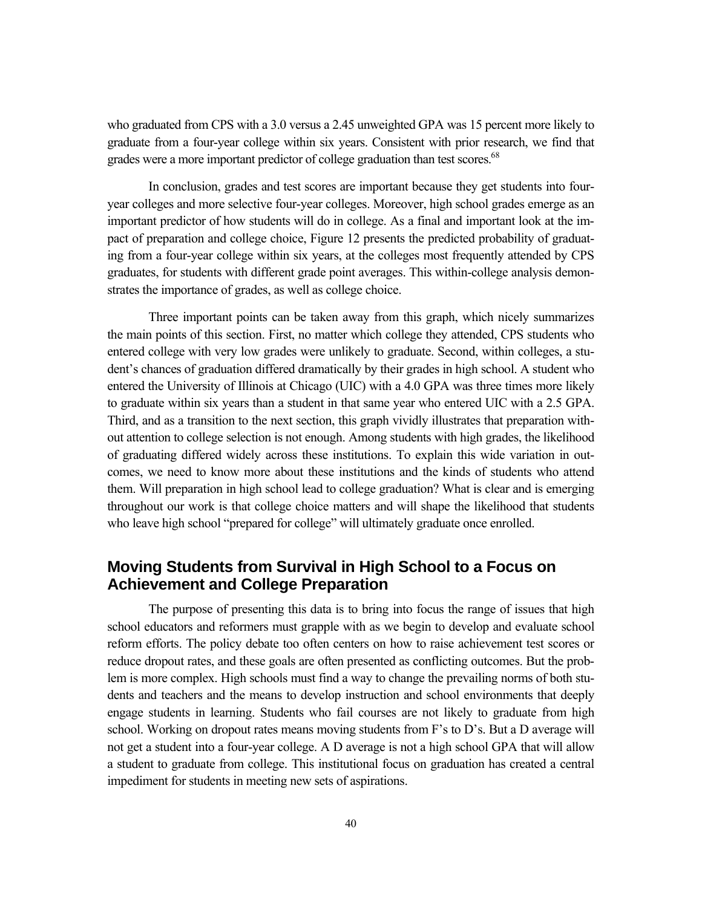who graduated from CPS with a 3.0 versus a 2.45 unweighted GPA was 15 percent more likely to graduate from a four-year college within six years. Consistent with prior research, we find that grades were a more important predictor of college graduation than test scores.[68]

In conclusion, grades and test scores are important because they get students into four-year colleges and more selective four-year colleges. Moreover, high school grades emerge as an important predictor of how students will do in college. As a final and important look at the impact of preparation and college choice, Figure 12 presents the predicted probability of graduating from a four-year college within six years, at the colleges most frequently attended by CPS graduates, for students with different grade point averages. This within-college analysis demonstrates the importance of grades, as well as college choice.

Three important points can be taken away from this graph, which nicely summarizes the main points of this section. First, no matter which college they attended, CPS students who entered college with very low grades were unlikely to graduate. Second, within colleges, a student's chances of graduation differed dramatically by their grades in high school. A student who entered the University of Illinois at Chicago (UIC) with a 4.0 GPA was three times more likely to graduate within six years than a student in that same year who entered UIC with a 2.5 GPA. Third, and as a transition to the next section, this graph vividly illustrates that preparation without attention to college selection is not enough. Among students with high grades, the likelihood of graduating differed widely across these institutions. To explain this wide variation in outcomes, we need to know more about these institutions and the kinds of students who attend them. Will preparation in high school lead to college graduation? What is clear and is emerging throughout our work is that college choice matters and will shape the likelihood that students who leave high school "prepared for college" will ultimately graduate once enrolled.

## Moving Students from Survival in High School to a Focus on Achievement and College Preparation

The purpose of presenting this data is to bring into focus the range of issues that high school educators and reformers must grapple with as we begin to develop and evaluate school reform efforts. The policy debate too often centers on how to raise achievement test scores or reduce dropout rates, and these goals are often presented as conflicting outcomes. But the problem is more complex. High schools must find a way to change the prevailing norms of both students and teachers and the means to develop instruction and school environments that deeply engage students in learning. Students who fail courses are not likely to graduate from high school. Working on dropout rates means moving students from F's to D's. But a D average will not get a student into a four-year college. A D average is not a high school GPA that will allow a student to graduate from college. This institutional focus on graduation has created a central impediment for students in meeting new sets of aspirations.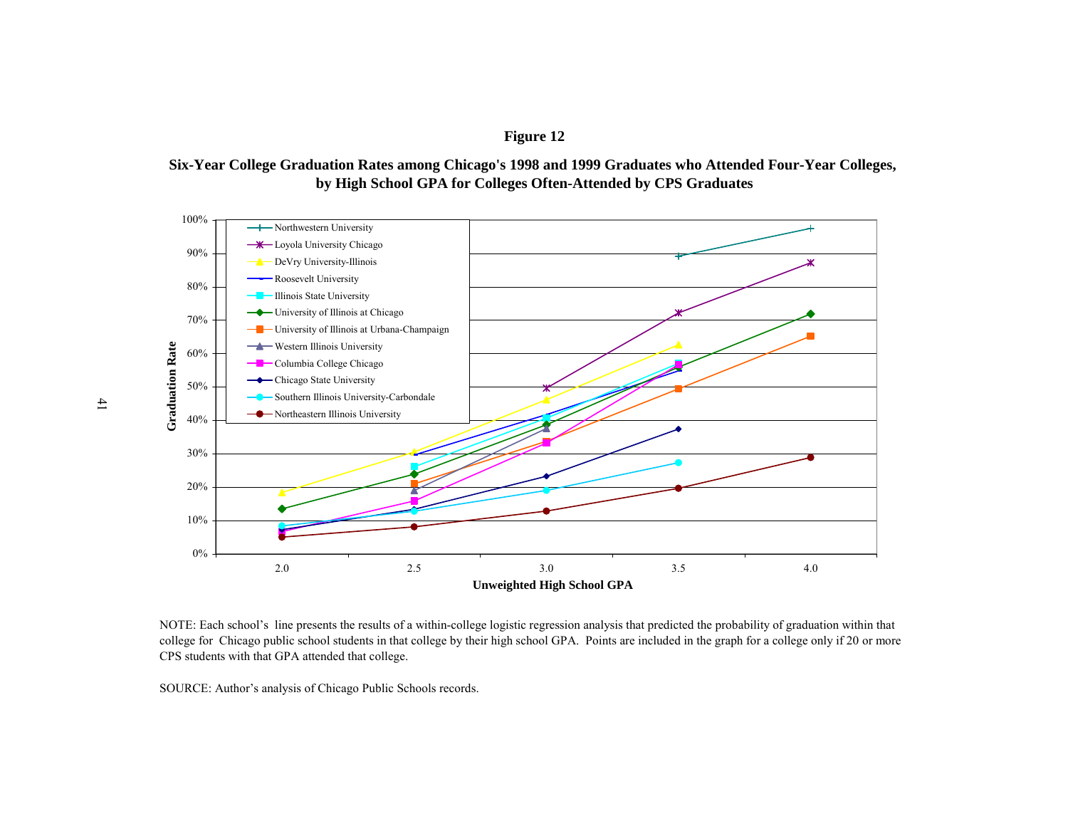**Figure 12**

**Six-Year College Graduation Rates among Chicago's 1998 and 1999 Graduates who Attended Four-Year Colleges, by High School GPA for Colleges Often-Attended by CPS Graduates**

NOTE: Each school's line presents the results of a within-college logistic regression analysis that predicted the probability of graduation within that college for Chicago public school students in that college by their high school GPA. Points are included in the graph for a college only if 20 or more CPS students with that GPA attended that college.

SOURCE: Author's analysis of Chicago Public Schools records.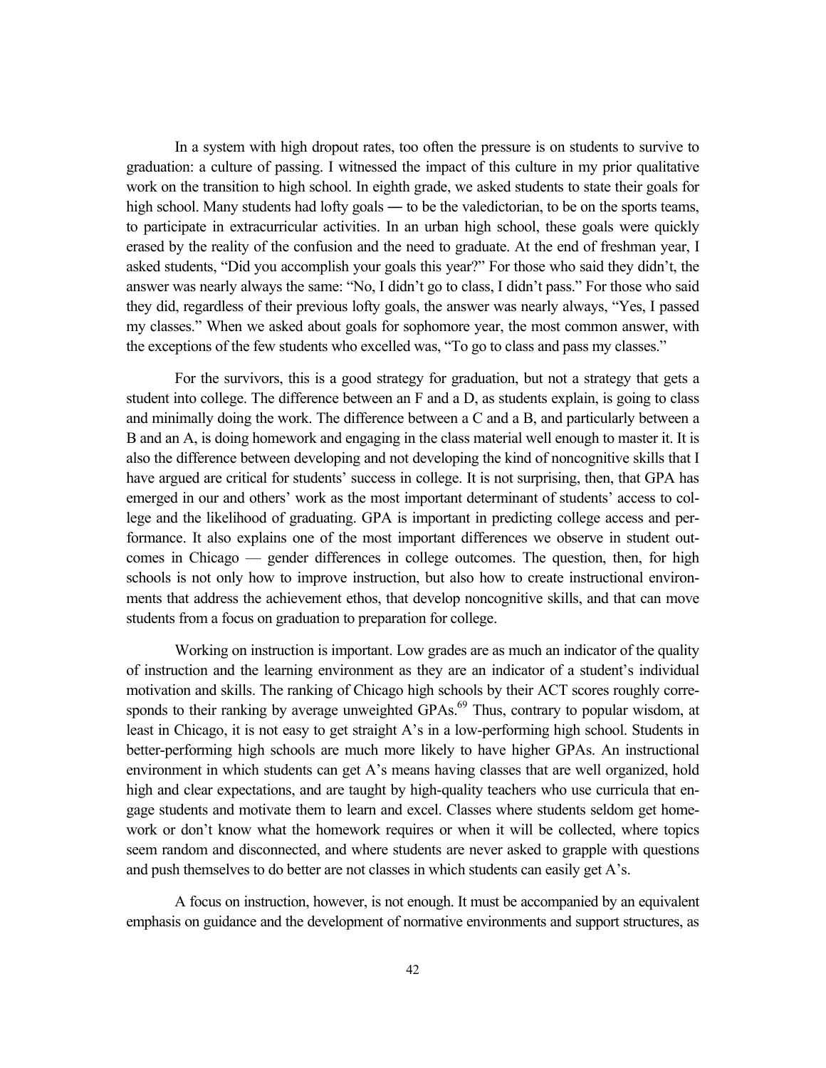In a system with high dropout rates, too often the pressure is on students to survive to graduation: a culture of passing. I witnessed the impact of this culture in my prior qualitative work on the transition to high school. In eighth grade, we asked students to state their goals for high school. Many students had lofty goals — to be the valedictorian, to be on the sports teams, to participate in extracurricular activities. In an urban high school, these goals were quickly erased by the reality of the confusion and the need to graduate. At the end of freshman year, I asked students, "Did you accomplish your goals this year?" For those who said they didn't, the answer was nearly always the same: "No, I didn't go to class, I didn't pass." For those who said they did, regardless of their previous lofty goals, the answer was nearly always, "Yes, I passed my classes." When we asked about goals for sophomore year, the most common answer, with the exceptions of the few students who excelled was, "To go to class and pass my classes."

For the survivors, this is a good strategy for graduation, but not a strategy that gets a student into college. The difference between an F and a D, as students explain, is going to class and minimally doing the work. The difference between a C and a B, and particularly between a B and an A, is doing homework and engaging in the class material well enough to master it. It is also the difference between developing and not developing the kind of noncognitive skills that I have argued are critical for students' success in college. It is not surprising, then, that GPA has emerged in our and others' work as the most important determinant of students' access to college and the likelihood of graduating. GPA is important in predicting college access and performance. It also explains one of the most important differences we observe in student outcomes in Chicago — gender differences in college outcomes. The question, then, for high schools is not only how to improve instruction, but also how to create instructional environments that address the achievement ethos, that develop noncognitive skills, and that can move students from a focus on graduation to preparation for college.

Working on instruction is important. Low grades are as much an indicator of the quality of instruction and the learning environment as they are an indicator of a student's individual motivation and skills. The ranking of Chicago high schools by their ACT scores roughly corresponds to their ranking by average unweighted GPAs.[69] Thus, contrary to popular wisdom, at least in Chicago, it is not easy to get straight A's in a low-performing high school. Students in better-performing high schools are much more likely to have higher GPAs. An instructional environment in which students can get A's means having classes that are well organized, hold high and clear expectations, and are taught by high-quality teachers who use curricula that engage students and motivate them to learn and excel. Classes where students seldom get homework or don't know what the homework requires or when it will be collected, where topics seem random and disconnected, and where students are never asked to grapple with questions and push themselves to do better are not classes in which students can easily get A's.

A focus on instruction, however, is not enough. It must be accompanied by an equivalent emphasis on guidance and the development of normative environments and support structures, as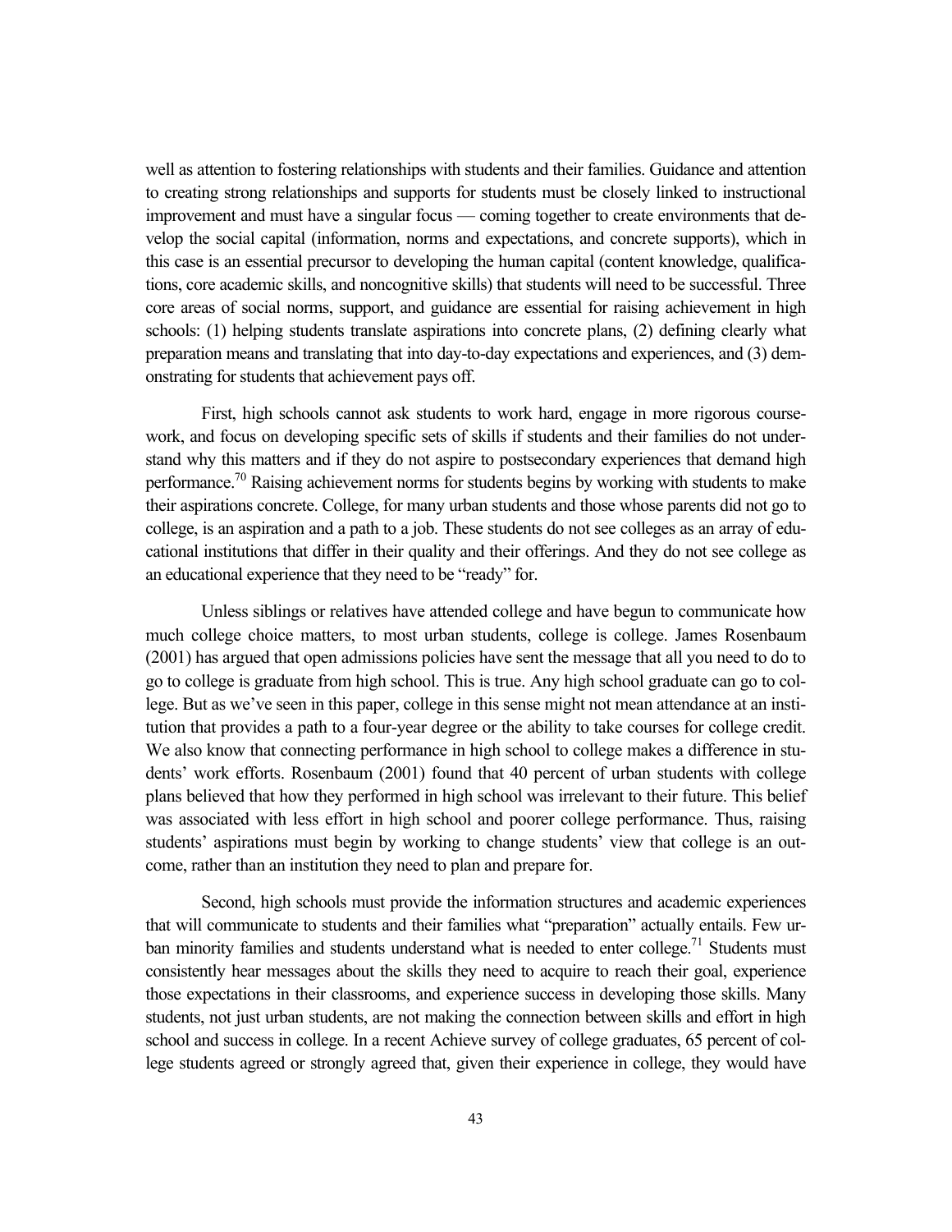well as attention to fostering relationships with students and their families. Guidance and attention to creating strong relationships and supports for students must be closely linked to instructional improvement and must have a singular focus — coming together to create environments that develop the social capital (information, norms and expectations, and concrete supports), which in this case is an essential precursor to developing the human capital (content knowledge, qualifications, core academic skills, and noncognitive skills) that students will need to be successful. Three core areas of social norms, support, and guidance are essential for raising achievement in high schools: (1) helping students translate aspirations into concrete plans, (2) defining clearly what preparation means and translating that into day-to-day expectations and experiences, and (3) demonstrating for students that achievement pays off.

First, high schools cannot ask students to work hard, engage in more rigorous coursework, and focus on developing specific sets of skills if students and their families do not understand why this matters and if they do not aspire to postsecondary experiences that demand high performance.[70] Raising achievement norms for students begins by working with students to make their aspirations concrete. College, for many urban students and those whose parents did not go to college, is an aspiration and a path to a job. These students do not see colleges as an array of educational institutions that differ in their quality and their offerings. And they do not see college as an educational experience that they need to be "ready" for.

Unless siblings or relatives have attended college and have begun to communicate how much college choice matters, to most urban students, college is college. James Rosenbaum (2001) has argued that open admissions policies have sent the message that all you need to do to go to college is graduate from high school. This is true. Any high school graduate can go to college. But as we've seen in this paper, college in this sense might not mean attendance at an institution that provides a path to a four-year degree or the ability to take courses for college credit. We also know that connecting performance in high school to college makes a difference in students' work efforts. Rosenbaum (2001) found that 40 percent of urban students with college plans believed that how they performed in high school was irrelevant to their future. This belief was associated with less effort in high school and poorer college performance. Thus, raising students' aspirations must begin by working to change students' view that college is an outcome, rather than an institution they need to plan and prepare for.

Second, high schools must provide the information structures and academic experiences that will communicate to students and their families what "preparation" actually entails. Few urban minority families and students understand what is needed to enter college.[71] Students must consistently hear messages about the skills they need to acquire to reach their goal, experience those expectations in their classrooms, and experience success in developing those skills. Many students, not just urban students, are not making the connection between skills and effort in high school and success in college. In a recent Achieve survey of college graduates, 65 percent of college students agreed or strongly agreed that, given their experience in college, they would have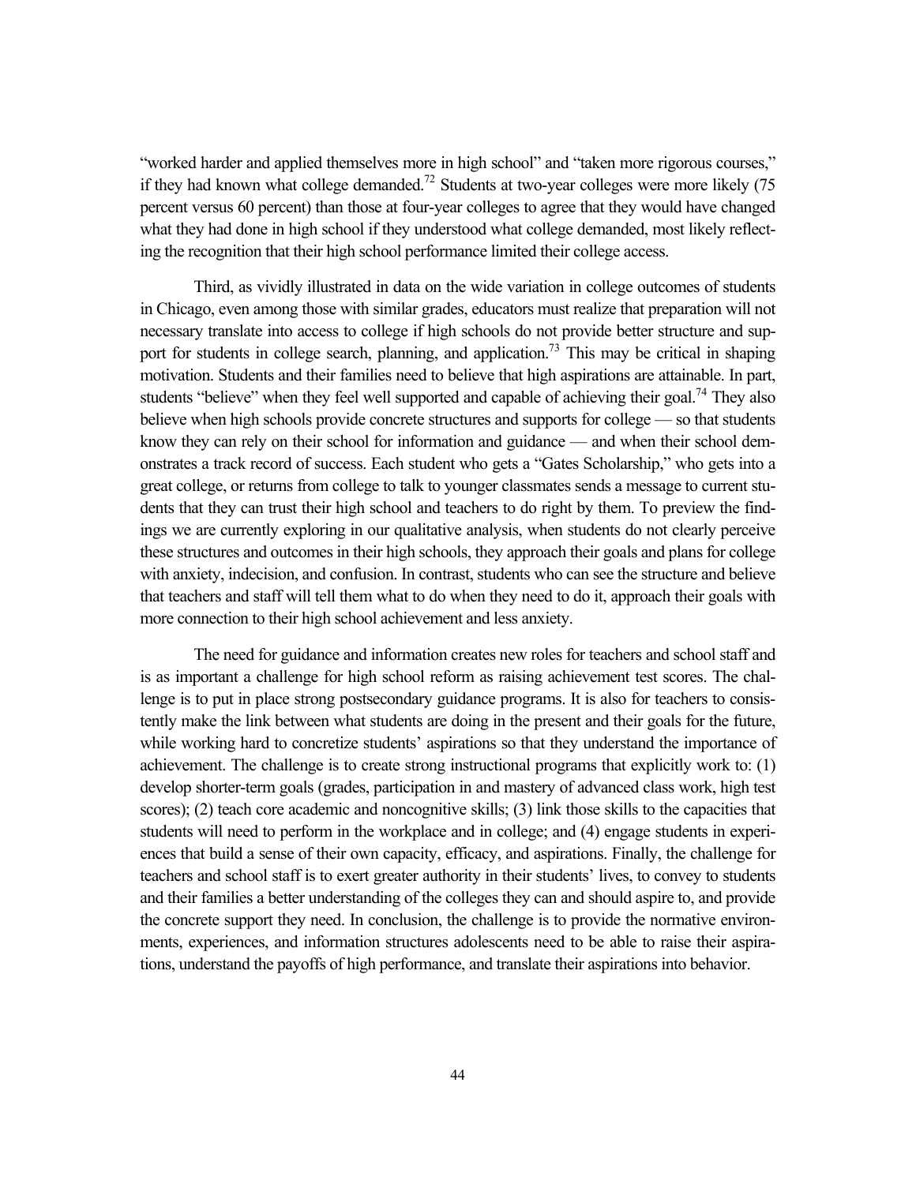"worked harder and applied themselves more in high school" and "taken more rigorous courses," if they had known what college demanded.[72] Students at two-year colleges were more likely (75 percent versus 60 percent) than those at four-year colleges to agree that they would have changed what they had done in high school if they understood what college demanded, most likely reflecting the recognition that their high school performance limited their college access.

Third, as vividly illustrated in data on the wide variation in college outcomes of students in Chicago, even among those with similar grades, educators must realize that preparation will not necessary translate into access to college if high schools do not provide better structure and support for students in college search, planning, and application.[73] This may be critical in shaping motivation. Students and their families need to believe that high aspirations are attainable. In part, students "believe" when they feel well supported and capable of achieving their goal.[74] They also believe when high schools provide concrete structures and supports for college — so that students know they can rely on their school for information and guidance — and when their school demonstrates a track record of success. Each student who gets a "Gates Scholarship," who gets into a great college, or returns from college to talk to younger classmates sends a message to current students that they can trust their high school and teachers to do right by them. To preview the findings we are currently exploring in our qualitative analysis, when students do not clearly perceive these structures and outcomes in their high schools, they approach their goals and plans for college with anxiety, indecision, and confusion. In contrast, students who can see the structure and believe that teachers and staff will tell them what to do when they need to do it, approach their goals with more connection to their high school achievement and less anxiety.

The need for guidance and information creates new roles for teachers and school staff and is as important a challenge for high school reform as raising achievement test scores. The challenge is to put in place strong postsecondary guidance programs. It is also for teachers to consistently make the link between what students are doing in the present and their goals for the future, while working hard to concretize students' aspirations so that they understand the importance of achievement. The challenge is to create strong instructional programs that explicitly work to: (1) develop shorter-term goals (grades, participation in and mastery of advanced class work, high test scores); (2) teach core academic and noncognitive skills; (3) link those skills to the capacities that students will need to perform in the workplace and in college; and (4) engage students in experiences that build a sense of their own capacity, efficacy, and aspirations. Finally, the challenge for teachers and school staff is to exert greater authority in their students' lives, to convey to students and their families a better understanding of the colleges they can and should aspire to, and provide the concrete support they need. In conclusion, the challenge is to provide the normative environments, experiences, and information structures adolescents need to be able to raise their aspirations, understand the payoffs of high performance, and translate their aspirations into behavior.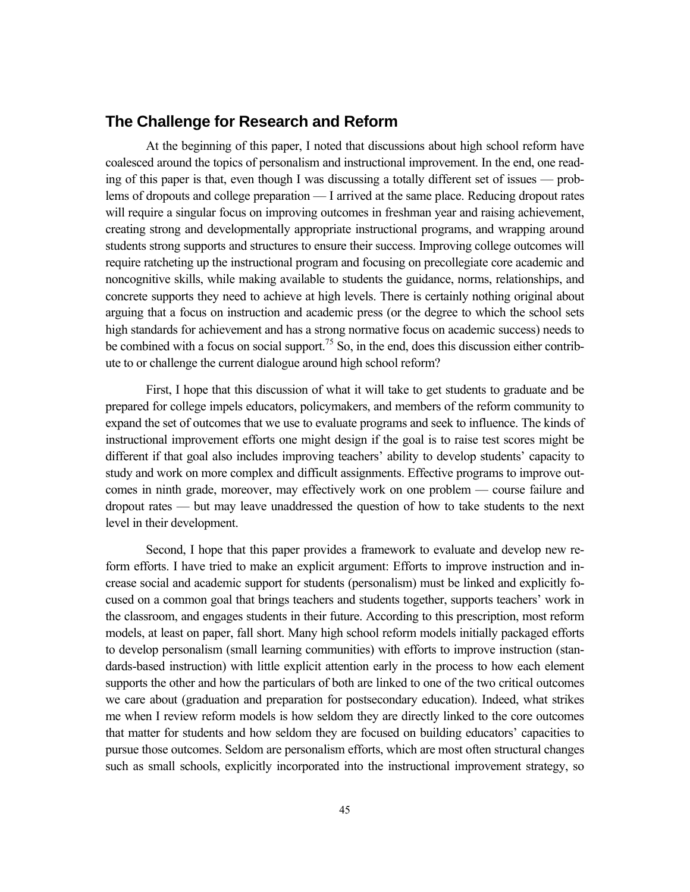## The Challenge for Research and Reform

At the beginning of this paper, I noted that discussions about high school reform have coalesced around the topics of personalism and instructional improvement. In the end, one reading of this paper is that, even though I was discussing a totally different set of issues — problems of dropouts and college preparation — I arrived at the same place. Reducing dropout rates will require a singular focus on improving outcomes in freshman year and raising achievement, creating strong and developmentally appropriate instructional programs, and wrapping around students strong supports and structures to ensure their success. Improving college outcomes will require ratcheting up the instructional program and focusing on precollegiate core academic and noncognitive skills, while making available to students the guidance, norms, relationships, and concrete supports they need to achieve at high levels. There is certainly nothing original about arguing that a focus on instruction and academic press (or the degree to which the school sets high standards for achievement and has a strong normative focus on academic success) needs to be combined with a focus on social support.[75] So, in the end, does this discussion either contribute to or challenge the current dialogue around high school reform?

First, I hope that this discussion of what it will take to get students to graduate and be prepared for college impels educators, policymakers, and members of the reform community to expand the set of outcomes that we use to evaluate programs and seek to influence. The kinds of instructional improvement efforts one might design if the goal is to raise test scores might be different if that goal also includes improving teachers' ability to develop students' capacity to study and work on more complex and difficult assignments. Effective programs to improve outcomes in ninth grade, moreover, may effectively work on one problem — course failure and dropout rates — but may leave unaddressed the question of how to take students to the next level in their development.

Second, I hope that this paper provides a framework to evaluate and develop new reform efforts. I have tried to make an explicit argument: Efforts to improve instruction and increase social and academic support for students (personalism) must be linked and explicitly focused on a common goal that brings teachers and students together, supports teachers' work in the classroom, and engages students in their future. According to this prescription, most reform models, at least on paper, fall short. Many high school reform models initially packaged efforts to develop personalism (small learning communities) with efforts to improve instruction (standards-based instruction) with little explicit attention early in the process to how each element supports the other and how the particulars of both are linked to one of the two critical outcomes we care about (graduation and preparation for postsecondary education). Indeed, what strikes me when I review reform models is how seldom they are directly linked to the core outcomes that matter for students and how seldom they are focused on building educators' capacities to pursue those outcomes. Seldom are personalism efforts, which are most often structural changes such as small schools, explicitly incorporated into the instructional improvement strategy, so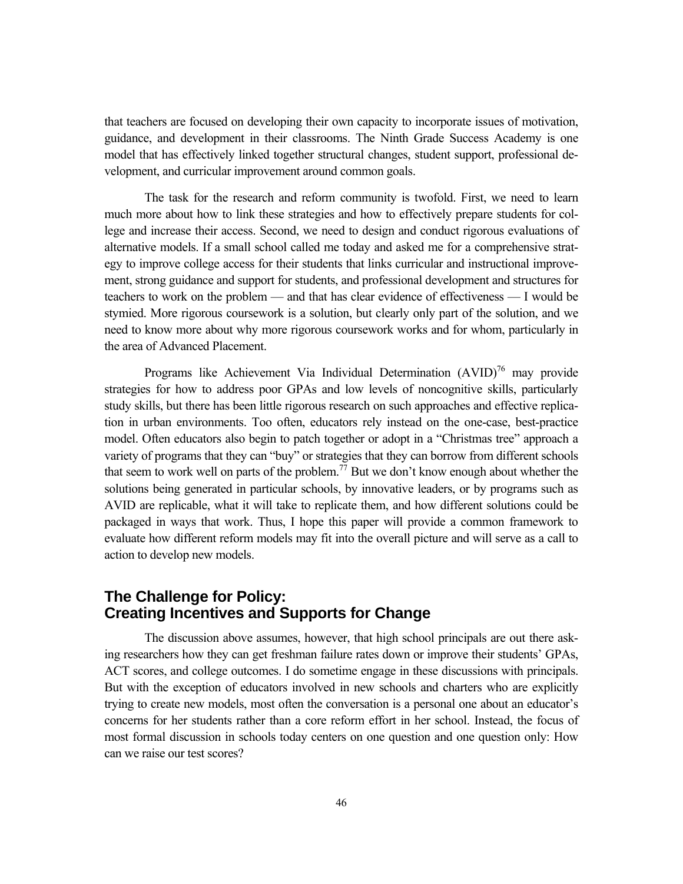that teachers are focused on developing their own capacity to incorporate issues of motivation, guidance, and development in their classrooms. The Ninth Grade Success Academy is one model that has effectively linked together structural changes, student support, professional development, and curricular improvement around common goals.

The task for the research and reform community is twofold. First, we need to learn much more about how to link these strategies and how to effectively prepare students for college and increase their access. Second, we need to design and conduct rigorous evaluations of alternative models. If a small school called me today and asked me for a comprehensive strategy to improve college access for their students that links curricular and instructional improvement, strong guidance and support for students, and professional development and structures for teachers to work on the problem — and that has clear evidence of effectiveness — I would be stymied. More rigorous coursework is a solution, but clearly only part of the solution, and we need to know more about why more rigorous coursework works and for whom, particularly in the area of Advanced Placement.

Programs like Achievement Via Individual Determination (AVID)[76] may provide strategies for how to address poor GPAs and low levels of noncognitive skills, particularly study skills, but there has been little rigorous research on such approaches and effective replication in urban environments. Too often, educators rely instead on the one-case, best-practice model. Often educators also begin to patch together or adopt in a "Christmas tree" approach a variety of programs that they can "buy" or strategies that they can borrow from different schools that seem to work well on parts of the problem.[77] But we don't know enough about whether the solutions being generated in particular schools, by innovative leaders, or by programs such as AVID are replicable, what it will take to replicate them, and how different solutions could be packaged in ways that work. Thus, I hope this paper will provide a common framework to evaluate how different reform models may fit into the overall picture and will serve as a call to action to develop new models.

## The Challenge for Policy: Creating Incentives and Supports for Change

The discussion above assumes, however, that high school principals are out there asking researchers how they can get freshman failure rates down or improve their students' GPAs, ACT scores, and college outcomes. I do sometime engage in these discussions with principals. But with the exception of educators involved in new schools and charters who are explicitly trying to create new models, most often the conversation is a personal one about an educator's concerns for her students rather than a core reform effort in her school. Instead, the focus of most formal discussion in schools today centers on one question and one question only: How can we raise our test scores?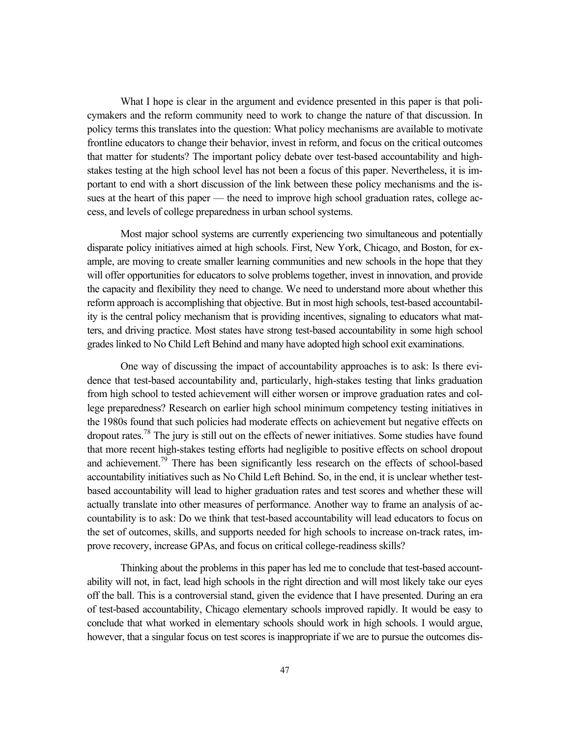What I hope is clear in the argument and evidence presented in this paper is that policymakers and the reform community need to work to change the nature of that discussion. In policy terms this translates into the question: What policy mechanisms are available to motivate frontline educators to change their behavior, invest in reform, and focus on the critical outcomes that matter for students? The important policy debate over test-based accountability and high-stakes testing at the high school level has not been a focus of this paper. Nevertheless, it is important to end with a short discussion of the link between these policy mechanisms and the issues at the heart of this paper — the need to improve high school graduation rates, college access, and levels of college preparedness in urban school systems.

Most major school systems are currently experiencing two simultaneous and potentially disparate policy initiatives aimed at high schools. First, New York, Chicago, and Boston, for example, are moving to create smaller learning communities and new schools in the hope that they will offer opportunities for educators to solve problems together, invest in innovation, and provide the capacity and flexibility they need to change. We need to understand more about whether this reform approach is accomplishing that objective. But in most high schools, test-based accountability is the central policy mechanism that is providing incentives, signaling to educators what matters, and driving practice. Most states have strong test-based accountability in some high school grades linked to No Child Left Behind and many have adopted high school exit examinations.

One way of discussing the impact of accountability approaches is to ask: Is there evidence that test-based accountability and, particularly, high-stakes testing that links graduation from high school to tested achievement will either worsen or improve graduation rates and college preparedness? Research on earlier high school minimum competency testing initiatives in the 1980s found that such policies had moderate effects on achievement but negative effects on dropout rates.[78] The jury is still out on the effects of newer initiatives. Some studies have found that more recent high-stakes testing efforts had negligible to positive effects on school dropout and achievement.[79] There has been significantly less research on the effects of school-based accountability initiatives such as No Child Left Behind. So, in the end, it is unclear whether test-based accountability will lead to higher graduation rates and test scores and whether these will actually translate into other measures of performance. Another way to frame an analysis of accountability is to ask: Do we think that test-based accountability will lead educators to focus on the set of outcomes, skills, and supports needed for high schools to increase on-track rates, improve recovery, increase GPAs, and focus on critical college-readiness skills?

Thinking about the problems in this paper has led me to conclude that test-based accountability will not, in fact, lead high schools in the right direction and will most likely take our eyes off the ball. This is a controversial stand, given the evidence that I have presented. During an era of test-based accountability, Chicago elementary schools improved rapidly. It would be easy to conclude that what worked in elementary schools should work in high schools. I would argue, however, that a singular focus on test scores is inappropriate if we are to pursue the outcomes dis-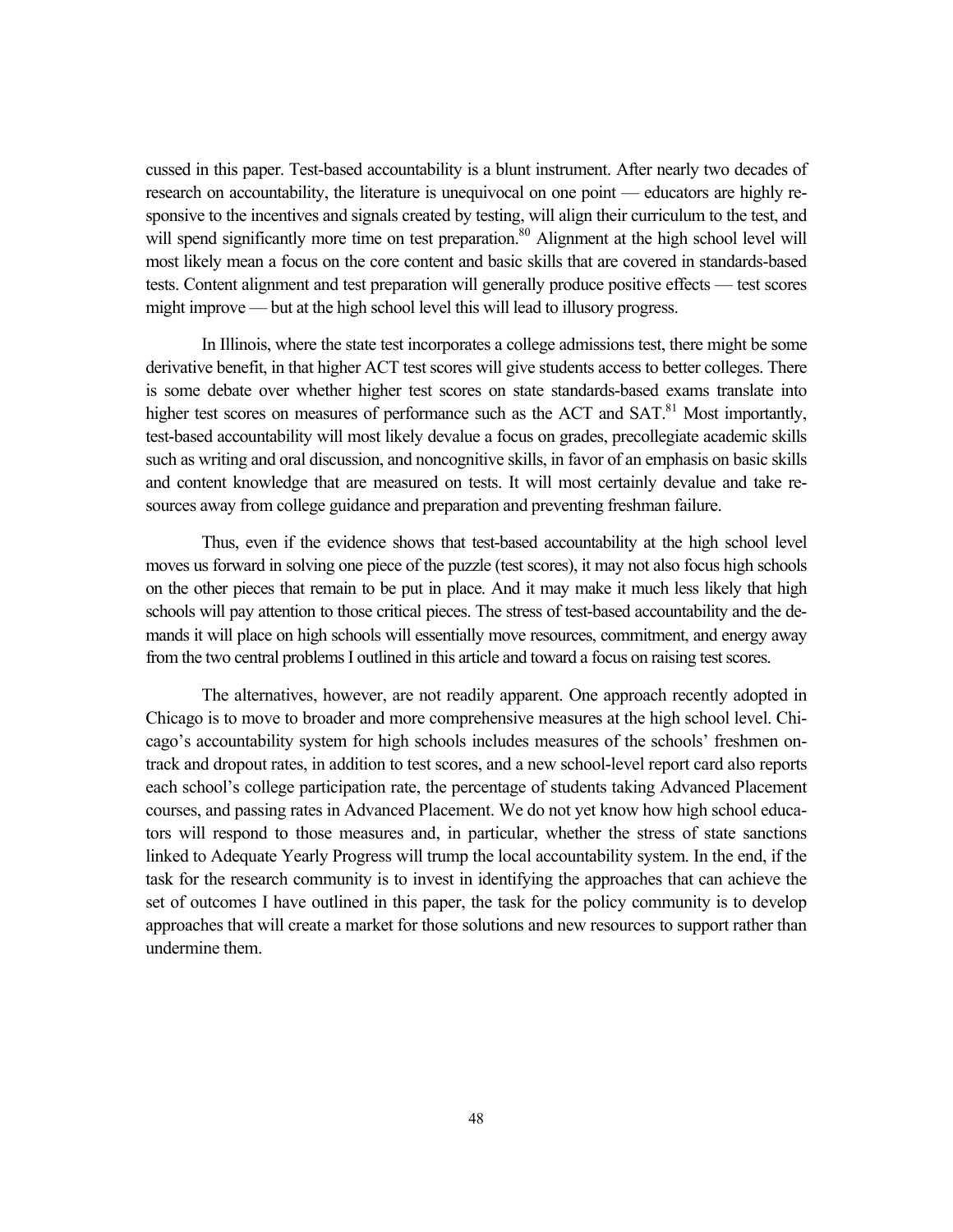cussed in this paper. Test-based accountability is a blunt instrument. After nearly two decades of research on accountability, the literature is unequivocal on one point — educators are highly responsive to the incentives and signals created by testing, will align their curriculum to the test, and will spend significantly more time on test preparation.[80] Alignment at the high school level will most likely mean a focus on the core content and basic skills that are covered in standards-based tests. Content alignment and test preparation will generally produce positive effects — test scores might improve — but at the high school level this will lead to illusory progress.

In Illinois, where the state test incorporates a college admissions test, there might be some derivative benefit, in that higher ACT test scores will give students access to better colleges. There is some debate over whether higher test scores on state standards-based exams translate into higher test scores on measures of performance such as the ACT and SAT.[81] Most importantly, test-based accountability will most likely devalue a focus on grades, precollegiate academic skills such as writing and oral discussion, and noncognitive skills, in favor of an emphasis on basic skills and content knowledge that are measured on tests. It will most certainly devalue and take resources away from college guidance and preparation and preventing freshman failure.

Thus, even if the evidence shows that test-based accountability at the high school level moves us forward in solving one piece of the puzzle (test scores), it may not also focus high schools on the other pieces that remain to be put in place. And it may make it much less likely that high schools will pay attention to those critical pieces. The stress of test-based accountability and the demands it will place on high schools will essentially move resources, commitment, and energy away from the two central problems I outlined in this article and toward a focus on raising test scores.

The alternatives, however, are not readily apparent. One approach recently adopted in Chicago is to move to broader and more comprehensive measures at the high school level. Chicago's accountability system for high schools includes measures of the schools' freshmen on-track and dropout rates, in addition to test scores, and a new school-level report card also reports each school's college participation rate, the percentage of students taking Advanced Placement courses, and passing rates in Advanced Placement. We do not yet know how high school educators will respond to those measures and, in particular, whether the stress of state sanctions linked to Adequate Yearly Progress will trump the local accountability system. In the end, if the task for the research community is to invest in identifying the approaches that can achieve the set of outcomes I have outlined in this paper, the task for the policy community is to develop approaches that will create a market for those solutions and new resources to support rather than undermine them.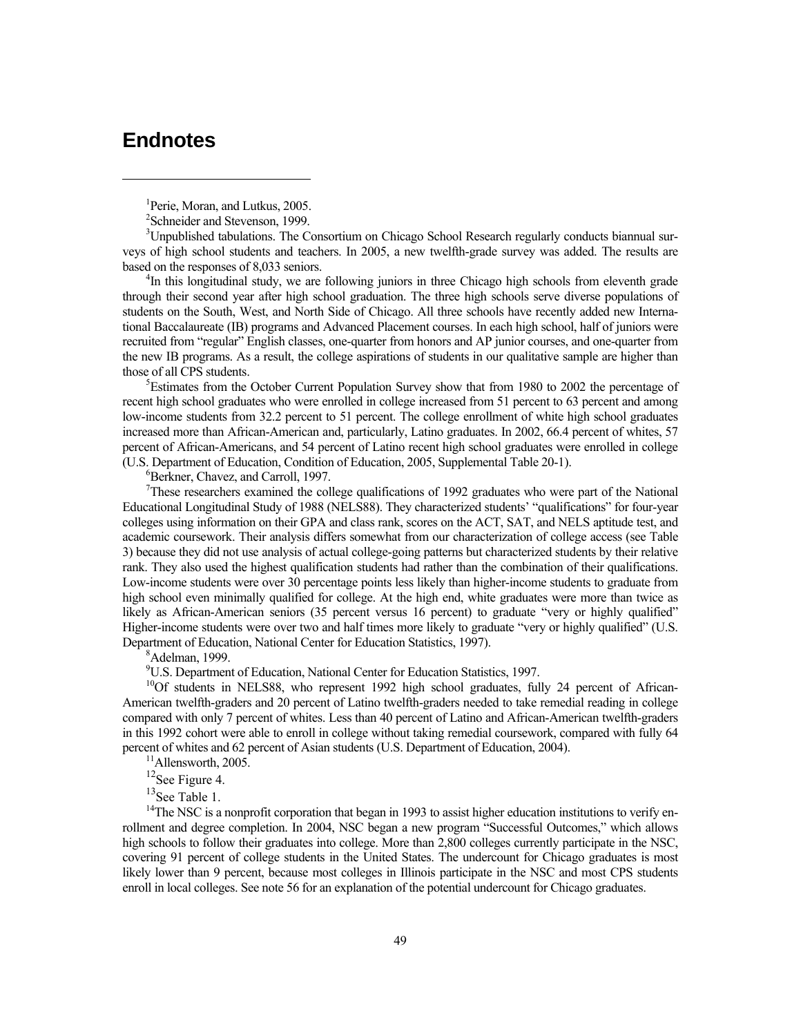# Endnotes

[1]Perie, Moran, and Lutkus, 2005.

[2]Schneider and Stevenson, 1999.

[3]Unpublished tabulations. The Consortium on Chicago School Research regularly conducts biannual surveys of high school students and teachers. In 2005, a new twelfth-grade survey was added. The results are based on the responses of 8,033 seniors.

[4]In this longitudinal study, we are following juniors in three Chicago high schools from eleventh grade through their second year after high school graduation. The three high schools serve diverse populations of students on the South, West, and North Side of Chicago. All three schools have recently added new International Baccalaureate (IB) programs and Advanced Placement courses. In each high school, half of juniors were recruited from "regular" English classes, one-quarter from honors and AP junior courses, and one-quarter from the new IB programs. As a result, the college aspirations of students in our qualitative sample are higher than those of all CPS students.

[5]Estimates from the October Current Population Survey show that from 1980 to 2002 the percentage of recent high school graduates who were enrolled in college increased from 51 percent to 63 percent and among low-income students from 32.2 percent to 51 percent. The college enrollment of white high school graduates increased more than African-American and, particularly, Latino graduates. In 2002, 66.4 percent of whites, 57 percent of African-Americans, and 54 percent of Latino recent high school graduates were enrolled in college (U.S. Department of Education, Condition of Education, 2005, Supplemental Table 20-1).

[6]Berkner, Chavez, and Carroll, 1997.

[7]These researchers examined the college qualifications of 1992 graduates who were part of the National Educational Longitudinal Study of 1988 (NELS88). They characterized students' "qualifications" for four-year colleges using information on their GPA and class rank, scores on the ACT, SAT, and NELS aptitude test, and academic coursework. Their analysis differs somewhat from our characterization of college access (see Table 3) because they did not use analysis of actual college-going patterns but characterized students by their relative rank. They also used the highest qualification students had rather than the combination of their qualifications. Low-income students were over 30 percentage points less likely than higher-income students to graduate from high school even minimally qualified for college. At the high end, white graduates were more than twice as likely as African-American seniors (35 percent versus 16 percent) to graduate "very or highly qualified" Higher-income students were over two and half times more likely to graduate "very or highly qualified" (U.S. Department of Education, National Center for Education Statistics, 1997).

[8]Adelman, 1999.

[9]U.S. Department of Education, National Center for Education Statistics, 1997.

[10]Of students in NELS88, who represent 1992 high school graduates, fully 24 percent of African-American twelfth-graders and 20 percent of Latino twelfth-graders needed to take remedial reading in college compared with only 7 percent of whites. Less than 40 percent of Latino and African-American twelfth-graders in this 1992 cohort were able to enroll in college without taking remedial coursework, compared with fully 64 percent of whites and 62 percent of Asian students (U.S. Department of Education, 2004).

[11]Allensworth, 2005.

[12]See Figure 4.

[13]See Table 1.

[14]The NSC is a nonprofit corporation that began in 1993 to assist higher education institutions to verify enrollment and degree completion. In 2004, NSC began a new program "Successful Outcomes," which allows high schools to follow their graduates into college. More than 2,800 colleges currently participate in the NSC, covering 91 percent of college students in the United States. The undercount for Chicago graduates is most likely lower than 9 percent, because most colleges in Illinois participate in the NSC and most CPS students enroll in local colleges. See note 56 for an explanation of the potential undercount for Chicago graduates.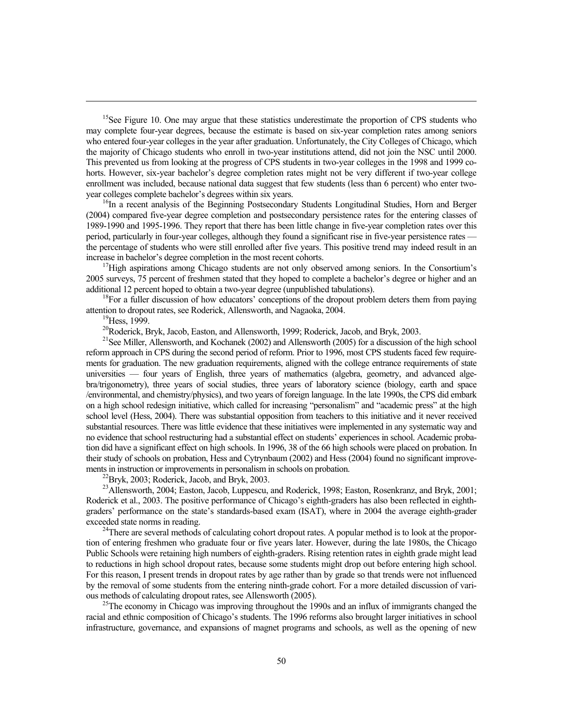[15]See Figure 10. One may argue that these statistics underestimate the proportion of CPS students who may complete four-year degrees, because the estimate is based on six-year completion rates among seniors who entered four-year colleges in the year after graduation. Unfortunately, the City Colleges of Chicago, which the majority of Chicago students who enroll in two-year institutions attend, did not join the NSC until 2000. This prevented us from looking at the progress of CPS students in two-year colleges in the 1998 and 1999 cohorts. However, six-year bachelor's degree completion rates might not be very different if two-year college enrollment was included, because national data suggest that few students (less than 6 percent) who enter two-year colleges complete bachelor's degrees within six years.

[16]In a recent analysis of the Beginning Postsecondary Students Longitudinal Studies, Horn and Berger (2004) compared five-year degree completion and postsecondary persistence rates for the entering classes of 1989-1990 and 1995-1996. They report that there has been little change in five-year completion rates over this period, particularly in four-year colleges, although they found a significant rise in five-year persistence rates — the percentage of students who were still enrolled after five years. This positive trend may indeed result in an increase in bachelor's degree completion in the most recent cohorts.

[17]High aspirations among Chicago students are not only observed among seniors. In the Consortium's 2005 surveys, 75 percent of freshmen stated that they hoped to complete a bachelor's degree or higher and an additional 12 percent hoped to obtain a two-year degree (unpublished tabulations).

[18]For a fuller discussion of how educators' conceptions of the dropout problem deters them from paying attention to dropout rates, see Roderick, Allensworth, and Nagaoka, 2004.

[19]Hess, 1999.

[20]Roderick, Bryk, Jacob, Easton, and Allensworth, 1999; Roderick, Jacob, and Bryk, 2003.

[21]See Miller, Allensworth, and Kochanek (2002) and Allensworth (2005) for a discussion of the high school reform approach in CPS during the second period of reform. Prior to 1996, most CPS students faced few requirements for graduation. The new graduation requirements, aligned with the college entrance requirements of state universities — four years of English, three years of mathematics (algebra, geometry, and advanced algebra/trigonometry), three years of social studies, three years of laboratory science (biology, earth and space /environmental, and chemistry/physics), and two years of foreign language. In the late 1990s, the CPS did embark on a high school redesign initiative, which called for increasing "personalism" and "academic press" at the high school level (Hess, 2004). There was substantial opposition from teachers to this initiative and it never received substantial resources. There was little evidence that these initiatives were implemented in any systematic way and no evidence that school restructuring had a substantial effect on students' experiences in school. Academic probation did have a significant effect on high schools. In 1996, 38 of the 66 high schools were placed on probation. In their study of schools on probation, Hess and Cytrynbaum (2002) and Hess (2004) found no significant improvements in instruction or improvements in personalism in schools on probation.

[22]Bryk, 2003; Roderick, Jacob, and Bryk, 2003.

[23]Allensworth, 2004; Easton, Jacob, Luppescu, and Roderick, 1998; Easton, Rosenkranz, and Bryk, 2001; Roderick et al., 2003. The positive performance of Chicago's eighth-graders has also been reflected in eighth-graders' performance on the state's standards-based exam (ISAT), where in 2004 the average eighth-grader exceeded state norms in reading.

[24]There are several methods of calculating cohort dropout rates. A popular method is to look at the proportion of entering freshmen who graduate four or five years later. However, during the late 1980s, the Chicago Public Schools were retaining high numbers of eighth-graders. Rising retention rates in eighth grade might lead to reductions in high school dropout rates, because some students might drop out before entering high school. For this reason, I present trends in dropout rates by age rather than by grade so that trends were not influenced by the removal of some students from the entering ninth-grade cohort. For a more detailed discussion of various methods of calculating dropout rates, see Allensworth (2005).

[25]The economy in Chicago was improving throughout the 1990s and an influx of immigrants changed the racial and ethnic composition of Chicago's students. The 1996 reforms also brought larger initiatives in school infrastructure, governance, and expansions of magnet programs and schools, as well as the opening of new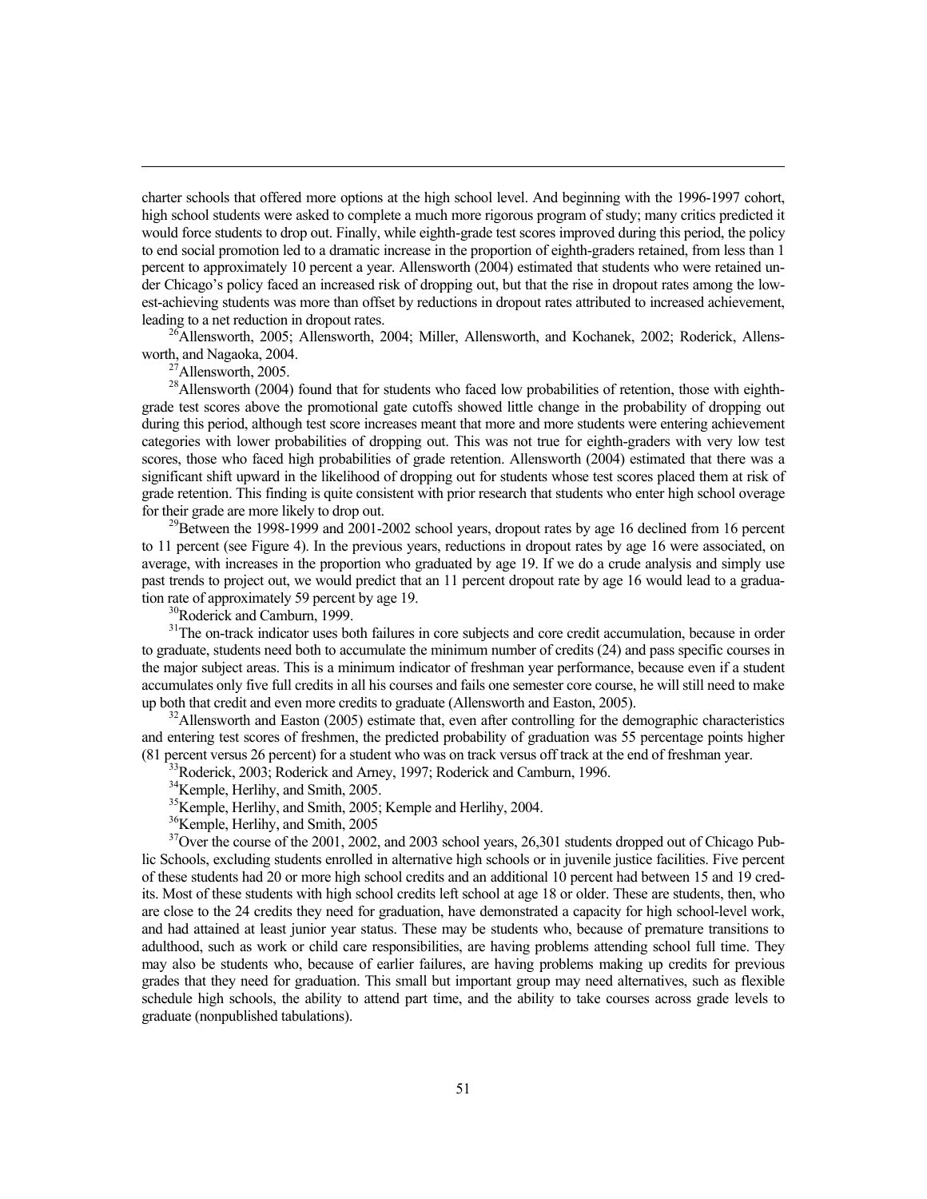charter schools that offered more options at the high school level. And beginning with the 1996-1997 cohort, high school students were asked to complete a much more rigorous program of study; many critics predicted it would force students to drop out. Finally, while eighth-grade test scores improved during this period, the policy to end social promotion led to a dramatic increase in the proportion of eighth-graders retained, from less than 1 percent to approximately 10 percent a year. Allensworth (2004) estimated that students who were retained under Chicago's policy faced an increased risk of dropping out, but that the rise in dropout rates among the lowest-achieving students was more than offset by reductions in dropout rates attributed to increased achievement, leading to a net reduction in dropout rates.

[26]Allensworth, 2005; Allensworth, 2004; Miller, Allensworth, and Kochanek, 2002; Roderick, Allensworth, and Nagaoka, 2004.

[27]Allensworth, 2005.

[28]Allensworth (2004) found that for students who faced low probabilities of retention, those with eighth-grade test scores above the promotional gate cutoffs showed little change in the probability of dropping out during this period, although test score increases meant that more and more students were entering achievement categories with lower probabilities of dropping out. This was not true for eighth-graders with very low test scores, those who faced high probabilities of grade retention. Allensworth (2004) estimated that there was a significant shift upward in the likelihood of dropping out for students whose test scores placed them at risk of grade retention. This finding is quite consistent with prior research that students who enter high school overage for their grade are more likely to drop out.

[29]Between the 1998-1999 and 2001-2002 school years, dropout rates by age 16 declined from 16 percent to 11 percent (see Figure 4). In the previous years, reductions in dropout rates by age 16 were associated, on average, with increases in the proportion who graduated by age 19. If we do a crude analysis and simply use past trends to project out, we would predict that an 11 percent dropout rate by age 16 would lead to a graduation rate of approximately 59 percent by age 19.

[30]Roderick and Camburn, 1999.

[31]The on-track indicator uses both failures in core subjects and core credit accumulation, because in order to graduate, students need both to accumulate the minimum number of credits (24) and pass specific courses in the major subject areas. This is a minimum indicator of freshman year performance, because even if a student accumulates only five full credits in all his courses and fails one semester core course, he will still need to make up both that credit and even more credits to graduate (Allensworth and Easton, 2005).

[32]Allensworth and Easton (2005) estimate that, even after controlling for the demographic characteristics and entering test scores of freshmen, the predicted probability of graduation was 55 percentage points higher (81 percent versus 26 percent) for a student who was on track versus off track at the end of freshman year.

[33]Roderick, 2003; Roderick and Arney, 1997; Roderick and Camburn, 1996.

[34]Kemple, Herlihy, and Smith, 2005.

[35]Kemple, Herlihy, and Smith, 2005; Kemple and Herlihy, 2004.

[36]Kemple, Herlihy, and Smith, 2005

[37]Over the course of the 2001, 2002, and 2003 school years, 26,301 students dropped out of Chicago Public Schools, excluding students enrolled in alternative high schools or in juvenile justice facilities. Five percent of these students had 20 or more high school credits and an additional 10 percent had between 15 and 19 credits. Most of these students with high school credits left school at age 18 or older. These are students, then, who are close to the 24 credits they need for graduation, have demonstrated a capacity for high school-level work, and had attained at least junior year status. These may be students who, because of premature transitions to adulthood, such as work or child care responsibilities, are having problems attending school full time. They may also be students who, because of earlier failures, are having problems making up credits for previous grades that they need for graduation. This small but important group may need alternatives, such as flexible schedule high schools, the ability to attend part time, and the ability to take courses across grade levels to graduate (nonpublished tabulations).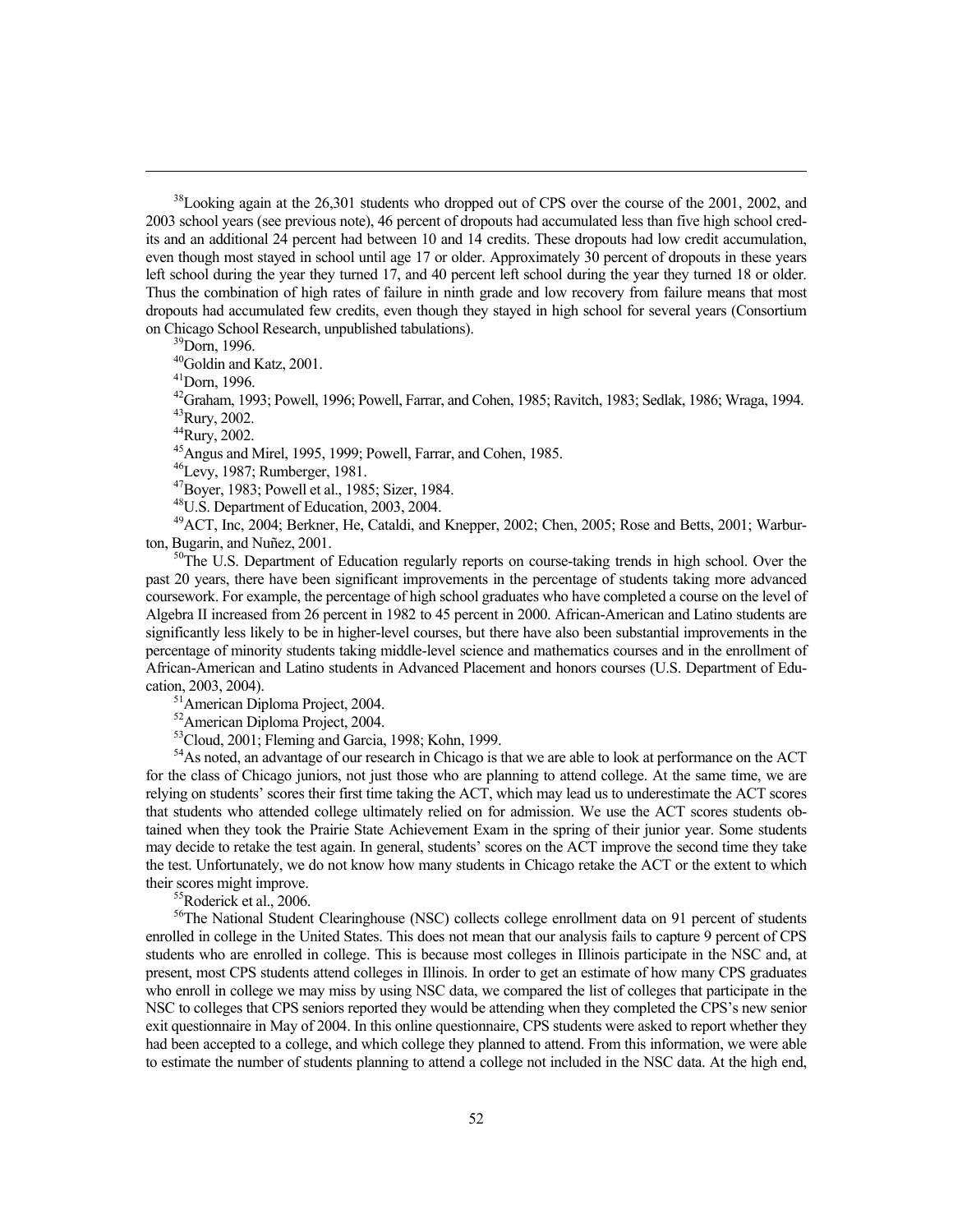[38]Looking again at the 26,301 students who dropped out of CPS over the course of the 2001, 2002, and 2003 school years (see previous note), 46 percent of dropouts had accumulated less than five high school credits and an additional 24 percent had between 10 and 14 credits. These dropouts had low credit accumulation, even though most stayed in school until age 17 or older. Approximately 30 percent of dropouts in these years left school during the year they turned 17, and 40 percent left school during the year they turned 18 or older. Thus the combination of high rates of failure in ninth grade and low recovery from failure means that most dropouts had accumulated few credits, even though they stayed in high school for several years (Consortium on Chicago School Research, unpublished tabulations).

[39]Dorn, 1996.

[40]Goldin and Katz, 2001.

[41]Dorn, 1996.

[42]Graham, 1993; Powell, 1996; Powell, Farrar, and Cohen, 1985; Ravitch, 1983; Sedlak, 1986; Wraga, 1994.

[43]Rury, 2002.

[44]Rury, 2002.

[45]Angus and Mirel, 1995, 1999; Powell, Farrar, and Cohen, 1985.

[46]Levy, 1987; Rumberger, 1981.

[47]Boyer, 1983; Powell et al., 1985; Sizer, 1984.

[48]U.S. Department of Education, 2003, 2004.

[49]ACT, Inc, 2004; Berkner, He, Cataldi, and Knepper, 2002; Chen, 2005; Rose and Betts, 2001; Warburton, Bugarin, and Nuñez, 2001.

[50]The U.S. Department of Education regularly reports on course-taking trends in high school. Over the past 20 years, there have been significant improvements in the percentage of students taking more advanced coursework. For example, the percentage of high school graduates who have completed a course on the level of Algebra II increased from 26 percent in 1982 to 45 percent in 2000. African-American and Latino students are significantly less likely to be in higher-level courses, but there have also been substantial improvements in the percentage of minority students taking middle-level science and mathematics courses and in the enrollment of African-American and Latino students in Advanced Placement and honors courses (U.S. Department of Education, 2003, 2004).

[51]American Diploma Project, 2004.

[52]American Diploma Project, 2004.

[53]Cloud, 2001; Fleming and Garcia, 1998; Kohn, 1999.

[54]As noted, an advantage of our research in Chicago is that we are able to look at performance on the ACT for the class of Chicago juniors, not just those who are planning to attend college. At the same time, we are relying on students' scores their first time taking the ACT, which may lead us to underestimate the ACT scores that students who attended college ultimately relied on for admission. We use the ACT scores students obtained when they took the Prairie State Achievement Exam in the spring of their junior year. Some students may decide to retake the test again. In general, students' scores on the ACT improve the second time they take the test. Unfortunately, we do not know how many students in Chicago retake the ACT or the extent to which their scores might improve.

[55]Roderick et al., 2006.

[56]The National Student Clearinghouse (NSC) collects college enrollment data on 91 percent of students enrolled in college in the United States. This does not mean that our analysis fails to capture 9 percent of CPS students who are enrolled in college. This is because most colleges in Illinois participate in the NSC and, at present, most CPS students attend colleges in Illinois. In order to get an estimate of how many CPS graduates who enroll in college we may miss by using NSC data, we compared the list of colleges that participate in the NSC to colleges that CPS seniors reported they would be attending when they completed the CPS's new senior exit questionnaire in May of 2004. In this online questionnaire, CPS students were asked to report whether they had been accepted to a college, and which college they planned to attend. From this information, we were able to estimate the number of students planning to attend a college not included in the NSC data. At the high end,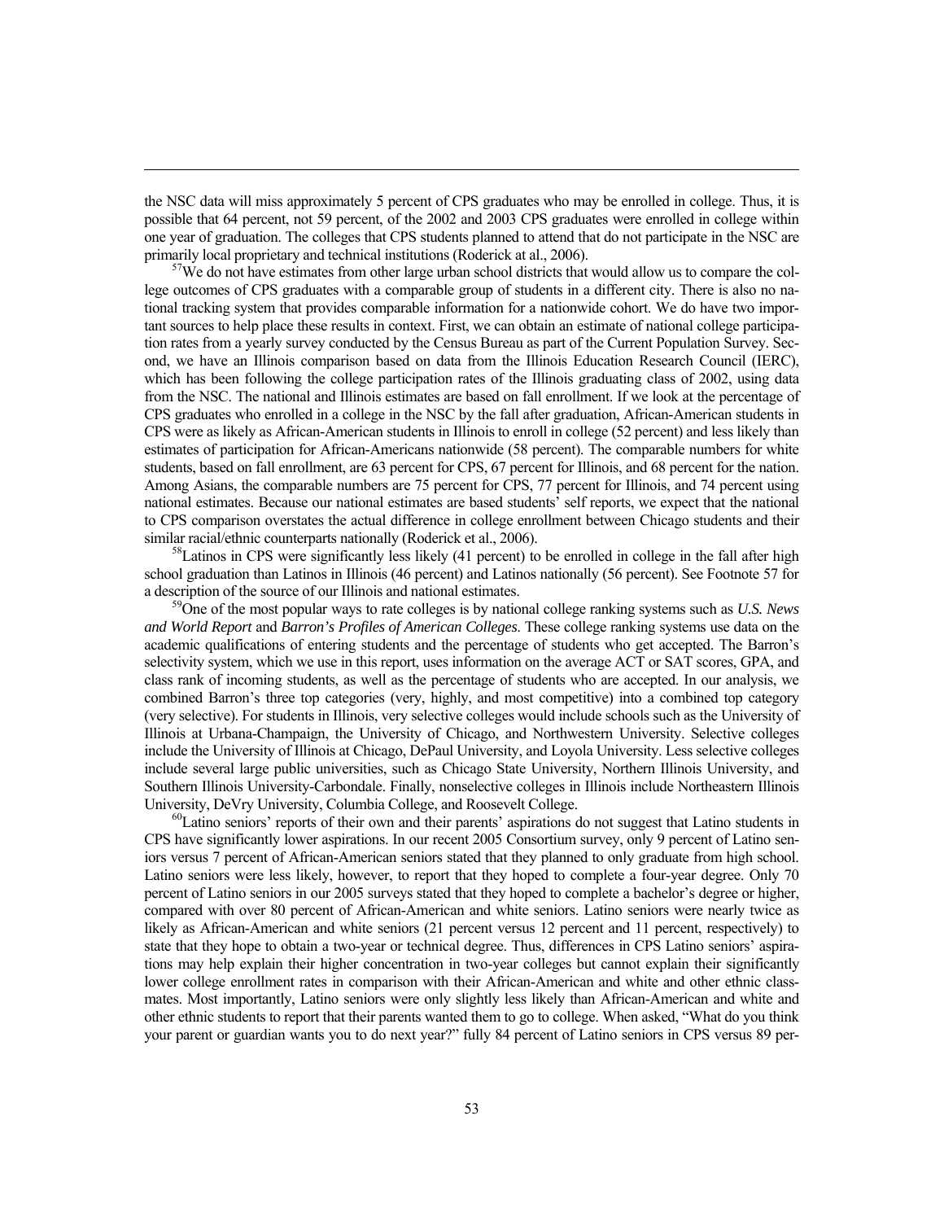the NSC data will miss approximately 5 percent of CPS graduates who may be enrolled in college. Thus, it is possible that 64 percent, not 59 percent, of the 2002 and 2003 CPS graduates were enrolled in college within one year of graduation. The colleges that CPS students planned to attend that do not participate in the NSC are primarily local proprietary and technical institutions (Roderick at al., 2006).

[57]We do not have estimates from other large urban school districts that would allow us to compare the college outcomes of CPS graduates with a comparable group of students in a different city. There is also no national tracking system that provides comparable information for a nationwide cohort. We do have two important sources to help place these results in context. First, we can obtain an estimate of national college participation rates from a yearly survey conducted by the Census Bureau as part of the Current Population Survey. Second, we have an Illinois comparison based on data from the Illinois Education Research Council (IERC), which has been following the college participation rates of the Illinois graduating class of 2002, using data from the NSC. The national and Illinois estimates are based on fall enrollment. If we look at the percentage of CPS graduates who enrolled in a college in the NSC by the fall after graduation, African-American students in CPS were as likely as African-American students in Illinois to enroll in college (52 percent) and less likely than estimates of participation for African-Americans nationwide (58 percent). The comparable numbers for white students, based on fall enrollment, are 63 percent for CPS, 67 percent for Illinois, and 68 percent for the nation. Among Asians, the comparable numbers are 75 percent for CPS, 77 percent for Illinois, and 74 percent using national estimates. Because our national estimates are based students' self reports, we expect that the national to CPS comparison overstates the actual difference in college enrollment between Chicago students and their similar racial/ethnic counterparts nationally (Roderick et al., 2006).

[58]Latinos in CPS were significantly less likely (41 percent) to be enrolled in college in the fall after high school graduation than Latinos in Illinois (46 percent) and Latinos nationally (56 percent). See Footnote 57 for a description of the source of our Illinois and national estimates.

[59]One of the most popular ways to rate colleges is by national college ranking systems such as *U.S. News and World Report* and *Barron's Profiles of American Colleges*. These college ranking systems use data on the academic qualifications of entering students and the percentage of students who get accepted. The Barron's selectivity system, which we use in this report, uses information on the average ACT or SAT scores, GPA, and class rank of incoming students, as well as the percentage of students who are accepted. In our analysis, we combined Barron's three top categories (very, highly, and most competitive) into a combined top category (very selective). For students in Illinois, very selective colleges would include schools such as the University of Illinois at Urbana-Champaign, the University of Chicago, and Northwestern University. Selective colleges include the University of Illinois at Chicago, DePaul University, and Loyola University. Less selective colleges include several large public universities, such as Chicago State University, Northern Illinois University, and Southern Illinois University-Carbondale. Finally, nonselective colleges in Illinois include Northeastern Illinois University, DeVry University, Columbia College, and Roosevelt College.

[60]Latino seniors' reports of their own and their parents' aspirations do not suggest that Latino students in CPS have significantly lower aspirations. In our recent 2005 Consortium survey, only 9 percent of Latino seniors versus 7 percent of African-American seniors stated that they planned to only graduate from high school. Latino seniors were less likely, however, to report that they hoped to complete a four-year degree. Only 70 percent of Latino seniors in our 2005 surveys stated that they hoped to complete a bachelor's degree or higher, compared with over 80 percent of African-American and white seniors. Latino seniors were nearly twice as likely as African-American and white seniors (21 percent versus 12 percent and 11 percent, respectively) to state that they hope to obtain a two-year or technical degree. Thus, differences in CPS Latino seniors' aspirations may help explain their higher concentration in two-year colleges but cannot explain their significantly lower college enrollment rates in comparison with their African-American and white and other ethnic classmates. Most importantly, Latino seniors were only slightly less likely than African-American and white and other ethnic students to report that their parents wanted them to go to college. When asked, "What do you think your parent or guardian wants you to do next year?" fully 84 percent of Latino seniors in CPS versus 89 per-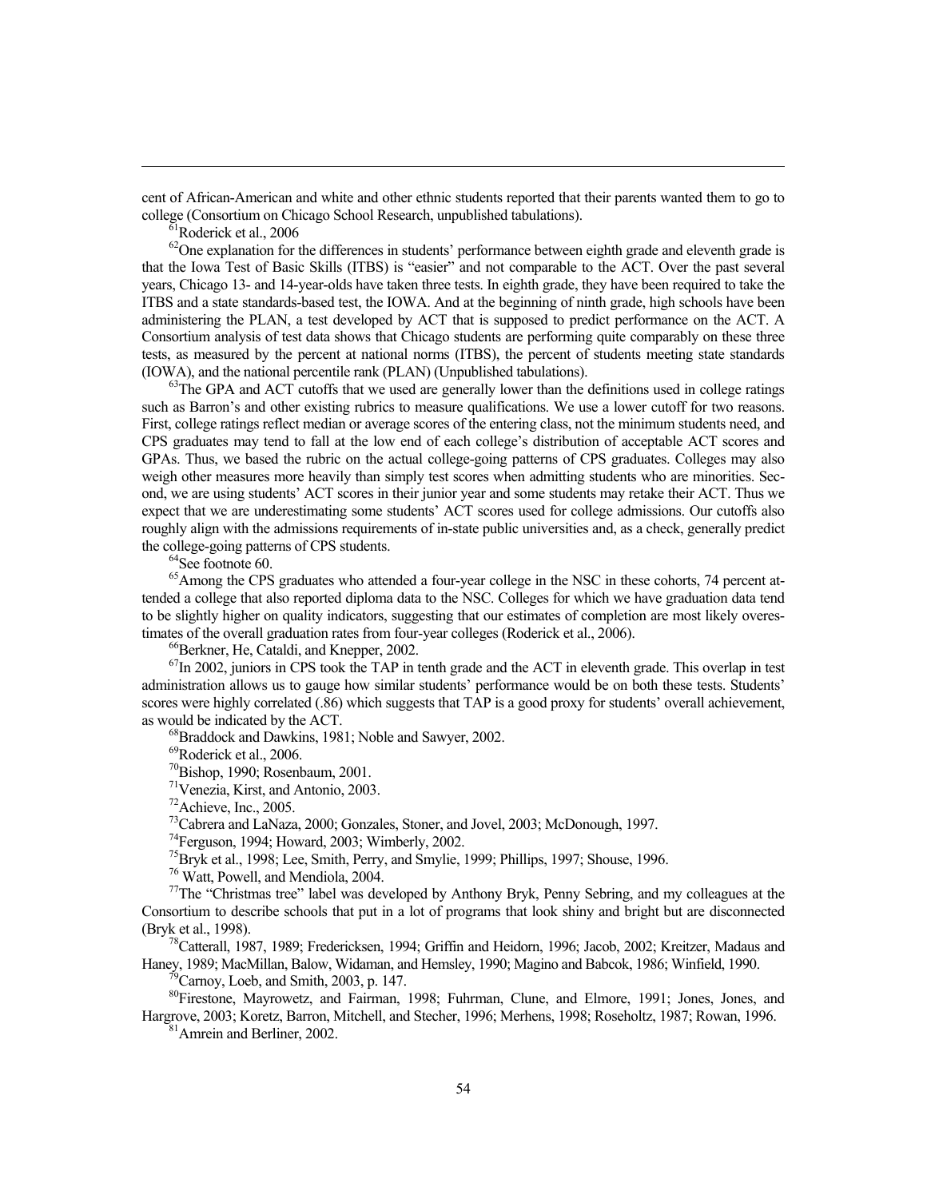cent of African-American and white and other ethnic students reported that their parents wanted them to go to college (Consortium on Chicago School Research, unpublished tabulations).

[61]Roderick et al., 2006

[62]One explanation for the differences in students' performance between eighth grade and eleventh grade is that the Iowa Test of Basic Skills (ITBS) is "easier" and not comparable to the ACT. Over the past several years, Chicago 13- and 14-year-olds have taken three tests. In eighth grade, they have been required to take the ITBS and a state standards-based test, the IOWA. And at the beginning of ninth grade, high schools have been administering the PLAN, a test developed by ACT that is supposed to predict performance on the ACT. A Consortium analysis of test data shows that Chicago students are performing quite comparably on these three tests, as measured by the percent at national norms (ITBS), the percent of students meeting state standards (IOWA), and the national percentile rank (PLAN) (Unpublished tabulations).

[63]The GPA and ACT cutoffs that we used are generally lower than the definitions used in college ratings such as Barron's and other existing rubrics to measure qualifications. We use a lower cutoff for two reasons. First, college ratings reflect median or average scores of the entering class, not the minimum students need, and CPS graduates may tend to fall at the low end of each college's distribution of acceptable ACT scores and GPAs. Thus, we based the rubric on the actual college-going patterns of CPS graduates. Colleges may also weigh other measures more heavily than simply test scores when admitting students who are minorities. Second, we are using students' ACT scores in their junior year and some students may retake their ACT. Thus we expect that we are underestimating some students' ACT scores used for college admissions. Our cutoffs also roughly align with the admissions requirements of in-state public universities and, as a check, generally predict the college-going patterns of CPS students.

[64]See footnote 60.

[65]Among the CPS graduates who attended a four-year college in the NSC in these cohorts, 74 percent attended a college that also reported diploma data to the NSC. Colleges for which we have graduation data tend to be slightly higher on quality indicators, suggesting that our estimates of completion are most likely overestimates of the overall graduation rates from four-year colleges (Roderick et al., 2006).

[66]Berkner, He, Cataldi, and Knepper, 2002.

[67]In 2002, juniors in CPS took the TAP in tenth grade and the ACT in eleventh grade. This overlap in test administration allows us to gauge how similar students' performance would be on both these tests. Students' scores were highly correlated (.86) which suggests that TAP is a good proxy for students' overall achievement, as would be indicated by the ACT.

[68]Braddock and Dawkins, 1981; Noble and Sawyer, 2002.

[69]Roderick et al., 2006.

[70]Bishop, 1990; Rosenbaum, 2001.

[71]Venezia, Kirst, and Antonio, 2003.

[72]Achieve, Inc., 2005.

[73]Cabrera and LaNaza, 2000; Gonzales, Stoner, and Jovel, 2003; McDonough, 1997.

[74]Ferguson, 1994; Howard, 2003; Wimberly, 2002.

[75]Bryk et al., 1998; Lee, Smith, Perry, and Smylie, 1999; Phillips, 1997; Shouse, 1996.

[76] Watt, Powell, and Mendiola, 2004.

[77]The "Christmas tree" label was developed by Anthony Bryk, Penny Sebring, and my colleagues at the Consortium to describe schools that put in a lot of programs that look shiny and bright but are disconnected (Bryk et al., 1998).

[78]Catterall, 1987, 1989; Fredericksen, 1994; Griffin and Heidorn, 1996; Jacob, 2002; Kreitzer, Madaus and Haney, 1989; MacMillan, Balow, Widaman, and Hemsley, 1990; Magino and Babcok, 1986; Winfield, 1990.

[79]Carnoy, Loeb, and Smith, 2003, p. 147.

[80]Firestone, Mayrowetz, and Fairman, 1998; Fuhrman, Clune, and Elmore, 1991; Jones, Jones, and Hargrove, 2003; Koretz, Barron, Mitchell, and Stecher, 1996; Merhens, 1998; Roseholtz, 1987; Rowan, 1996.

[81]Amrein and Berliner, 2002.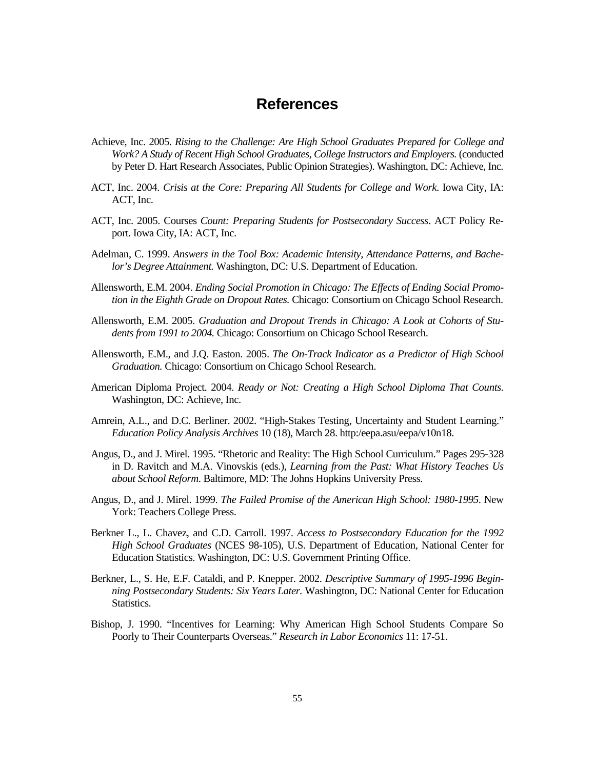# References

Achieve, Inc. 2005. *Rising to the Challenge: Are High School Graduates Prepared for College and Work? A Study of Recent High School Graduates, College Instructors and Employers.* (conducted by Peter D. Hart Research Associates, Public Opinion Strategies). Washington, DC: Achieve, Inc.

ACT, Inc. 2004. *Crisis at the Core: Preparing All Students for College and Work*. Iowa City, IA: ACT, Inc.

ACT, Inc. 2005. Courses *Count: Preparing Students for Postsecondary Success*. ACT Policy Report. Iowa City, IA: ACT, Inc.

Adelman, C. 1999. *Answers in the Tool Box: Academic Intensity, Attendance Patterns, and Bachelor's Degree Attainment.* Washington, DC: U.S. Department of Education.

Allensworth, E.M. 2004. *Ending Social Promotion in Chicago: The Effects of Ending Social Promotion in the Eighth Grade on Dropout Rates.* Chicago: Consortium on Chicago School Research.

Allensworth, E.M. 2005. *Graduation and Dropout Trends in Chicago: A Look at Cohorts of Students from 1991 to 2004.* Chicago: Consortium on Chicago School Research.

Allensworth, E.M., and J.Q. Easton. 2005. *The On-Track Indicator as a Predictor of High School Graduation.* Chicago: Consortium on Chicago School Research.

American Diploma Project. 2004. *Ready or Not: Creating a High School Diploma That Counts.* Washington, DC: Achieve, Inc.

Amrein, A.L., and D.C. Berliner. 2002. "High-Stakes Testing, Uncertainty and Student Learning." *Education Policy Analysis Archives* 10 (18), March 28. http:/eepa.asu/eepa/v10n18.

Angus, D., and J. Mirel. 1995. "Rhetoric and Reality: The High School Curriculum." Pages 295-328 in D. Ravitch and M.A. Vinovskis (eds.), *Learning from the Past: What History Teaches Us about School Reform*. Baltimore, MD: The Johns Hopkins University Press.

Angus, D., and J. Mirel. 1999. *The Failed Promise of the American High School: 1980-1995*. New York: Teachers College Press.

Berkner L., L. Chavez, and C.D. Carroll. 1997. *Access to Postsecondary Education for the 1992 High School Graduates* (NCES 98-105), U.S. Department of Education, National Center for Education Statistics. Washington, DC: U.S. Government Printing Office.

Berkner, L., S. He, E.F. Cataldi, and P. Knepper. 2002. *Descriptive Summary of 1995-1996 Beginning Postsecondary Students: Six Years Later.* Washington, DC: National Center for Education Statistics.

Bishop, J. 1990. "Incentives for Learning: Why American High School Students Compare So Poorly to Their Counterparts Overseas." *Research in Labor Economics* 11: 17-51.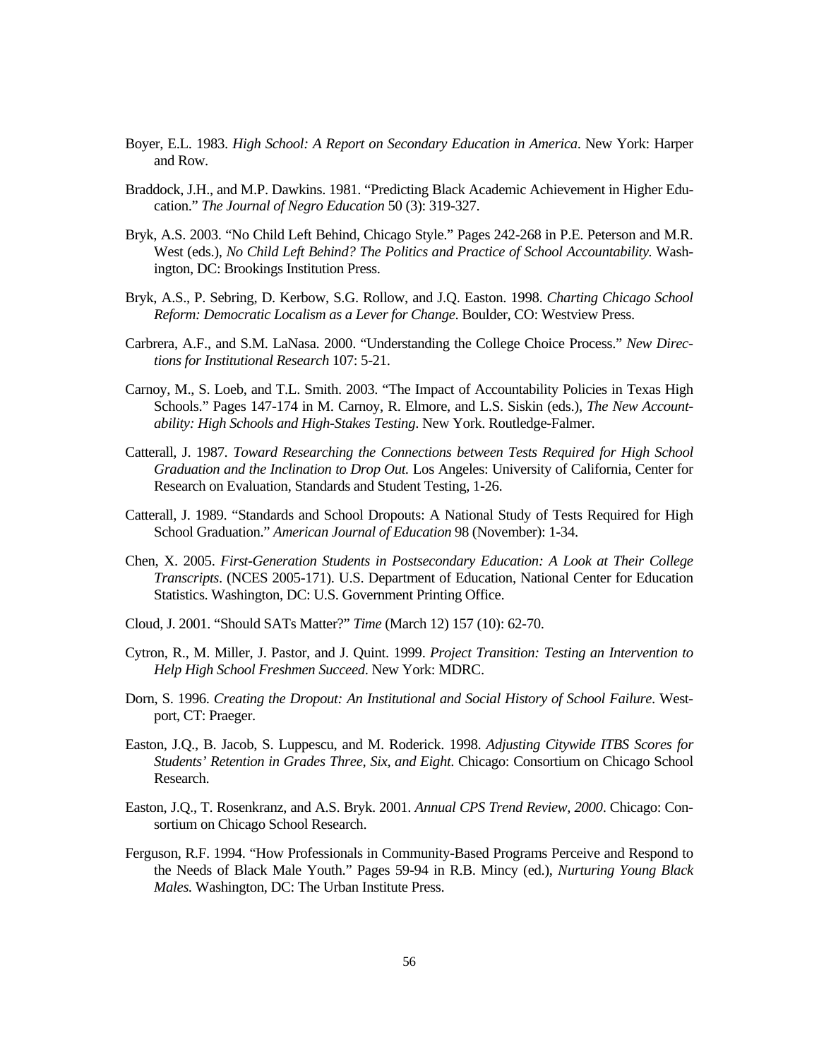Boyer, E.L. 1983. *High School: A Report on Secondary Education in America*. New York: Harper and Row.

Braddock, J.H., and M.P. Dawkins. 1981. "Predicting Black Academic Achievement in Higher Education." *The Journal of Negro Education* 50 (3): 319-327.

Bryk, A.S. 2003. "No Child Left Behind, Chicago Style." Pages 242-268 in P.E. Peterson and M.R. West (eds.), *No Child Left Behind? The Politics and Practice of School Accountability*. Washington, DC: Brookings Institution Press.

Bryk, A.S., P. Sebring, D. Kerbow, S.G. Rollow, and J.Q. Easton. 1998. *Charting Chicago School Reform: Democratic Localism as a Lever for Change*. Boulder, CO: Westview Press.

Carbrera, A.F., and S.M. LaNasa. 2000. "Understanding the College Choice Process." *New Directions for Institutional Research* 107: 5-21.

Carnoy, M., S. Loeb, and T.L. Smith. 2003. "The Impact of Accountability Policies in Texas High Schools." Pages 147-174 in M. Carnoy, R. Elmore, and L.S. Siskin (eds.), *The New Accountability: High Schools and High-Stakes Testing*. New York. Routledge-Falmer.

Catterall, J. 1987. *Toward Researching the Connections between Tests Required for High School Graduation and the Inclination to Drop Out.* Los Angeles: University of California, Center for Research on Evaluation, Standards and Student Testing, 1-26.

Catterall, J. 1989. "Standards and School Dropouts: A National Study of Tests Required for High School Graduation." *American Journal of Education* 98 (November): 1-34.

Chen, X. 2005. *First-Generation Students in Postsecondary Education: A Look at Their College Transcripts*. (NCES 2005-171). U.S. Department of Education, National Center for Education Statistics. Washington, DC: U.S. Government Printing Office.

Cloud, J. 2001. "Should SATs Matter?" *Time* (March 12) 157 (10): 62-70.

Cytron, R., M. Miller, J. Pastor, and J. Quint. 1999. *Project Transition: Testing an Intervention to Help High School Freshmen Succeed*. New York: MDRC.

Dorn, S. 1996. *Creating the Dropout: An Institutional and Social History of School Failure*. Westport, CT: Praeger.

Easton, J.Q., B. Jacob, S. Luppescu, and M. Roderick. 1998. *Adjusting Citywide ITBS Scores for Students' Retention in Grades Three, Six, and Eight*. Chicago: Consortium on Chicago School Research.

Easton, J.Q., T. Rosenkranz, and A.S. Bryk. 2001. *Annual CPS Trend Review, 2000*. Chicago: Consortium on Chicago School Research.

Ferguson, R.F. 1994. "How Professionals in Community-Based Programs Perceive and Respond to the Needs of Black Male Youth." Pages 59-94 in R.B. Mincy (ed.), *Nurturing Young Black Males.* Washington, DC: The Urban Institute Press.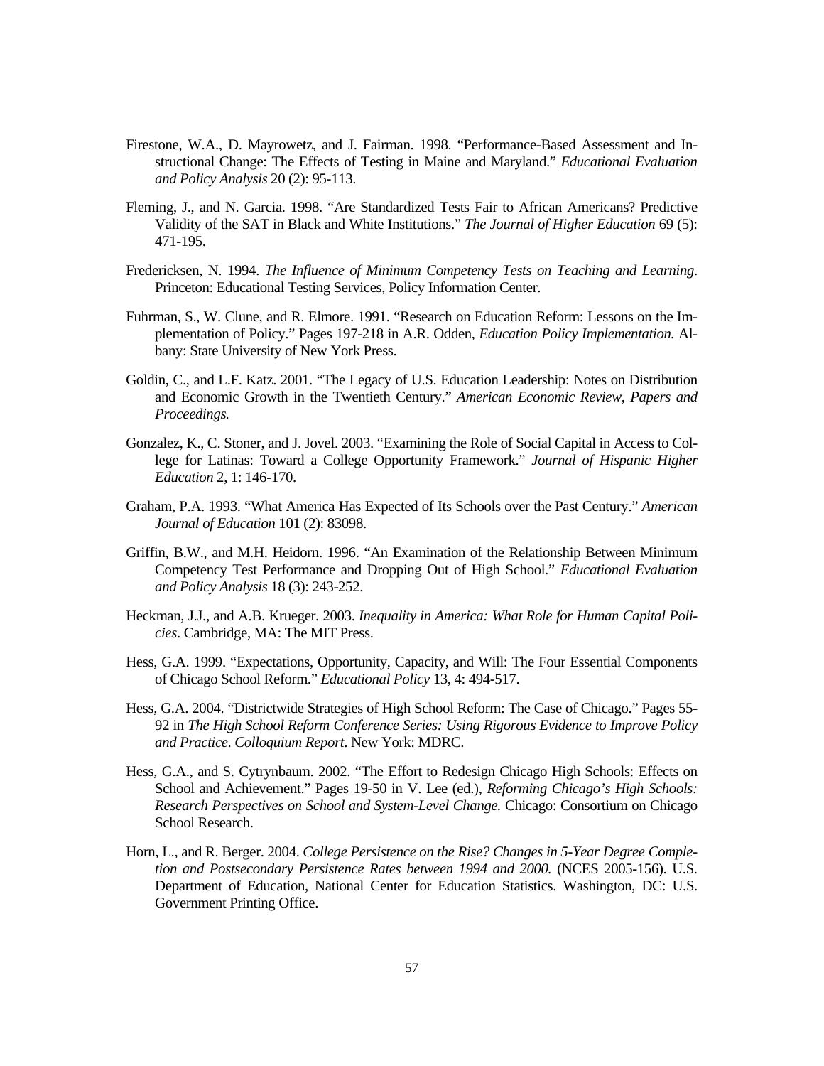Firestone, W.A., D. Mayrowetz, and J. Fairman. 1998. "Performance-Based Assessment and Instructional Change: The Effects of Testing in Maine and Maryland." *Educational Evaluation and Policy Analysis* 20 (2): 95-113.

Fleming, J., and N. Garcia. 1998. "Are Standardized Tests Fair to African Americans? Predictive Validity of the SAT in Black and White Institutions." *The Journal of Higher Education* 69 (5): 471-195.

Fredericksen, N. 1994. *The Influence of Minimum Competency Tests on Teaching and Learning*. Princeton: Educational Testing Services, Policy Information Center.

Fuhrman, S., W. Clune, and R. Elmore. 1991. "Research on Education Reform: Lessons on the Implementation of Policy." Pages 197-218 in A.R. Odden, *Education Policy Implementation.* Albany: State University of New York Press.

Goldin, C., and L.F. Katz. 2001. "The Legacy of U.S. Education Leadership: Notes on Distribution and Economic Growth in the Twentieth Century." *American Economic Review, Papers and Proceedings.*

Gonzalez, K., C. Stoner, and J. Jovel. 2003. "Examining the Role of Social Capital in Access to College for Latinas: Toward a College Opportunity Framework." *Journal of Hispanic Higher Education* 2, 1: 146-170.

Graham, P.A. 1993. "What America Has Expected of Its Schools over the Past Century." *American Journal of Education* 101 (2): 83098.

Griffin, B.W., and M.H. Heidorn. 1996. "An Examination of the Relationship Between Minimum Competency Test Performance and Dropping Out of High School." *Educational Evaluation and Policy Analysis* 18 (3): 243-252.

Heckman, J.J., and A.B. Krueger. 2003. *Inequality in America: What Role for Human Capital Policies*. Cambridge, MA: The MIT Press.

Hess, G.A. 1999. "Expectations, Opportunity, Capacity, and Will: The Four Essential Components of Chicago School Reform." *Educational Policy* 13, 4: 494-517.

Hess, G.A. 2004. "Districtwide Strategies of High School Reform: The Case of Chicago." Pages 55-92 in *The High School Reform Conference Series: Using Rigorous Evidence to Improve Policy and Practice*. *Colloquium Report*. New York: MDRC.

Hess, G.A., and S. Cytrynbaum. 2002. "The Effort to Redesign Chicago High Schools: Effects on School and Achievement." Pages 19-50 in V. Lee (ed.), *Reforming Chicago's High Schools: Research Perspectives on School and System-Level Change.* Chicago: Consortium on Chicago School Research.

Horn, L., and R. Berger. 2004. *College Persistence on the Rise? Changes in 5-Year Degree Completion and Postsecondary Persistence Rates between 1994 and 2000.* (NCES 2005-156). U.S. Department of Education, National Center for Education Statistics. Washington, DC: U.S. Government Printing Office.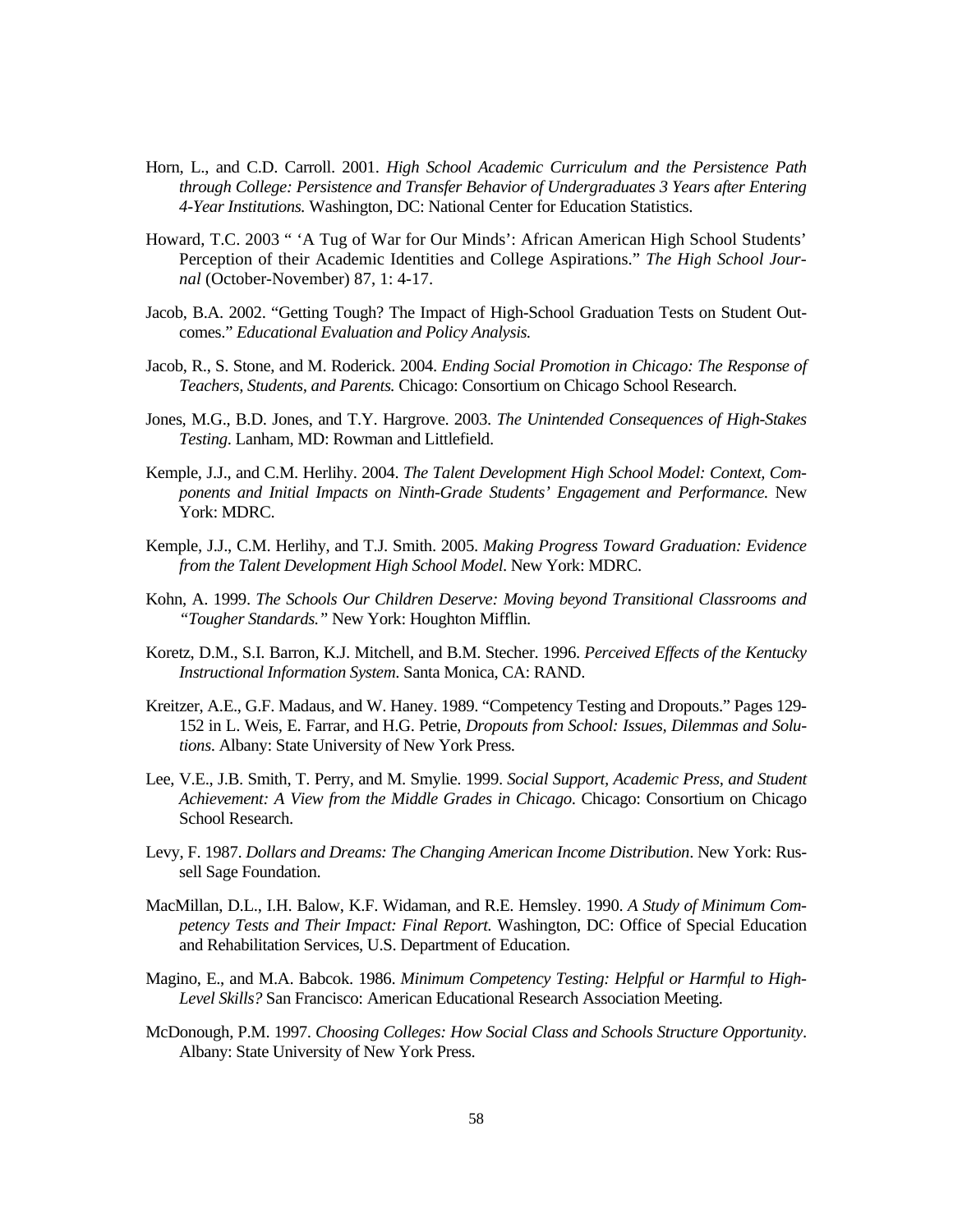Horn, L., and C.D. Carroll. 2001. *High School Academic Curriculum and the Persistence Path through College: Persistence and Transfer Behavior of Undergraduates 3 Years after Entering 4-Year Institutions.* Washington, DC: National Center for Education Statistics.

Howard, T.C. 2003 " 'A Tug of War for Our Minds': African American High School Students' Perception of their Academic Identities and College Aspirations." *The High School Journal* (October-November) 87, 1: 4-17.

Jacob, B.A. 2002. "Getting Tough? The Impact of High-School Graduation Tests on Student Outcomes." *Educational Evaluation and Policy Analysis.*

Jacob, R., S. Stone, and M. Roderick. 2004. *Ending Social Promotion in Chicago: The Response of Teachers, Students, and Parents.* Chicago: Consortium on Chicago School Research.

Jones, M.G., B.D. Jones, and T.Y. Hargrove. 2003. *The Unintended Consequences of High-Stakes Testing*. Lanham, MD: Rowman and Littlefield.

Kemple, J.J., and C.M. Herlihy. 2004. *The Talent Development High School Model: Context, Components and Initial Impacts on Ninth-Grade Students' Engagement and Performance.* New York: MDRC.

Kemple, J.J., C.M. Herlihy, and T.J. Smith. 2005. *Making Progress Toward Graduation: Evidence from the Talent Development High School Model*. New York: MDRC.

Kohn, A. 1999. *The Schools Our Children Deserve: Moving beyond Transitional Classrooms and "Tougher Standards."* New York: Houghton Mifflin.

Koretz, D.M., S.I. Barron, K.J. Mitchell, and B.M. Stecher. 1996. *Perceived Effects of the Kentucky Instructional Information System*. Santa Monica, CA: RAND.

Kreitzer, A.E., G.F. Madaus, and W. Haney. 1989. "Competency Testing and Dropouts." Pages 129-152 in L. Weis, E. Farrar, and H.G. Petrie, *Dropouts from School: Issues, Dilemmas and Solutions*. Albany: State University of New York Press.

Lee, V.E., J.B. Smith, T. Perry, and M. Smylie. 1999. *Social Support, Academic Press, and Student Achievement: A View from the Middle Grades in Chicago*. Chicago: Consortium on Chicago School Research.

Levy, F. 1987. *Dollars and Dreams: The Changing American Income Distribution*. New York: Russell Sage Foundation.

MacMillan, D.L., I.H. Balow, K.F. Widaman, and R.E. Hemsley. 1990. *A Study of Minimum Competency Tests and Their Impact: Final Report.* Washington, DC: Office of Special Education and Rehabilitation Services, U.S. Department of Education.

Magino, E., and M.A. Babcok. 1986. *Minimum Competency Testing: Helpful or Harmful to High-Level Skills?* San Francisco: American Educational Research Association Meeting.

McDonough, P.M. 1997. *Choosing Colleges: How Social Class and Schools Structure Opportunity*. Albany: State University of New York Press.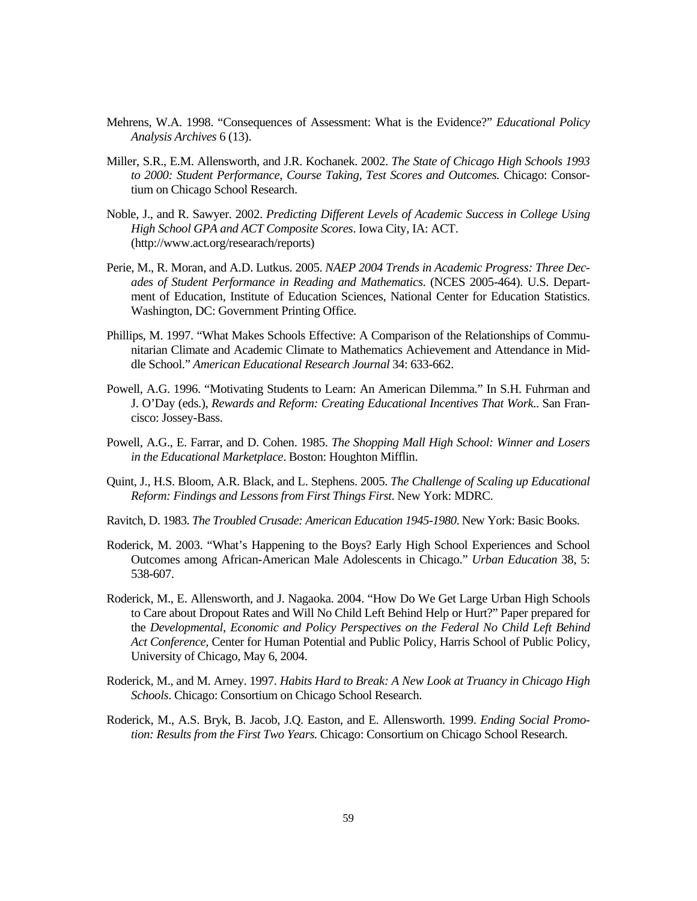Mehrens, W.A. 1998. "Consequences of Assessment: What is the Evidence?" *Educational Policy Analysis Archives* 6 (13).

Miller, S.R., E.M. Allensworth, and J.R. Kochanek. 2002. *The State of Chicago High Schools 1993 to 2000: Student Performance, Course Taking, Test Scores and Outcomes.* Chicago: Consortium on Chicago School Research.

Noble, J., and R. Sawyer. 2002. *Predicting Different Levels of Academic Success in College Using High School GPA and ACT Composite Scores*. Iowa City, IA: ACT. (http://www.act.org/researach/reports)

Perie, M., R. Moran, and A.D. Lutkus. 2005. *NAEP 2004 Trends in Academic Progress: Three Decades of Student Performance in Reading and Mathematics.* (NCES 2005-464). U.S. Department of Education, Institute of Education Sciences, National Center for Education Statistics. Washington, DC: Government Printing Office.

Phillips, M. 1997. "What Makes Schools Effective: A Comparison of the Relationships of Communitarian Climate and Academic Climate to Mathematics Achievement and Attendance in Middle School." *American Educational Research Journal* 34: 633-662.

Powell, A.G. 1996. "Motivating Students to Learn: An American Dilemma." In S.H. Fuhrman and J. O'Day (eds.), *Rewards and Reform: Creating Educational Incentives That Work.*. San Francisco: Jossey-Bass.

Powell, A.G., E. Farrar, and D. Cohen. 1985. *The Shopping Mall High School: Winner and Losers in the Educational Marketplace*. Boston: Houghton Mifflin.

Quint, J., H.S. Bloom, A.R. Black, and L. Stephens. 2005. *The Challenge of Scaling up Educational Reform: Findings and Lessons from First Things First*. New York: MDRC.

Ravitch, D. 1983. *The Troubled Crusade: American Education 1945-1980*. New York: Basic Books.

Roderick, M. 2003. "What's Happening to the Boys? Early High School Experiences and School Outcomes among African-American Male Adolescents in Chicago." *Urban Education* 38, 5: 538-607.

Roderick, M., E. Allensworth, and J. Nagaoka. 2004. "How Do We Get Large Urban High Schools to Care about Dropout Rates and Will No Child Left Behind Help or Hurt?" Paper prepared for the *Developmental, Economic and Policy Perspectives on the Federal No Child Left Behind Act Conference*, Center for Human Potential and Public Policy, Harris School of Public Policy, University of Chicago, May 6, 2004.

Roderick, M., and M. Arney. 1997. *Habits Hard to Break: A New Look at Truancy in Chicago High Schools*. Chicago: Consortium on Chicago School Research.

Roderick, M., A.S. Bryk, B. Jacob, J.Q. Easton, and E. Allensworth. 1999. *Ending Social Promotion: Results from the First Two Years.* Chicago: Consortium on Chicago School Research.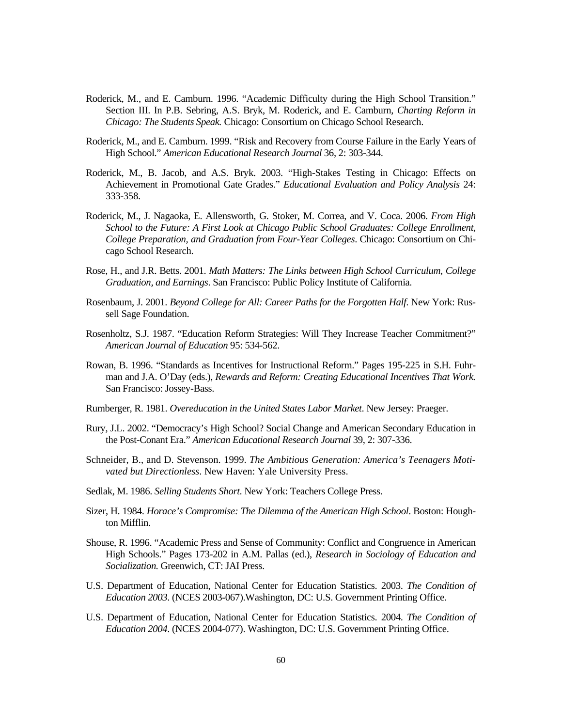Roderick, M., and E. Camburn. 1996. "Academic Difficulty during the High School Transition." Section III. In P.B. Sebring, A.S. Bryk, M. Roderick, and E. Camburn, *Charting Reform in Chicago: The Students Speak.* Chicago: Consortium on Chicago School Research.

Roderick, M., and E. Camburn. 1999. "Risk and Recovery from Course Failure in the Early Years of High School." *American Educational Research Journal* 36, 2: 303-344.

Roderick, M., B. Jacob, and A.S. Bryk. 2003. "High-Stakes Testing in Chicago: Effects on Achievement in Promotional Gate Grades." *Educational Evaluation and Policy Analysis* 24: 333-358.

Roderick, M., J. Nagaoka, E. Allensworth, G. Stoker, M. Correa, and V. Coca. 2006. *From High School to the Future: A First Look at Chicago Public School Graduates: College Enrollment, College Preparation, and Graduation from Four-Year Colleges*. Chicago: Consortium on Chicago School Research.

Rose, H., and J.R. Betts. 2001. *Math Matters: The Links between High School Curriculum, College Graduation, and Earnings*. San Francisco: Public Policy Institute of California.

Rosenbaum, J. 2001. *Beyond College for All: Career Paths for the Forgotten Half*. New York: Russell Sage Foundation.

Rosenholtz, S.J. 1987. "Education Reform Strategies: Will They Increase Teacher Commitment?" *American Journal of Education* 95: 534-562.

Rowan, B. 1996. "Standards as Incentives for Instructional Reform." Pages 195-225 in S.H. Fuhrman and J.A. O'Day (eds.), *Rewards and Reform: Creating Educational Incentives That Work.* San Francisco: Jossey-Bass.

Rumberger, R. 1981. *Overeducation in the United States Labor Market*. New Jersey: Praeger.

Rury, J.L. 2002. "Democracy's High School? Social Change and American Secondary Education in the Post-Conant Era." *American Educational Research Journal* 39, 2: 307-336.

Schneider, B., and D. Stevenson. 1999. *The Ambitious Generation: America's Teenagers Motivated but Directionless*. New Haven: Yale University Press.

Sedlak, M. 1986. *Selling Students Short*. New York: Teachers College Press.

Sizer, H. 1984. *Horace's Compromise: The Dilemma of the American High School*. Boston: Houghton Mifflin.

Shouse, R. 1996. "Academic Press and Sense of Community: Conflict and Congruence in American High Schools." Pages 173-202 in A.M. Pallas (ed.), *Research in Sociology of Education and Socialization.* Greenwich, CT: JAI Press.

U.S. Department of Education, National Center for Education Statistics. 2003. *The Condition of Education 2003*. (NCES 2003-067).Washington, DC: U.S. Government Printing Office.

U.S. Department of Education, National Center for Education Statistics. 2004. *The Condition of Education 2004*. (NCES 2004-077). Washington, DC: U.S. Government Printing Office.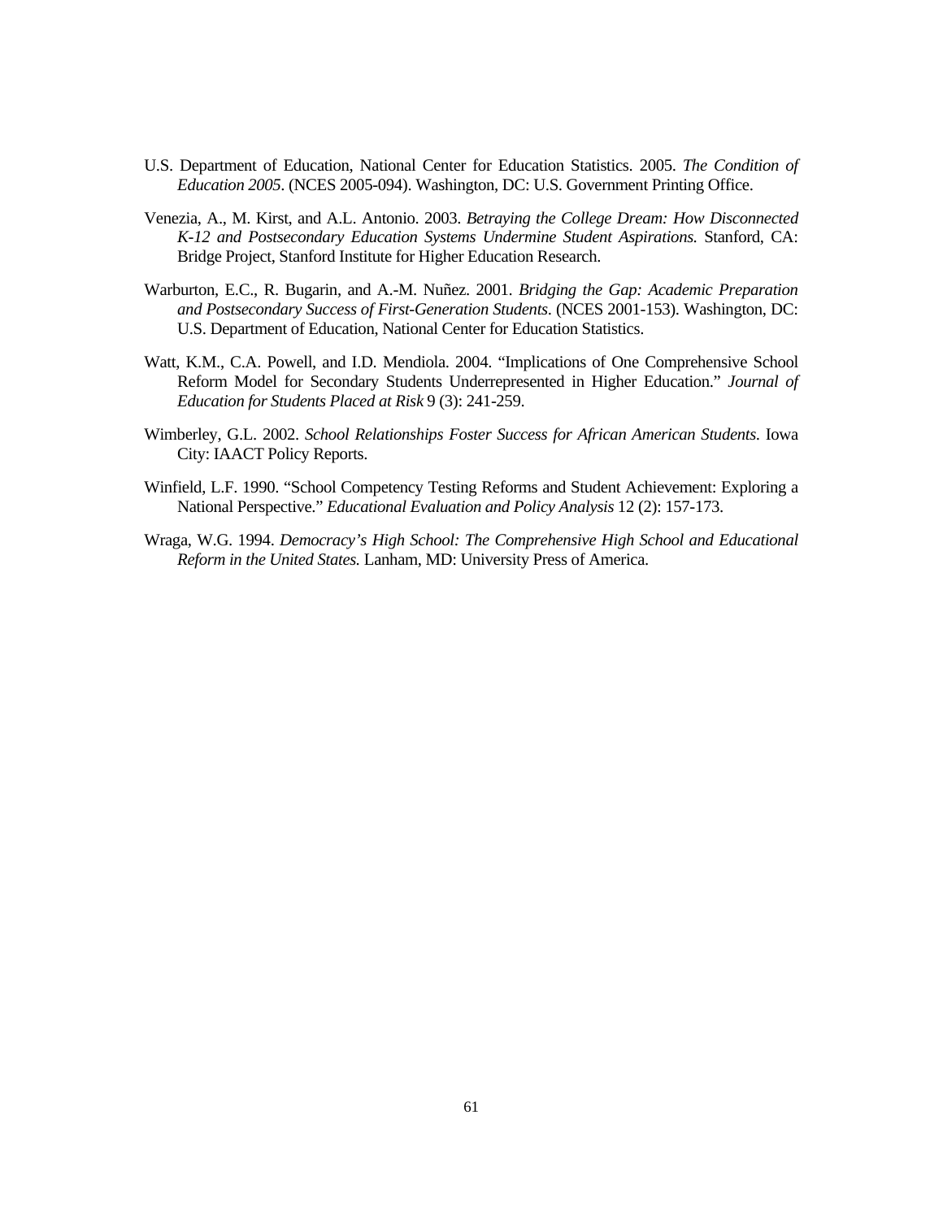U.S. Department of Education, National Center for Education Statistics. 2005. *The Condition of Education 2005*. (NCES 2005-094). Washington, DC: U.S. Government Printing Office.

Venezia, A., M. Kirst, and A.L. Antonio. 2003. *Betraying the College Dream: How Disconnected K-12 and Postsecondary Education Systems Undermine Student Aspirations.* Stanford, CA: Bridge Project, Stanford Institute for Higher Education Research.

Warburton, E.C., R. Bugarin, and A.-M. Nuñez. 2001. *Bridging the Gap: Academic Preparation and Postsecondary Success of First-Generation Students*. (NCES 2001-153). Washington, DC: U.S. Department of Education, National Center for Education Statistics.

Watt, K.M., C.A. Powell, and I.D. Mendiola. 2004. "Implications of One Comprehensive School Reform Model for Secondary Students Underrepresented in Higher Education." *Journal of Education for Students Placed at Risk* 9 (3): 241-259.

Wimberley, G.L. 2002. *School Relationships Foster Success for African American Students*. Iowa City: IAACT Policy Reports.

Winfield, L.F. 1990. "School Competency Testing Reforms and Student Achievement: Exploring a National Perspective." *Educational Evaluation and Policy Analysis* 12 (2): 157-173.

Wraga, W.G. 1994. *Democracy's High School: The Comprehensive High School and Educational Reform in the United States.* Lanham, MD: University Press of America.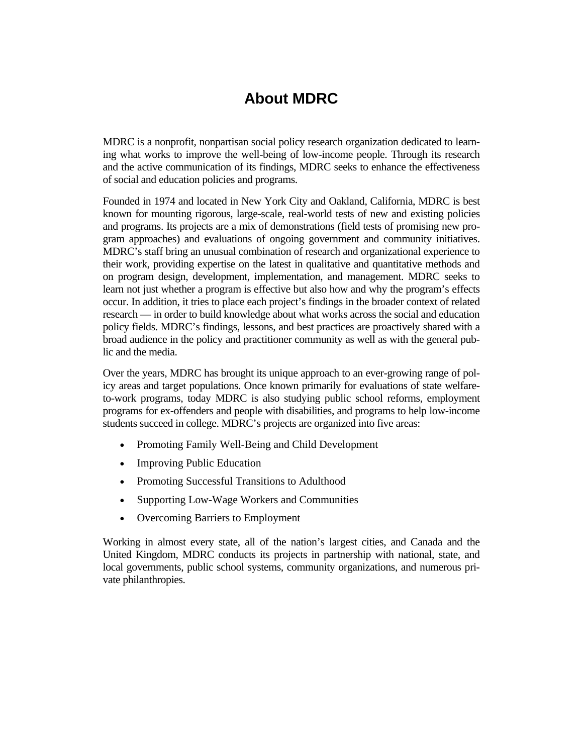# About MDRC

MDRC is a nonprofit, nonpartisan social policy research organization dedicated to learning what works to improve the well-being of low-income people. Through its research and the active communication of its findings, MDRC seeks to enhance the effectiveness of social and education policies and programs.

Founded in 1974 and located in New York City and Oakland, California, MDRC is best known for mounting rigorous, large-scale, real-world tests of new and existing policies and programs. Its projects are a mix of demonstrations (field tests of promising new program approaches) and evaluations of ongoing government and community initiatives. MDRC's staff bring an unusual combination of research and organizational experience to their work, providing expertise on the latest in qualitative and quantitative methods and on program design, development, implementation, and management. MDRC seeks to learn not just whether a program is effective but also how and why the program's effects occur. In addition, it tries to place each project's findings in the broader context of related research — in order to build knowledge about what works across the social and education policy fields. MDRC's findings, lessons, and best practices are proactively shared with a broad audience in the policy and practitioner community as well as with the general public and the media.

Over the years, MDRC has brought its unique approach to an ever-growing range of policy areas and target populations. Once known primarily for evaluations of state welfare-to-work programs, today MDRC is also studying public school reforms, employment programs for ex-offenders and people with disabilities, and programs to help low-income students succeed in college. MDRC's projects are organized into five areas:

- Promoting Family Well-Being and Child Development
- Improving Public Education
- Promoting Successful Transitions to Adulthood
- Supporting Low-Wage Workers and Communities
- Overcoming Barriers to Employment

Working in almost every state, all of the nation's largest cities, and Canada and the United Kingdom, MDRC conducts its projects in partnership with national, state, and local governments, public school systems, community organizations, and numerous private philanthropies.